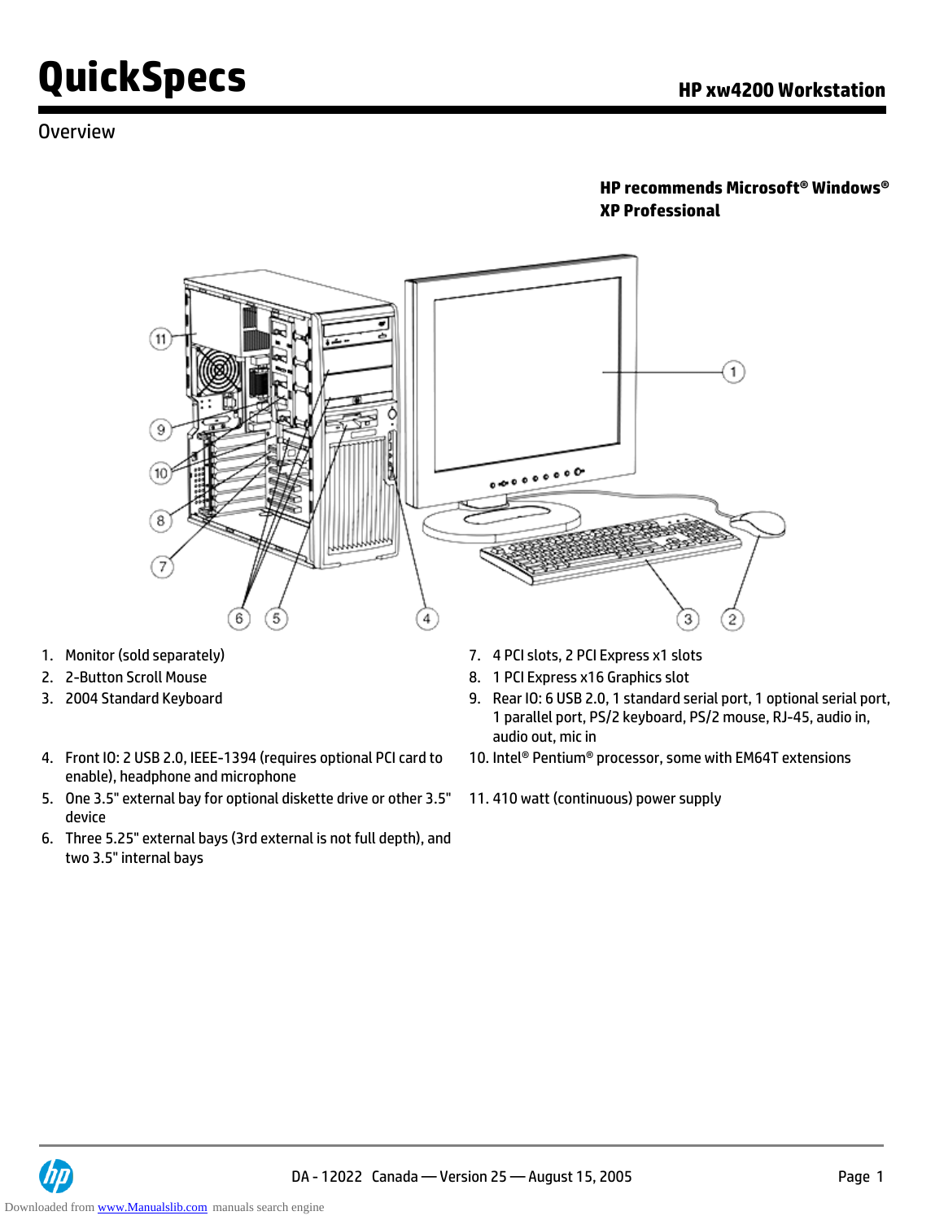# QuickSpecs

## HP xw4200 Workstation

### Overview

**HP recommends Microsoft® Windows® XP Professional**

1. Monitor (sold separately)
2. 2-Button Scroll Mouse
3. 2004 Standard Keyboard
4. Front IO: 2 USB 2.0, IEEE-1394 (requires optional PCI card to enable), headphone and microphone
5. One 3.5" external bay for optional diskette drive or other 3.5" device
6. Three 5.25" external bays (3rd external is not full depth), and two 3.5" internal bays
7. 4 PCI slots, 2 PCI Express x1 slots
8. 1 PCI Express x16 Graphics slot
9. Rear IO: 6 USB 2.0, 1 standard serial port, 1 optional serial port, 1 parallel port, PS/2 keyboard, PS/2 mouse, RJ-45, audio in, audio out, mic in
10. Intel® Pentium® processor, some with EM64T extensions
11. 410 watt (continuous) power supply

DA - 12022 Canada — Version 25 — August 15, 2005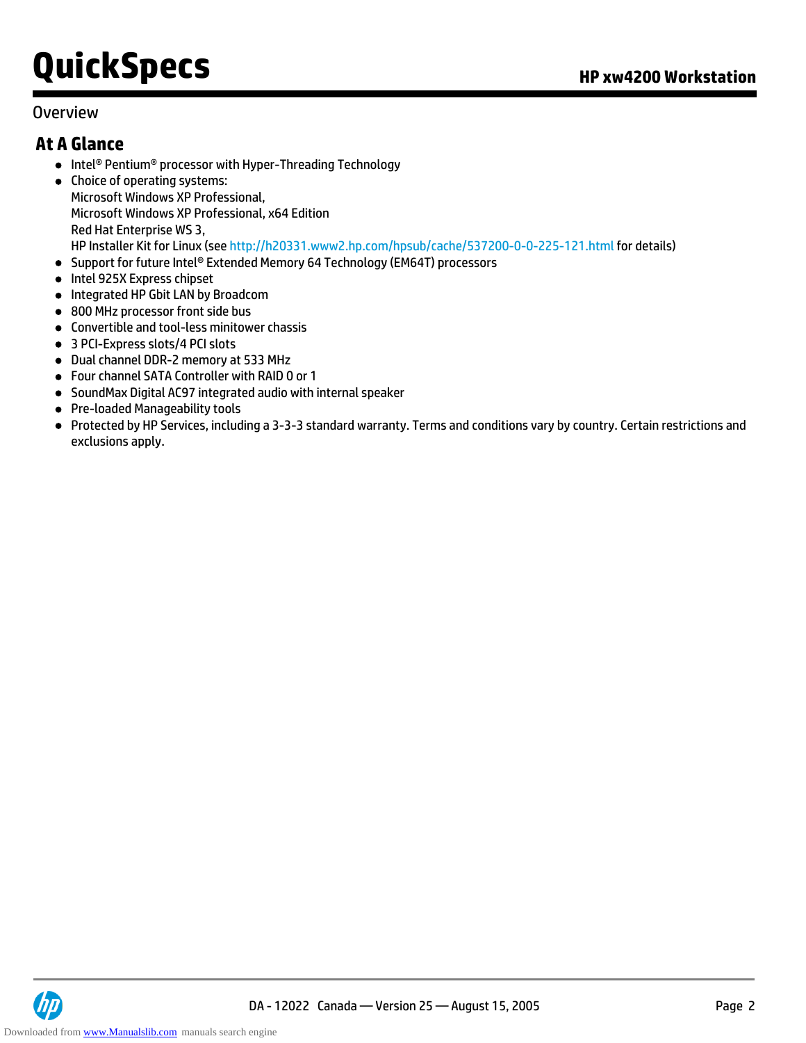## Overview

### At A Glance

- Intel® Pentium® processor with Hyper-Threading Technology
- Choice of operating systems:
  Microsoft Windows XP Professional,
  Microsoft Windows XP Professional, x64 Edition
  Red Hat Enterprise WS 3,
  HP Installer Kit for Linux (see http://h20331.www2.hp.com/hpsub/cache/537200-0-0-225-121.html for details)
- Support for future Intel® Extended Memory 64 Technology (EM64T) processors
- Intel 925X Express chipset
- Integrated HP Gbit LAN by Broadcom
- 800 MHz processor front side bus
- Convertible and tool-less minitower chassis
- 3 PCI-Express slots/4 PCI slots
- Dual channel DDR-2 memory at 533 MHz
- Four channel SATA Controller with RAID 0 or 1
- SoundMax Digital AC97 integrated audio with internal speaker
- Pre-loaded Manageability tools
- Protected by HP Services, including a 3-3-3 standard warranty. Terms and conditions vary by country. Certain restrictions and exclusions apply.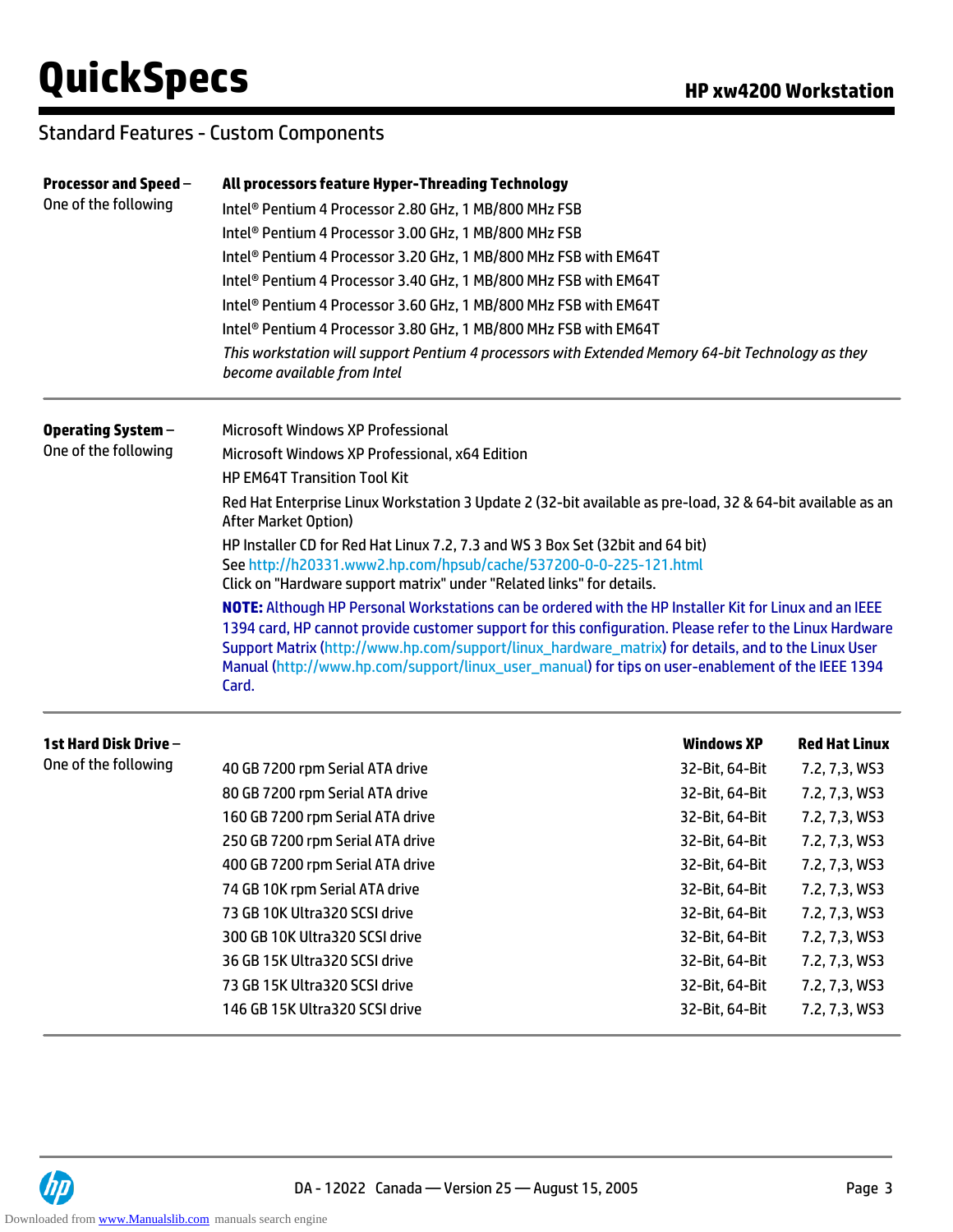## Standard Features - Custom Components

**Processor and Speed** – One of the following

**All processors feature Hyper-Threading Technology**

Intel® Pentium 4 Processor 2.80 GHz, 1 MB/800 MHz FSB
Intel® Pentium 4 Processor 3.00 GHz, 1 MB/800 MHz FSB
Intel® Pentium 4 Processor 3.20 GHz, 1 MB/800 MHz FSB with EM64T
Intel® Pentium 4 Processor 3.40 GHz, 1 MB/800 MHz FSB with EM64T
Intel® Pentium 4 Processor 3.60 GHz, 1 MB/800 MHz FSB with EM64T
Intel® Pentium 4 Processor 3.80 GHz, 1 MB/800 MHz FSB with EM64T

*This workstation will support Pentium 4 processors with Extended Memory 64-bit Technology as they become available from Intel*

---

**Operating System** – One of the following

Microsoft Windows XP Professional
Microsoft Windows XP Professional, x64 Edition
HP EM64T Transition Tool Kit
Red Hat Enterprise Linux Workstation 3 Update 2 (32-bit available as pre-load, 32 & 64-bit available as an After Market Option)
HP Installer CD for Red Hat Linux 7.2, 7.3 and WS 3 Box Set (32bit and 64 bit)
See http://h20331.www2.hp.com/hpsub/cache/537200-0-0-225-121.html
Click on "Hardware support matrix" under "Related links" for details.

**NOTE:** Although HP Personal Workstations can be ordered with the HP Installer Kit for Linux and an IEEE 1394 card, HP cannot provide customer support for this configuration. Please refer to the Linux Hardware Support Matrix (http://www.hp.com/support/linux_hardware_matrix) for details, and to the Linux User Manual (http://www.hp.com/support/linux_user_manual) for tips on user-enablement of the IEEE 1394 Card.

---

**1st Hard Disk Drive** – One of the following

| | Windows XP | Red Hat Linux |
|---|---|---|
| 40 GB 7200 rpm Serial ATA drive | 32-Bit, 64-Bit | 7.2, 7,3, WS3 |
| 80 GB 7200 rpm Serial ATA drive | 32-Bit, 64-Bit | 7.2, 7,3, WS3 |
| 160 GB 7200 rpm Serial ATA drive | 32-Bit, 64-Bit | 7.2, 7,3, WS3 |
| 250 GB 7200 rpm Serial ATA drive | 32-Bit, 64-Bit | 7.2, 7,3, WS3 |
| 400 GB 7200 rpm Serial ATA drive | 32-Bit, 64-Bit | 7.2, 7,3, WS3 |
| 74 GB 10K rpm Serial ATA drive | 32-Bit, 64-Bit | 7.2, 7,3, WS3 |
| 73 GB 10K Ultra320 SCSI drive | 32-Bit, 64-Bit | 7.2, 7,3, WS3 |
| 300 GB 10K Ultra320 SCSI drive | 32-Bit, 64-Bit | 7.2, 7,3, WS3 |
| 36 GB 15K Ultra320 SCSI drive | 32-Bit, 64-Bit | 7.2, 7,3, WS3 |
| 73 GB 15K Ultra320 SCSI drive | 32-Bit, 64-Bit | 7.2, 7,3, WS3 |
| 146 GB 15K Ultra320 SCSI drive | 32-Bit, 64-Bit | 7.2, 7,3, WS3 |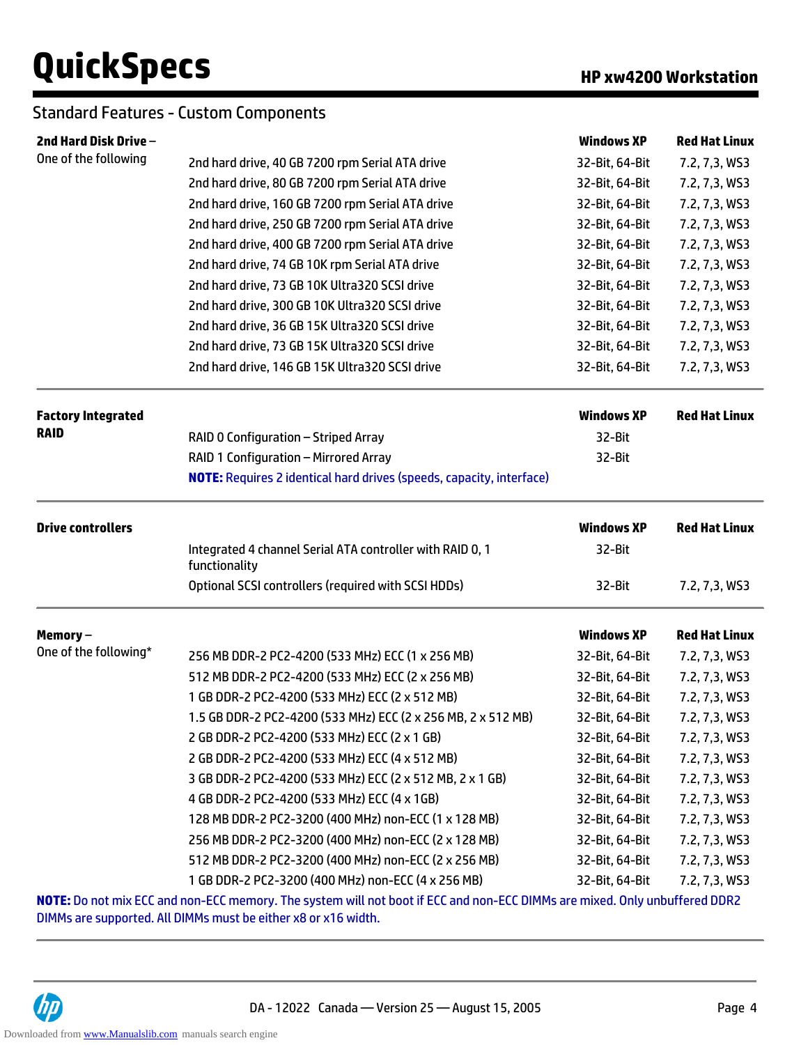## Standard Features - Custom Components

| **2nd Hard Disk Drive –** One of the following | | **Windows XP** | **Red Hat Linux** |
|---|---|---|---|
| | 2nd hard drive, 40 GB 7200 rpm Serial ATA drive | 32-Bit, 64-Bit | 7.2, 7,3, WS3 |
| | 2nd hard drive, 80 GB 7200 rpm Serial ATA drive | 32-Bit, 64-Bit | 7.2, 7,3, WS3 |
| | 2nd hard drive, 160 GB 7200 rpm Serial ATA drive | 32-Bit, 64-Bit | 7.2, 7,3, WS3 |
| | 2nd hard drive, 250 GB 7200 rpm Serial ATA drive | 32-Bit, 64-Bit | 7.2, 7,3, WS3 |
| | 2nd hard drive, 400 GB 7200 rpm Serial ATA drive | 32-Bit, 64-Bit | 7.2, 7,3, WS3 |
| | 2nd hard drive, 74 GB 10K rpm Serial ATA drive | 32-Bit, 64-Bit | 7.2, 7,3, WS3 |
| | 2nd hard drive, 73 GB 10K Ultra320 SCSI drive | 32-Bit, 64-Bit | 7.2, 7,3, WS3 |
| | 2nd hard drive, 300 GB 10K Ultra320 SCSI drive | 32-Bit, 64-Bit | 7.2, 7,3, WS3 |
| | 2nd hard drive, 36 GB 15K Ultra320 SCSI drive | 32-Bit, 64-Bit | 7.2, 7,3, WS3 |
| | 2nd hard drive, 73 GB 15K Ultra320 SCSI drive | 32-Bit, 64-Bit | 7.2, 7,3, WS3 |
| | 2nd hard drive, 146 GB 15K Ultra320 SCSI drive | 32-Bit, 64-Bit | 7.2, 7,3, WS3 |

| **Factory Integrated RAID** | | **Windows XP** | **Red Hat Linux** |
|---|---|---|---|
| | RAID 0 Configuration – Striped Array | 32-Bit | |
| | RAID 1 Configuration – Mirrored Array | 32-Bit | |
| | **NOTE:** Requires 2 identical hard drives (speeds, capacity, interface) | | |

| **Drive controllers** | | **Windows XP** | **Red Hat Linux** |
|---|---|---|---|
| | Integrated 4 channel Serial ATA controller with RAID 0, 1 functionality | 32-Bit | |
| | Optional SCSI controllers (required with SCSI HDDs) | 32-Bit | 7.2, 7,3, WS3 |

| **Memory –** One of the following* | | **Windows XP** | **Red Hat Linux** |
|---|---|---|---|
| | 256 MB DDR-2 PC2-4200 (533 MHz) ECC (1 x 256 MB) | 32-Bit, 64-Bit | 7.2, 7,3, WS3 |
| | 512 MB DDR-2 PC2-4200 (533 MHz) ECC (2 x 256 MB) | 32-Bit, 64-Bit | 7.2, 7,3, WS3 |
| | 1 GB DDR-2 PC2-4200 (533 MHz) ECC (2 x 512 MB) | 32-Bit, 64-Bit | 7.2, 7,3, WS3 |
| | 1.5 GB DDR-2 PC2-4200 (533 MHz) ECC (2 x 256 MB, 2 x 512 MB) | 32-Bit, 64-Bit | 7.2, 7,3, WS3 |
| | 2 GB DDR-2 PC2-4200 (533 MHz) ECC (2 x 1 GB) | 32-Bit, 64-Bit | 7.2, 7,3, WS3 |
| | 2 GB DDR-2 PC2-4200 (533 MHz) ECC (4 x 512 MB) | 32-Bit, 64-Bit | 7.2, 7,3, WS3 |
| | 3 GB DDR-2 PC2-4200 (533 MHz) ECC (2 x 512 MB, 2 x 1 GB) | 32-Bit, 64-Bit | 7.2, 7,3, WS3 |
| | 4 GB DDR-2 PC2-4200 (533 MHz) ECC (4 x 1GB) | 32-Bit, 64-Bit | 7.2, 7,3, WS3 |
| | 128 MB DDR-2 PC2-3200 (400 MHz) non-ECC (1 x 128 MB) | 32-Bit, 64-Bit | 7.2, 7,3, WS3 |
| | 256 MB DDR-2 PC2-3200 (400 MHz) non-ECC (2 x 128 MB) | 32-Bit, 64-Bit | 7.2, 7,3, WS3 |
| | 512 MB DDR-2 PC2-3200 (400 MHz) non-ECC (2 x 256 MB) | 32-Bit, 64-Bit | 7.2, 7,3, WS3 |
| | 1 GB DDR-2 PC2-3200 (400 MHz) non-ECC (4 x 256 MB) | 32-Bit, 64-Bit | 7.2, 7,3, WS3 |

**NOTE:** Do not mix ECC and non-ECC memory. The system will not boot if ECC and non-ECC DIMMs are mixed. Only unbuffered DDR2 DIMMs are supported. All DIMMs must be either x8 or x16 width.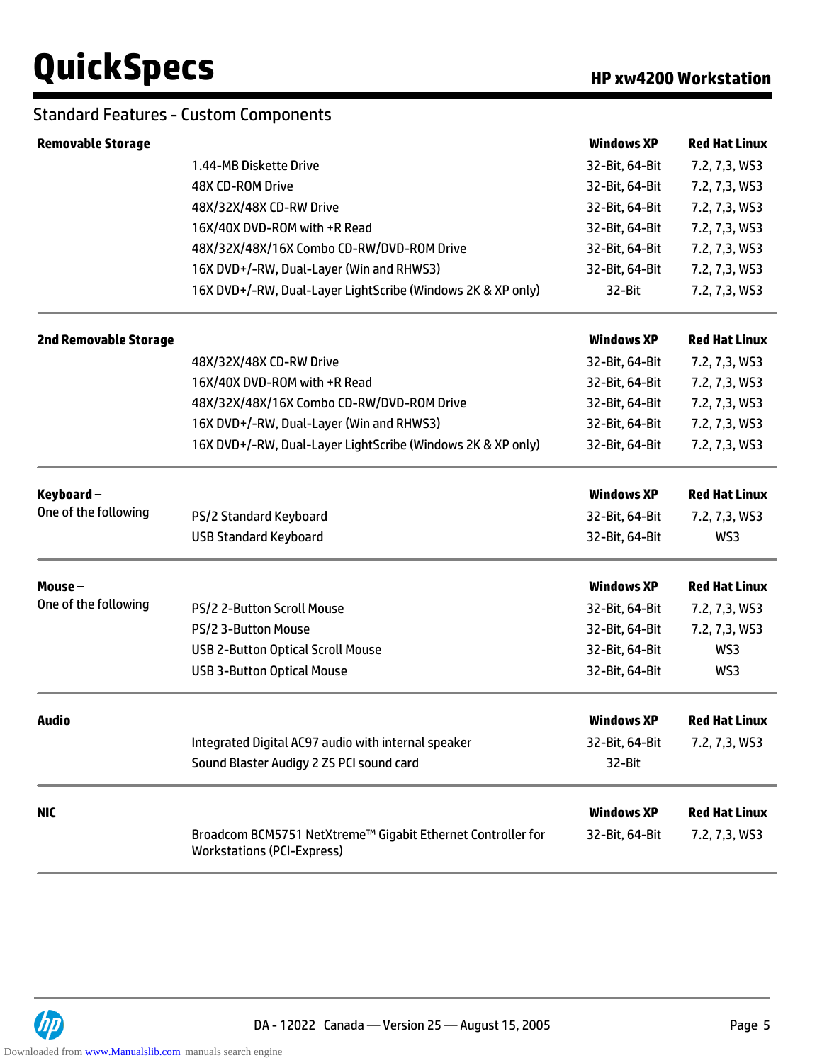## Standard Features - Custom Components

| Removable Storage | | Windows XP | Red Hat Linux |
|---|---|---|---|
| | 1.44-MB Diskette Drive | 32-Bit, 64-Bit | 7.2, 7,3, WS3 |
| | 48X CD-ROM Drive | 32-Bit, 64-Bit | 7.2, 7,3, WS3 |
| | 48X/32X/48X CD-RW Drive | 32-Bit, 64-Bit | 7.2, 7,3, WS3 |
| | 16X/40X DVD-ROM with +R Read | 32-Bit, 64-Bit | 7.2, 7,3, WS3 |
| | 48X/32X/48X/16X Combo CD-RW/DVD-ROM Drive | 32-Bit, 64-Bit | 7.2, 7,3, WS3 |
| | 16X DVD+/-RW, Dual-Layer (Win and RHWS3) | 32-Bit, 64-Bit | 7.2, 7,3, WS3 |
| | 16X DVD+/-RW, Dual-Layer LightScribe (Windows 2K & XP only) | 32-Bit | 7.2, 7,3, WS3 |

| 2nd Removable Storage | | Windows XP | Red Hat Linux |
|---|---|---|---|
| | 48X/32X/48X CD-RW Drive | 32-Bit, 64-Bit | 7.2, 7,3, WS3 |
| | 16X/40X DVD-ROM with +R Read | 32-Bit, 64-Bit | 7.2, 7,3, WS3 |
| | 48X/32X/48X/16X Combo CD-RW/DVD-ROM Drive | 32-Bit, 64-Bit | 7.2, 7,3, WS3 |
| | 16X DVD+/-RW, Dual-Layer (Win and RHWS3) | 32-Bit, 64-Bit | 7.2, 7,3, WS3 |
| | 16X DVD+/-RW, Dual-Layer LightScribe (Windows 2K & XP only) | 32-Bit, 64-Bit | 7.2, 7,3, WS3 |

| Keyboard – | | Windows XP | Red Hat Linux |
|---|---|---|---|
| One of the following | PS/2 Standard Keyboard | 32-Bit, 64-Bit | 7.2, 7,3, WS3 |
| | USB Standard Keyboard | 32-Bit, 64-Bit | WS3 |

| Mouse – | | Windows XP | Red Hat Linux |
|---|---|---|---|
| One of the following | PS/2 2-Button Scroll Mouse | 32-Bit, 64-Bit | 7.2, 7,3, WS3 |
| | PS/2 3-Button Mouse | 32-Bit, 64-Bit | 7.2, 7,3, WS3 |
| | USB 2-Button Optical Scroll Mouse | 32-Bit, 64-Bit | WS3 |
| | USB 3-Button Optical Mouse | 32-Bit, 64-Bit | WS3 |

| Audio | | Windows XP | Red Hat Linux |
|---|---|---|---|
| | Integrated Digital AC97 audio with internal speaker | 32-Bit, 64-Bit | 7.2, 7,3, WS3 |
| | Sound Blaster Audigy 2 ZS PCI sound card | 32-Bit | |

| NIC | | Windows XP | Red Hat Linux |
|---|---|---|---|
| | Broadcom BCM5751 NetXtreme™ Gigabit Ethernet Controller for Workstations (PCI-Express) | 32-Bit, 64-Bit | 7.2, 7,3, WS3 |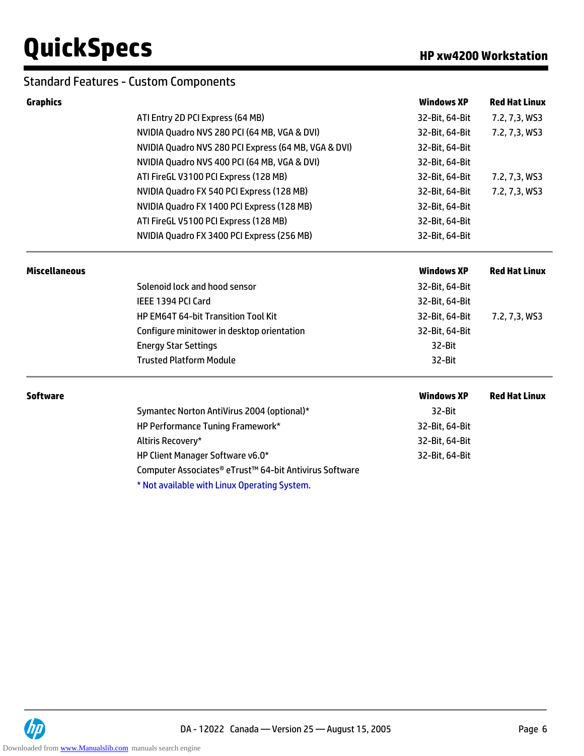## Standard Features - Custom Components

| Graphics | | Windows XP | Red Hat Linux |
|---|---|---|---|
| | ATI Entry 2D PCI Express (64 MB) | 32-Bit, 64-Bit | 7.2, 7,3, WS3 |
| | NVIDIA Quadro NVS 280 PCI (64 MB, VGA & DVI) | 32-Bit, 64-Bit | 7.2, 7,3, WS3 |
| | NVIDIA Quadro NVS 280 PCI Express (64 MB, VGA & DVI) | 32-Bit, 64-Bit | |
| | NVIDIA Quadro NVS 400 PCI (64 MB, VGA & DVI) | 32-Bit, 64-Bit | |
| | ATI FireGL V3100 PCI Express (128 MB) | 32-Bit, 64-Bit | 7.2, 7,3, WS3 |
| | NVIDIA Quadro FX 540 PCI Express (128 MB) | 32-Bit, 64-Bit | 7.2, 7,3, WS3 |
| | NVIDIA Quadro FX 1400 PCI Express (128 MB) | 32-Bit, 64-Bit | |
| | ATI FireGL V5100 PCI Express (128 MB) | 32-Bit, 64-Bit | |
| | NVIDIA Quadro FX 3400 PCI Express (256 MB) | 32-Bit, 64-Bit | |

| Miscellaneous | | Windows XP | Red Hat Linux |
|---|---|---|---|
| | Solenoid lock and hood sensor | 32-Bit, 64-Bit | |
| | IEEE 1394 PCI Card | 32-Bit, 64-Bit | |
| | HP EM64T 64-bit Transition Tool Kit | 32-Bit, 64-Bit | 7.2, 7,3, WS3 |
| | Configure minitower in desktop orientation | 32-Bit, 64-Bit | |
| | Energy Star Settings | 32-Bit | |
| | Trusted Platform Module | 32-Bit | |

| Software | | Windows XP | Red Hat Linux |
|---|---|---|---|
| | Symantec Norton AntiVirus 2004 (optional)* | 32-Bit | |
| | HP Performance Tuning Framework* | 32-Bit, 64-Bit | |
| | Altiris Recovery* | 32-Bit, 64-Bit | |
| | HP Client Manager Software v6.0* | 32-Bit, 64-Bit | |
| | Computer Associates® eTrust™ 64-bit Antivirus Software | | |

* Not available with Linux Operating System.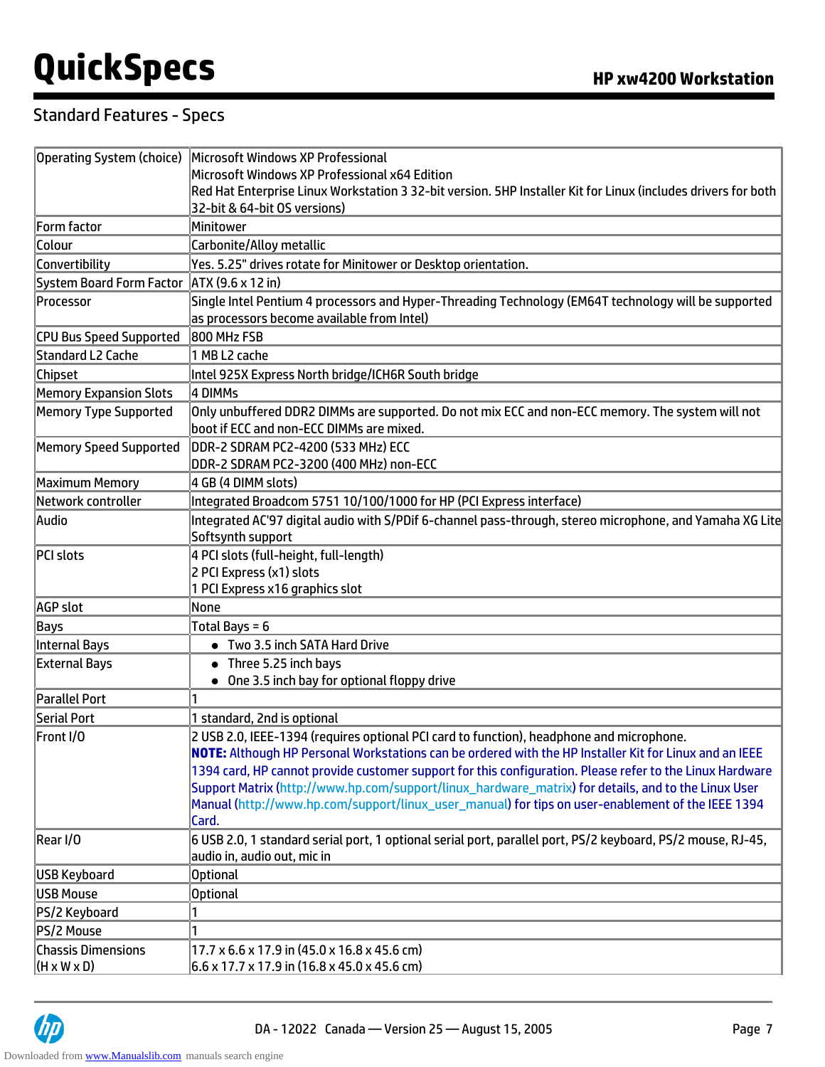## Standard Features - Specs

| | |
|---|---|
| Operating System (choice) | Microsoft Windows XP Professional<br>Microsoft Windows XP Professional x64 Edition<br>Red Hat Enterprise Linux Workstation 3 32-bit version. 5HP Installer Kit for Linux (includes drivers for both 32-bit & 64-bit OS versions) |
| Form factor | Minitower |
| Colour | Carbonite/Alloy metallic |
| Convertibility | Yes. 5.25" drives rotate for Minitower or Desktop orientation. |
| System Board Form Factor | ATX (9.6 x 12 in) |
| Processor | Single Intel Pentium 4 processors and Hyper-Threading Technology (EM64T technology will be supported as processors become available from Intel) |
| CPU Bus Speed Supported | 800 MHz FSB |
| Standard L2 Cache | 1 MB L2 cache |
| Chipset | Intel 925X Express North bridge/ICH6R South bridge |
| Memory Expansion Slots | 4 DIMMs |
| Memory Type Supported | Only unbuffered DDR2 DIMMs are supported. Do not mix ECC and non-ECC memory. The system will not boot if ECC and non-ECC DIMMs are mixed. |
| Memory Speed Supported | DDR-2 SDRAM PC2-4200 (533 MHz) ECC<br>DDR-2 SDRAM PC2-3200 (400 MHz) non-ECC |
| Maximum Memory | 4 GB (4 DIMM slots) |
| Network controller | Integrated Broadcom 5751 10/100/1000 for HP (PCI Express interface) |
| Audio | Integrated AC'97 digital audio with S/PDif 6-channel pass-through, stereo microphone, and Yamaha XG Lite Softsynth support |
| PCI slots | 4 PCI slots (full-height, full-length)<br>2 PCI Express (x1) slots<br>1 PCI Express x16 graphics slot |
| AGP slot | None |
| Bays | Total Bays = 6 |
| Internal Bays | • Two 3.5 inch SATA Hard Drive |
| External Bays | • Three 5.25 inch bays<br>• One 3.5 inch bay for optional floppy drive |
| Parallel Port | 1 |
| Serial Port | 1 standard, 2nd is optional |
| Front I/O | 2 USB 2.0, IEEE-1394 (requires optional PCI card to function), headphone and microphone.<br>**NOTE:** Although HP Personal Workstations can be ordered with the HP Installer Kit for Linux and an IEEE 1394 card, HP cannot provide customer support for this configuration. Please refer to the Linux Hardware Support Matrix (http://www.hp.com/support/linux_hardware_matrix) for details, and to the Linux User Manual (http://www.hp.com/support/linux_user_manual) for tips on user-enablement of the IEEE 1394 Card. |
| Rear I/O | 6 USB 2.0, 1 standard serial port, 1 optional serial port, parallel port, PS/2 keyboard, PS/2 mouse, RJ-45, audio in, audio out, mic in |
| USB Keyboard | Optional |
| USB Mouse | Optional |
| PS/2 Keyboard | 1 |
| PS/2 Mouse | 1 |
| Chassis Dimensions (H x W x D) | 17.7 x 6.6 x 17.9 in (45.0 x 16.8 x 45.6 cm)<br>6.6 x 17.7 x 17.9 in (16.8 x 45.0 x 45.6 cm) |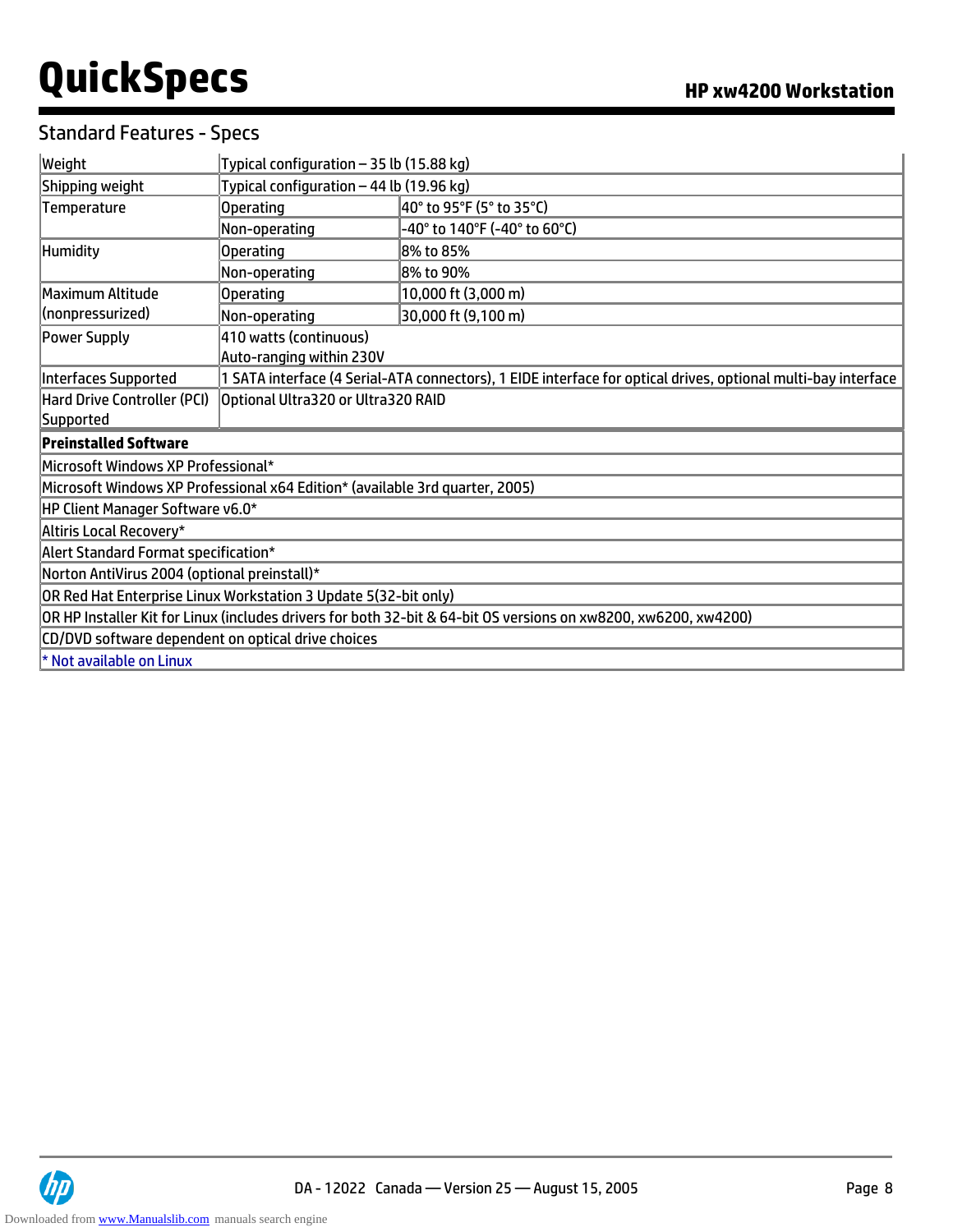## Standard Features - Specs

| | | |
|---|---|---|
| Weight | Typical configuration – 35 lb (15.88 kg) | |
| Shipping weight | Typical configuration – 44 lb (19.96 kg) | |
| Temperature | Operating | 40° to 95°F (5° to 35°C) |
| | Non-operating | -40° to 140°F (-40° to 60°C) |
| Humidity | Operating | 8% to 85% |
| | Non-operating | 8% to 90% |
| Maximum Altitude (nonpressurized) | Operating | 10,000 ft (3,000 m) |
| | Non-operating | 30,000 ft (9,100 m) |
| Power Supply | 410 watts (continuous)<br>Auto-ranging within 230V | |
| Interfaces Supported | 1 SATA interface (4 Serial-ATA connectors), 1 EIDE interface for optical drives, optional multi-bay interface | |
| Hard Drive Controller (PCI) Supported | Optional Ultra320 or Ultra320 RAID | |

| **Preinstalled Software** |
|---|
| Microsoft Windows XP Professional* |
| Microsoft Windows XP Professional x64 Edition* (available 3rd quarter, 2005) |
| HP Client Manager Software v6.0* |
| Altiris Local Recovery* |
| Alert Standard Format specification* |
| Norton AntiVirus 2004 (optional preinstall)* |
| OR Red Hat Enterprise Linux Workstation 3 Update 5(32-bit only) |
| OR HP Installer Kit for Linux (includes drivers for both 32-bit & 64-bit OS versions on xw8200, xw6200, xw4200) |
| CD/DVD software dependent on optical drive choices |
| * Not available on Linux |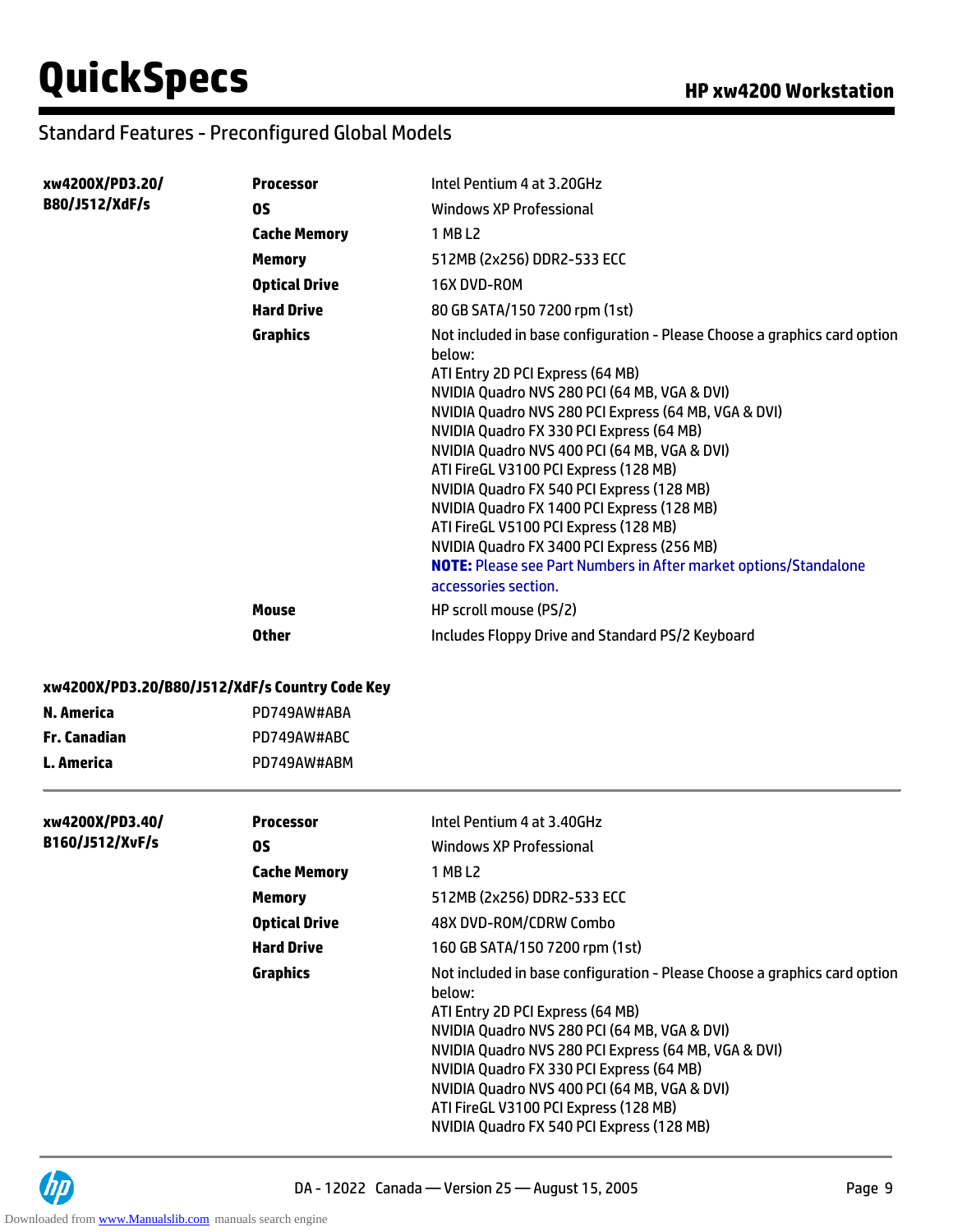## Standard Features - Preconfigured Global Models

| | | |
|---|---|---|
| **xw4200X/PD3.20/ B80/J512/XdF/s** | **Processor** | Intel Pentium 4 at 3.20GHz |
| | **OS** | Windows XP Professional |
| | **Cache Memory** | 1 MB L2 |
| | **Memory** | 512MB (2x256) DDR2-533 ECC |
| | **Optical Drive** | 16X DVD-ROM |
| | **Hard Drive** | 80 GB SATA/150 7200 rpm (1st) |
| | **Graphics** | Not included in base configuration - Please Choose a graphics card option below:<br>ATI Entry 2D PCI Express (64 MB)<br>NVIDIA Quadro NVS 280 PCI (64 MB, VGA & DVI)<br>NVIDIA Quadro NVS 280 PCI Express (64 MB, VGA & DVI)<br>NVIDIA Quadro FX 330 PCI Express (64 MB)<br>NVIDIA Quadro NVS 400 PCI (64 MB, VGA & DVI)<br>ATI FireGL V3100 PCI Express (128 MB)<br>NVIDIA Quadro FX 540 PCI Express (128 MB)<br>NVIDIA Quadro FX 1400 PCI Express (128 MB)<br>ATI FireGL V5100 PCI Express (128 MB)<br>NVIDIA Quadro FX 3400 PCI Express (256 MB)<br>**NOTE:** Please see Part Numbers in After market options/Standalone accessories section. |
| | **Mouse** | HP scroll mouse (PS/2) |
| | **Other** | Includes Floppy Drive and Standard PS/2 Keyboard |

**xw4200X/PD3.20/B80/J512/XdF/s Country Code Key**

| | |
|---|---|
| **N. America** | PD749AW#ABA |
| **Fr. Canadian** | PD749AW#ABC |
| **L. America** | PD749AW#ABM |

---

| | | |
|---|---|---|
| **xw4200X/PD3.40/ B160/J512/XvF/s** | **Processor** | Intel Pentium 4 at 3.40GHz |
| | **OS** | Windows XP Professional |
| | **Cache Memory** | 1 MB L2 |
| | **Memory** | 512MB (2x256) DDR2-533 ECC |
| | **Optical Drive** | 48X DVD-ROM/CDRW Combo |
| | **Hard Drive** | 160 GB SATA/150 7200 rpm (1st) |
| | **Graphics** | Not included in base configuration - Please Choose a graphics card option below:<br>ATI Entry 2D PCI Express (64 MB)<br>NVIDIA Quadro NVS 280 PCI (64 MB, VGA & DVI)<br>NVIDIA Quadro NVS 280 PCI Express (64 MB, VGA & DVI)<br>NVIDIA Quadro FX 330 PCI Express (64 MB)<br>NVIDIA Quadro NVS 400 PCI (64 MB, VGA & DVI)<br>ATI FireGL V3100 PCI Express (128 MB)<br>NVIDIA Quadro FX 540 PCI Express (128 MB) |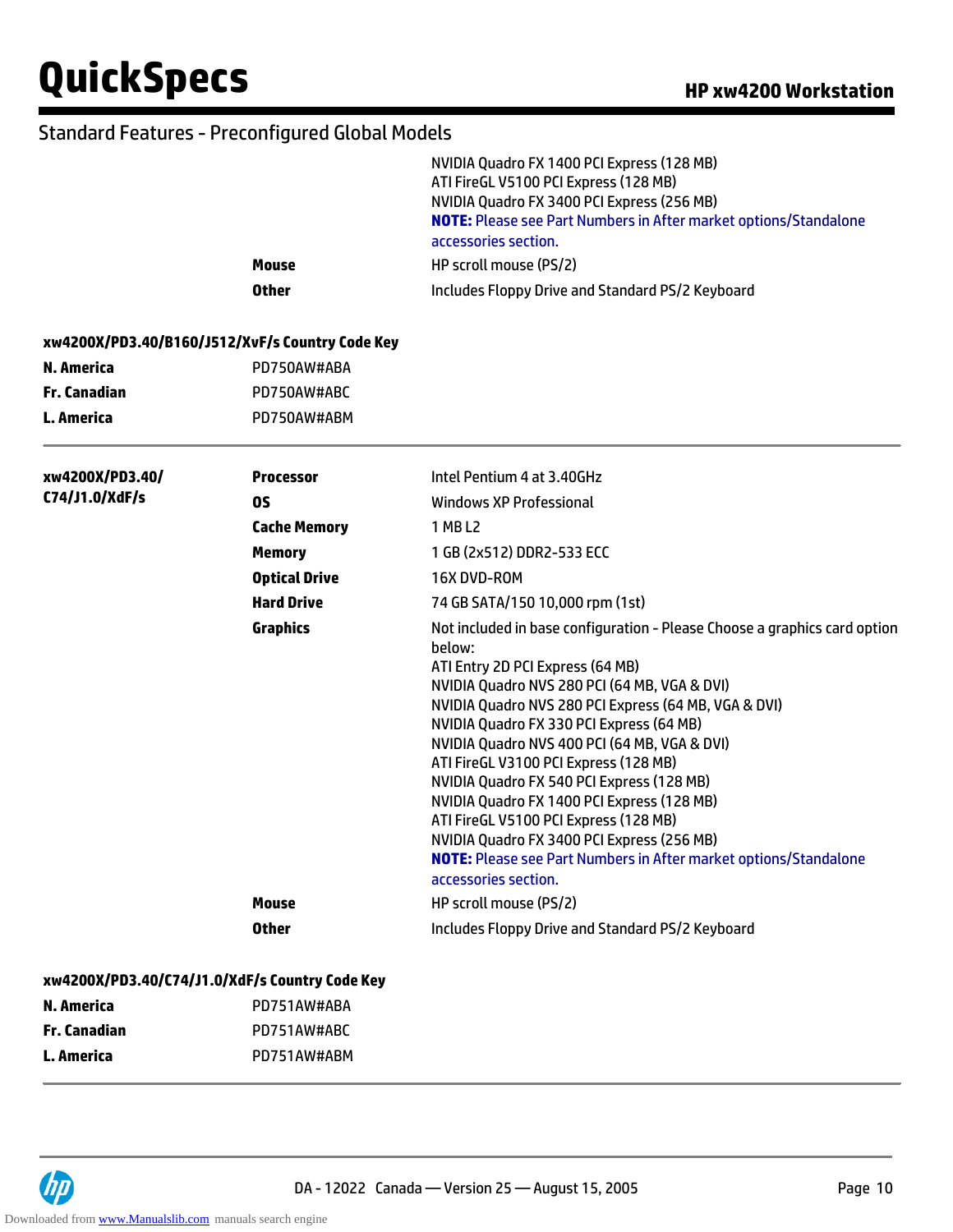## Standard Features - Preconfigured Global Models

| | | |
|---|---|---|
| | | NVIDIA Quadro FX 1400 PCI Express (128 MB)<br>ATI FireGL V5100 PCI Express (128 MB)<br>NVIDIA Quadro FX 3400 PCI Express (256 MB)<br>**NOTE:** Please see Part Numbers in After market options/Standalone accessories section. |
| | **Mouse** | HP scroll mouse (PS/2) |
| | **Other** | Includes Floppy Drive and Standard PS/2 Keyboard |

**xw4200X/PD3.40/B160/J512/XvF/s Country Code Key**

| | |
|---|---|
| **N. America** | PD750AW#ABA |
| **Fr. Canadian** | PD750AW#ABC |
| **L. America** | PD750AW#ABM |

---

| | | |
|---|---|---|
| **xw4200X/PD3.40/ C74/J1.0/XdF/s** | **Processor** | Intel Pentium 4 at 3.40GHz |
| | **OS** | Windows XP Professional |
| | **Cache Memory** | 1 MB L2 |
| | **Memory** | 1 GB (2x512) DDR2-533 ECC |
| | **Optical Drive** | 16X DVD-ROM |
| | **Hard Drive** | 74 GB SATA/150 10,000 rpm (1st) |
| | **Graphics** | Not included in base configuration - Please Choose a graphics card option below:<br>ATI Entry 2D PCI Express (64 MB)<br>NVIDIA Quadro NVS 280 PCI (64 MB, VGA & DVI)<br>NVIDIA Quadro NVS 280 PCI Express (64 MB, VGA & DVI)<br>NVIDIA Quadro FX 330 PCI Express (64 MB)<br>NVIDIA Quadro NVS 400 PCI (64 MB, VGA & DVI)<br>ATI FireGL V3100 PCI Express (128 MB)<br>NVIDIA Quadro FX 540 PCI Express (128 MB)<br>NVIDIA Quadro FX 1400 PCI Express (128 MB)<br>ATI FireGL V5100 PCI Express (128 MB)<br>NVIDIA Quadro FX 3400 PCI Express (256 MB)<br>**NOTE:** Please see Part Numbers in After market options/Standalone accessories section. |
| | **Mouse** | HP scroll mouse (PS/2) |
| | **Other** | Includes Floppy Drive and Standard PS/2 Keyboard |

**xw4200X/PD3.40/C74/J1.0/XdF/s Country Code Key**

| | |
|---|---|
| **N. America** | PD751AW#ABA |
| **Fr. Canadian** | PD751AW#ABC |
| **L. America** | PD751AW#ABM |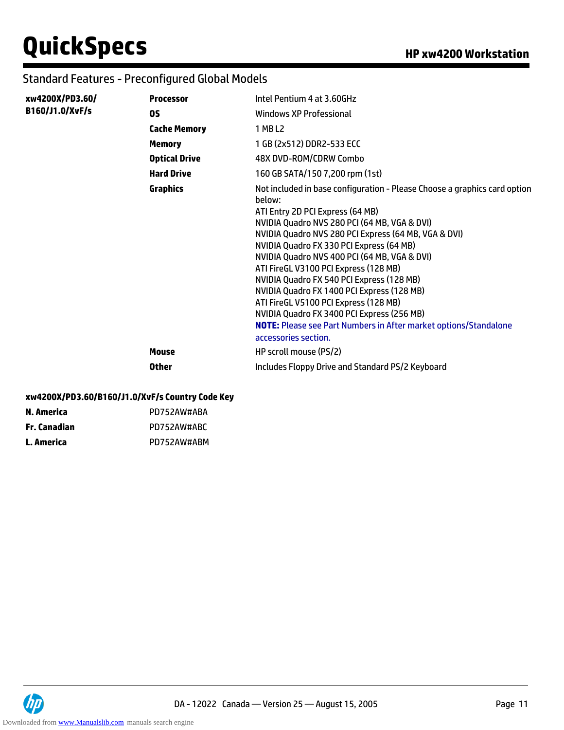## Standard Features - Preconfigured Global Models

| Model | Feature | Description |
|---|---|---|
| **xw4200X/PD3.60/ B160/J1.0/XvF/s** | **Processor** | Intel Pentium 4 at 3.60GHz |
| | **OS** | Windows XP Professional |
| | **Cache Memory** | 1 MB L2 |
| | **Memory** | 1 GB (2x512) DDR2-533 ECC |
| | **Optical Drive** | 48X DVD-ROM/CDRW Combo |
| | **Hard Drive** | 160 GB SATA/150 7,200 rpm (1st) |
| | **Graphics** | Not included in base configuration - Please Choose a graphics card option below:<br>ATI Entry 2D PCI Express (64 MB)<br>NVIDIA Quadro NVS 280 PCI (64 MB, VGA & DVI)<br>NVIDIA Quadro NVS 280 PCI Express (64 MB, VGA & DVI)<br>NVIDIA Quadro FX 330 PCI Express (64 MB)<br>NVIDIA Quadro NVS 400 PCI (64 MB, VGA & DVI)<br>ATI FireGL V3100 PCI Express (128 MB)<br>NVIDIA Quadro FX 540 PCI Express (128 MB)<br>NVIDIA Quadro FX 1400 PCI Express (128 MB)<br>ATI FireGL V5100 PCI Express (128 MB)<br>NVIDIA Quadro FX 3400 PCI Express (256 MB)<br>**NOTE:** Please see Part Numbers in After market options/Standalone accessories section. |
| | **Mouse** | HP scroll mouse (PS/2) |
| | **Other** | Includes Floppy Drive and Standard PS/2 Keyboard |

**xw4200X/PD3.60/B160/J1.0/XvF/s Country Code Key**

| Region | Part Number |
|---|---|
| **N. America** | PD752AW#ABA |
| **Fr. Canadian** | PD752AW#ABC |
| **L. America** | PD752AW#ABM |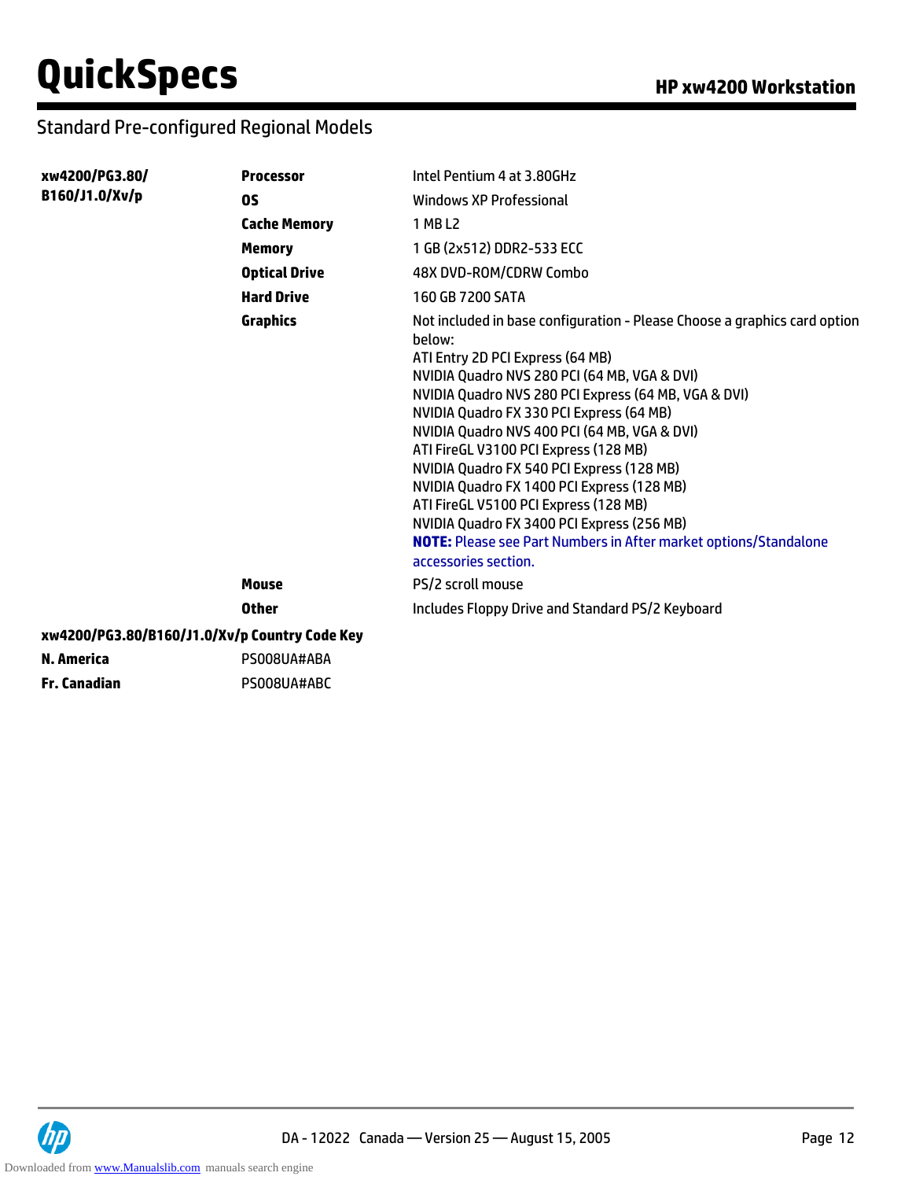## Standard Pre-configured Regional Models

| | | |
|---|---|---|
| **xw4200/PG3.80/ B160/J1.0/Xv/p** | **Processor** | Intel Pentium 4 at 3.80GHz |
| | **OS** | Windows XP Professional |
| | **Cache Memory** | 1 MB L2 |
| | **Memory** | 1 GB (2x512) DDR2-533 ECC |
| | **Optical Drive** | 48X DVD-ROM/CDRW Combo |
| | **Hard Drive** | 160 GB 7200 SATA |
| | **Graphics** | Not included in base configuration - Please Choose a graphics card option below:<br>ATI Entry 2D PCI Express (64 MB)<br>NVIDIA Quadro NVS 280 PCI (64 MB, VGA & DVI)<br>NVIDIA Quadro NVS 280 PCI Express (64 MB, VGA & DVI)<br>NVIDIA Quadro FX 330 PCI Express (64 MB)<br>NVIDIA Quadro NVS 400 PCI (64 MB, VGA & DVI)<br>ATI FireGL V3100 PCI Express (128 MB)<br>NVIDIA Quadro FX 540 PCI Express (128 MB)<br>NVIDIA Quadro FX 1400 PCI Express (128 MB)<br>ATI FireGL V5100 PCI Express (128 MB)<br>NVIDIA Quadro FX 3400 PCI Express (256 MB)<br>**NOTE:** Please see Part Numbers in After market options/Standalone accessories section. |
| | **Mouse** | PS/2 scroll mouse |
| | **Other** | Includes Floppy Drive and Standard PS/2 Keyboard |

**xw4200/PG3.80/B160/J1.0/Xv/p Country Code Key**

| | |
|---|---|
| **N. America** | PS008UA#ABA |
| **Fr. Canadian** | PS008UA#ABC |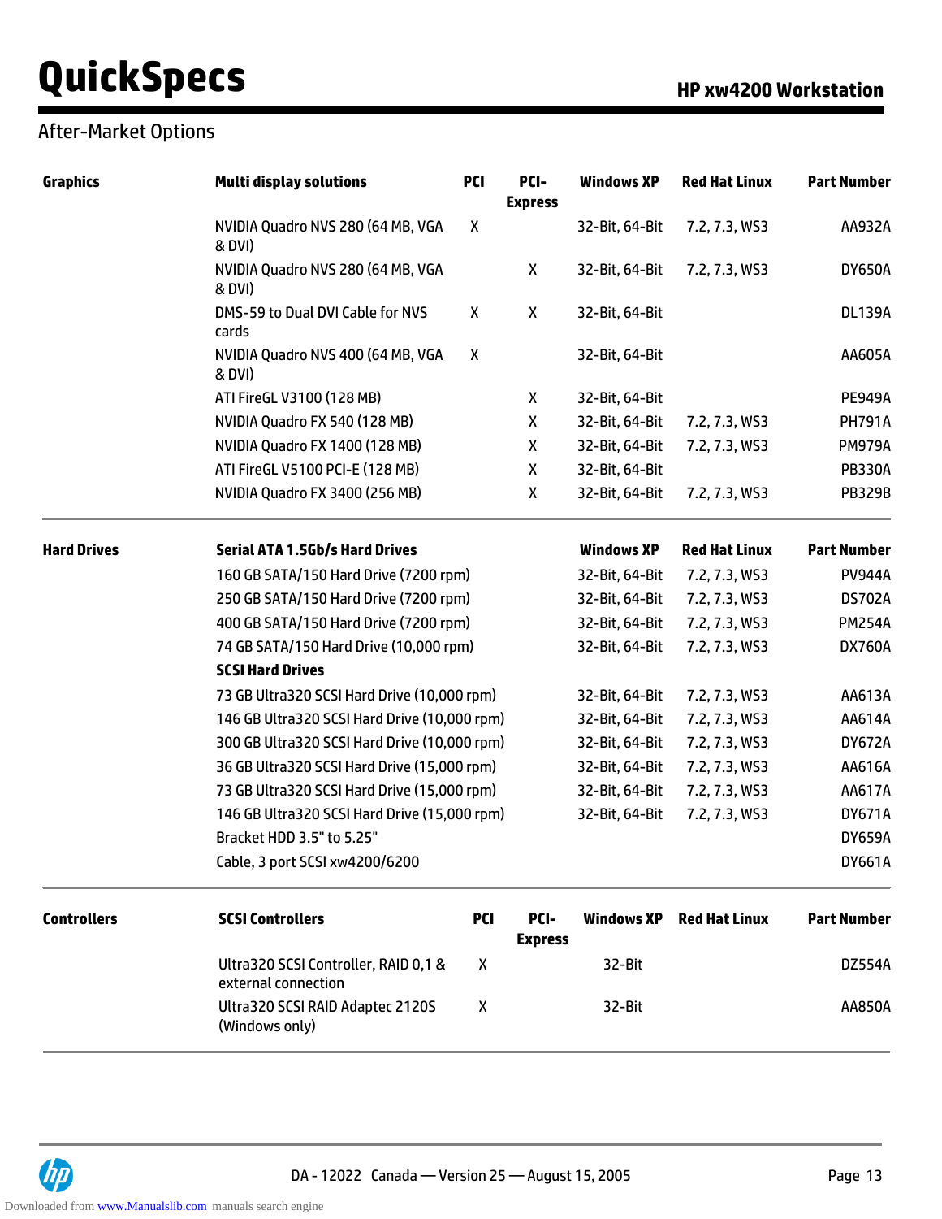## After-Market Options

| Graphics | Multi display solutions | PCI | PCI-Express | Windows XP | Red Hat Linux | Part Number |
|---|---|---|---|---|---|---|
| | NVIDIA Quadro NVS 280 (64 MB, VGA & DVI) | X | | 32-Bit, 64-Bit | 7.2, 7.3, WS3 | AA932A |
| | NVIDIA Quadro NVS 280 (64 MB, VGA & DVI) | | X | 32-Bit, 64-Bit | 7.2, 7.3, WS3 | DY650A |
| | DMS-59 to Dual DVI Cable for NVS cards | X | X | 32-Bit, 64-Bit | | DL139A |
| | NVIDIA Quadro NVS 400 (64 MB, VGA & DVI) | X | | 32-Bit, 64-Bit | | AA605A |
| | ATI FireGL V3100 (128 MB) | | X | 32-Bit, 64-Bit | | PE949A |
| | NVIDIA Quadro FX 540 (128 MB) | | X | 32-Bit, 64-Bit | 7.2, 7.3, WS3 | PH791A |
| | NVIDIA Quadro FX 1400 (128 MB) | | X | 32-Bit, 64-Bit | 7.2, 7.3, WS3 | PM979A |
| | ATI FireGL V5100 PCI-E (128 MB) | | X | 32-Bit, 64-Bit | | PB330A |
| | NVIDIA Quadro FX 3400 (256 MB) | | X | 32-Bit, 64-Bit | 7.2, 7.3, WS3 | PB329B |

| Hard Drives | Serial ATA 1.5Gb/s Hard Drives | Windows XP | Red Hat Linux | Part Number |
|---|---|---|---|---|
| | 160 GB SATA/150 Hard Drive (7200 rpm) | 32-Bit, 64-Bit | 7.2, 7.3, WS3 | PV944A |
| | 250 GB SATA/150 Hard Drive (7200 rpm) | 32-Bit, 64-Bit | 7.2, 7.3, WS3 | DS702A |
| | 400 GB SATA/150 Hard Drive (7200 rpm) | 32-Bit, 64-Bit | 7.2, 7.3, WS3 | PM254A |
| | 74 GB SATA/150 Hard Drive (10,000 rpm) | 32-Bit, 64-Bit | 7.2, 7.3, WS3 | DX760A |
| | **SCSI Hard Drives** | | | |
| | 73 GB Ultra320 SCSI Hard Drive (10,000 rpm) | 32-Bit, 64-Bit | 7.2, 7.3, WS3 | AA613A |
| | 146 GB Ultra320 SCSI Hard Drive (10,000 rpm) | 32-Bit, 64-Bit | 7.2, 7.3, WS3 | AA614A |
| | 300 GB Ultra320 SCSI Hard Drive (10,000 rpm) | 32-Bit, 64-Bit | 7.2, 7.3, WS3 | DY672A |
| | 36 GB Ultra320 SCSI Hard Drive (15,000 rpm) | 32-Bit, 64-Bit | 7.2, 7.3, WS3 | AA616A |
| | 73 GB Ultra320 SCSI Hard Drive (15,000 rpm) | 32-Bit, 64-Bit | 7.2, 7.3, WS3 | AA617A |
| | 146 GB Ultra320 SCSI Hard Drive (15,000 rpm) | 32-Bit, 64-Bit | 7.2, 7.3, WS3 | DY671A |
| | Bracket HDD 3.5" to 5.25" | | | DY659A |
| | Cable, 3 port SCSI xw4200/6200 | | | DY661A |

| Controllers | SCSI Controllers | PCI | PCI-Express | Windows XP | Red Hat Linux | Part Number |
|---|---|---|---|---|---|---|
| | Ultra320 SCSI Controller, RAID 0,1 & external connection | X | | 32-Bit | | DZ554A |
| | Ultra320 SCSI RAID Adaptec 2120S (Windows only) | X | | 32-Bit | | AA850A |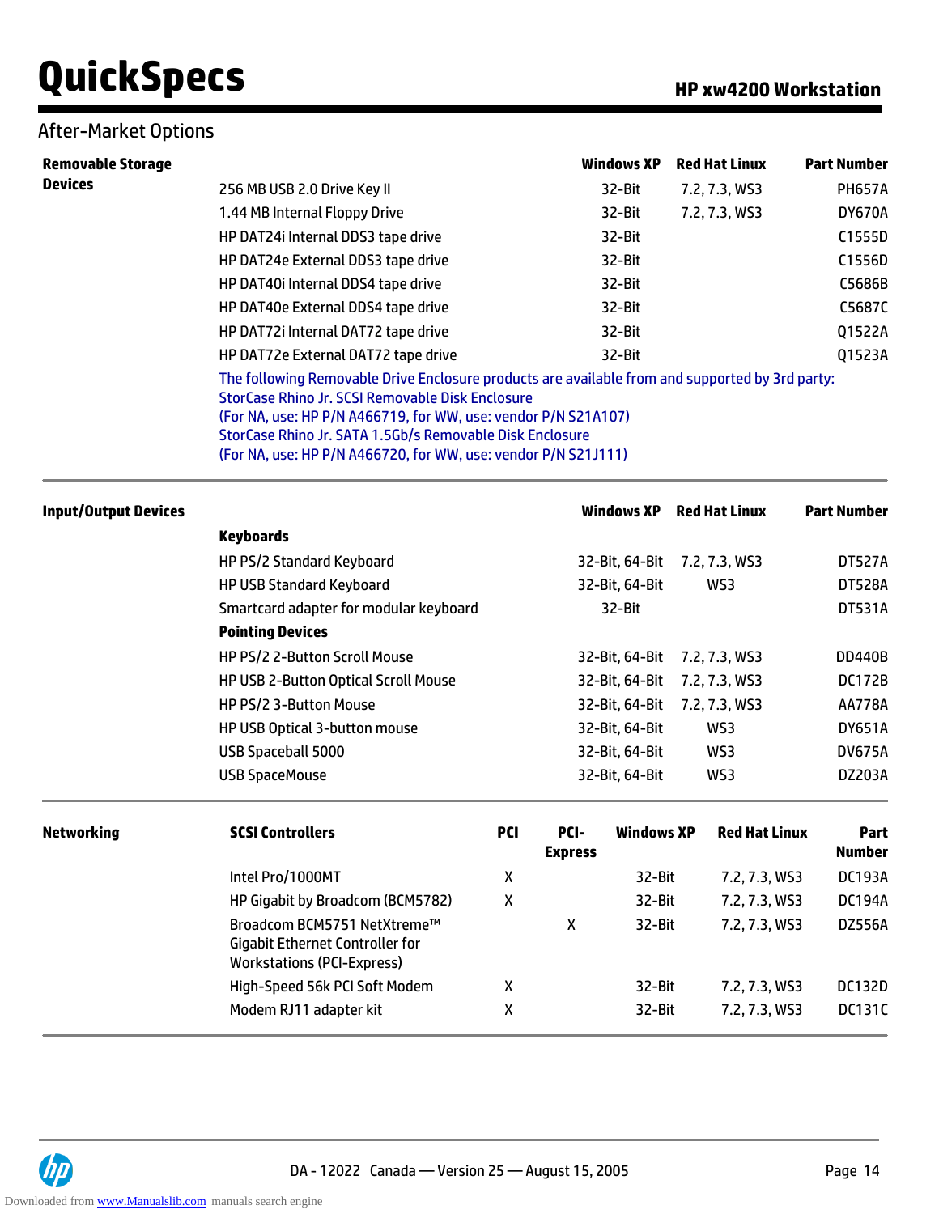## After-Market Options

| Removable Storage Devices | | Windows XP | Red Hat Linux | Part Number |
|---|---|---|---|---|
| | 256 MB USB 2.0 Drive Key II | 32-Bit | 7.2, 7.3, WS3 | PH657A |
| | 1.44 MB Internal Floppy Drive | 32-Bit | 7.2, 7.3, WS3 | DY670A |
| | HP DAT24i Internal DDS3 tape drive | 32-Bit | | C1555D |
| | HP DAT24e External DDS3 tape drive | 32-Bit | | C1556D |
| | HP DAT40i Internal DDS4 tape drive | 32-Bit | | C5686B |
| | HP DAT40e External DDS4 tape drive | 32-Bit | | C5687C |
| | HP DAT72i Internal DAT72 tape drive | 32-Bit | | Q1522A |
| | HP DAT72e External DAT72 tape drive | 32-Bit | | Q1523A |

The following Removable Drive Enclosure products are available from and supported by 3rd party:
StorCase Rhino Jr. SCSI Removable Disk Enclosure
(For NA, use: HP P/N A466719, for WW, use: vendor P/N S21A107)
StorCase Rhino Jr. SATA 1.5Gb/s Removable Disk Enclosure
(For NA, use: HP P/N A466720, for WW, use: vendor P/N S21J111)

| Input/Output Devices | | Windows XP | Red Hat Linux | Part Number |
|---|---|---|---|---|
| | **Keyboards** | | | |
| | HP PS/2 Standard Keyboard | 32-Bit, 64-Bit | 7.2, 7.3, WS3 | DT527A |
| | HP USB Standard Keyboard | 32-Bit, 64-Bit | WS3 | DT528A |
| | Smartcard adapter for modular keyboard | 32-Bit | | DT531A |
| | **Pointing Devices** | | | |
| | HP PS/2 2-Button Scroll Mouse | 32-Bit, 64-Bit | 7.2, 7.3, WS3 | DD440B |
| | HP USB 2-Button Optical Scroll Mouse | 32-Bit, 64-Bit | 7.2, 7.3, WS3 | DC172B |
| | HP PS/2 3-Button Mouse | 32-Bit, 64-Bit | 7.2, 7.3, WS3 | AA778A |
| | HP USB Optical 3-button mouse | 32-Bit, 64-Bit | WS3 | DY651A |
| | USB Spaceball 5000 | 32-Bit, 64-Bit | WS3 | DV675A |
| | USB SpaceMouse | 32-Bit, 64-Bit | WS3 | DZ203A |

| Networking | SCSI Controllers | PCI | PCI-Express | Windows XP | Red Hat Linux | Part Number |
|---|---|---|---|---|---|---|
| | Intel Pro/1000MT | X | | 32-Bit | 7.2, 7.3, WS3 | DC193A |
| | HP Gigabit by Broadcom (BCM5782) | X | | 32-Bit | 7.2, 7.3, WS3 | DC194A |
| | Broadcom BCM5751 NetXtreme™ Gigabit Ethernet Controller for Workstations (PCI-Express) | | X | 32-Bit | 7.2, 7.3, WS3 | DZ556A |
| | High-Speed 56k PCI Soft Modem | X | | 32-Bit | 7.2, 7.3, WS3 | DC132D |
| | Modem RJ11 adapter kit | X | | 32-Bit | 7.2, 7.3, WS3 | DC131C |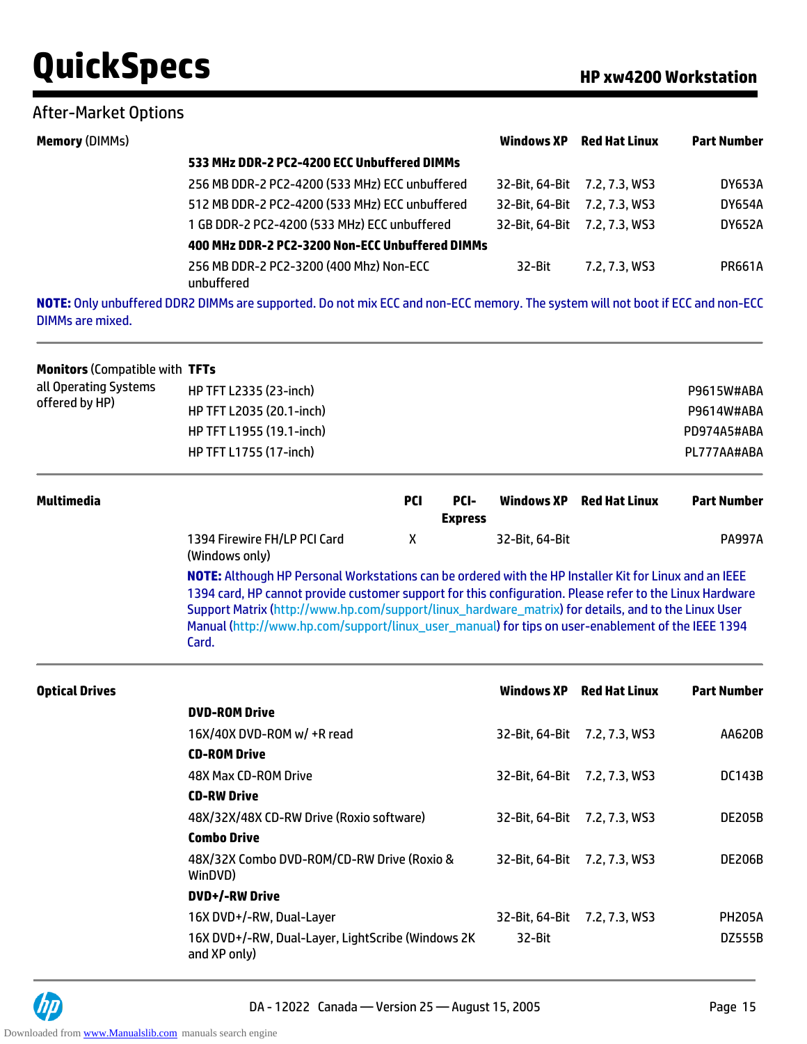## After-Market Options

| **Memory** (DIMMs) | | **Windows XP** | **Red Hat Linux** | **Part Number** |
|---|---|---|---|---|
| | **533 MHz DDR-2 PC2-4200 ECC Unbuffered DIMMs** | | | |
| | 256 MB DDR-2 PC2-4200 (533 MHz) ECC unbuffered | 32-Bit, 64-Bit | 7.2, 7.3, WS3 | DY653A |
| | 512 MB DDR-2 PC2-4200 (533 MHz) ECC unbuffered | 32-Bit, 64-Bit | 7.2, 7.3, WS3 | DY654A |
| | 1 GB DDR-2 PC2-4200 (533 MHz) ECC unbuffered | 32-Bit, 64-Bit | 7.2, 7.3, WS3 | DY652A |
| | **400 MHz DDR-2 PC2-3200 Non-ECC Unbuffered DIMMs** | | | |
| | 256 MB DDR-2 PC2-3200 (400 Mhz) Non-ECC unbuffered | 32-Bit | 7.2, 7.3, WS3 | PR661A |

**NOTE:** Only unbuffered DDR2 DIMMs are supported. Do not mix ECC and non-ECC memory. The system will not boot if ECC and non-ECC DIMMs are mixed.

| **Monitors** (Compatible with all Operating Systems offered by HP) | **TFTs** | |
|---|---|---|
| | HP TFT L2335 (23-inch) | P9615W#ABA |
| | HP TFT L2035 (20.1-inch) | P9614W#ABA |
| | HP TFT L1955 (19.1-inch) | PD974A5#ABA |
| | HP TFT L1755 (17-inch) | PL777AA#ABA |

| **Multimedia** | | **PCI** | **PCI-Express** | **Windows XP** | **Red Hat Linux** | **Part Number** |
|---|---|---|---|---|---|---|
| | 1394 Firewire FH/LP PCI Card (Windows only) | X | | 32-Bit, 64-Bit | | PA997A |

**NOTE:** Although HP Personal Workstations can be ordered with the HP Installer Kit for Linux and an IEEE 1394 card, HP cannot provide customer support for this configuration. Please refer to the Linux Hardware Support Matrix (http://www.hp.com/support/linux_hardware_matrix) for details, and to the Linux User Manual (http://www.hp.com/support/linux_user_manual) for tips on user-enablement of the IEEE 1394 Card.

| **Optical Drives** | | **Windows XP** | **Red Hat Linux** | **Part Number** |
|---|---|---|---|---|
| | **DVD-ROM Drive** | | | |
| | 16X/40X DVD-ROM w/ +R read | 32-Bit, 64-Bit | 7.2, 7.3, WS3 | AA620B |
| | **CD-ROM Drive** | | | |
| | 48X Max CD-ROM Drive | 32-Bit, 64-Bit | 7.2, 7.3, WS3 | DC143B |
| | **CD-RW Drive** | | | |
| | 48X/32X/48X CD-RW Drive (Roxio software) | 32-Bit, 64-Bit | 7.2, 7.3, WS3 | DE205B |
| | **Combo Drive** | | | |
| | 48X/32X Combo DVD-ROM/CD-RW Drive (Roxio & WinDVD) | 32-Bit, 64-Bit | 7.2, 7.3, WS3 | DE206B |
| | **DVD+/-RW Drive** | | | |
| | 16X DVD+/-RW, Dual-Layer | 32-Bit, 64-Bit | 7.2, 7.3, WS3 | PH205A |
| | 16X DVD+/-RW, Dual-Layer, LightScribe (Windows 2K and XP only) | 32-Bit | | DZ555B |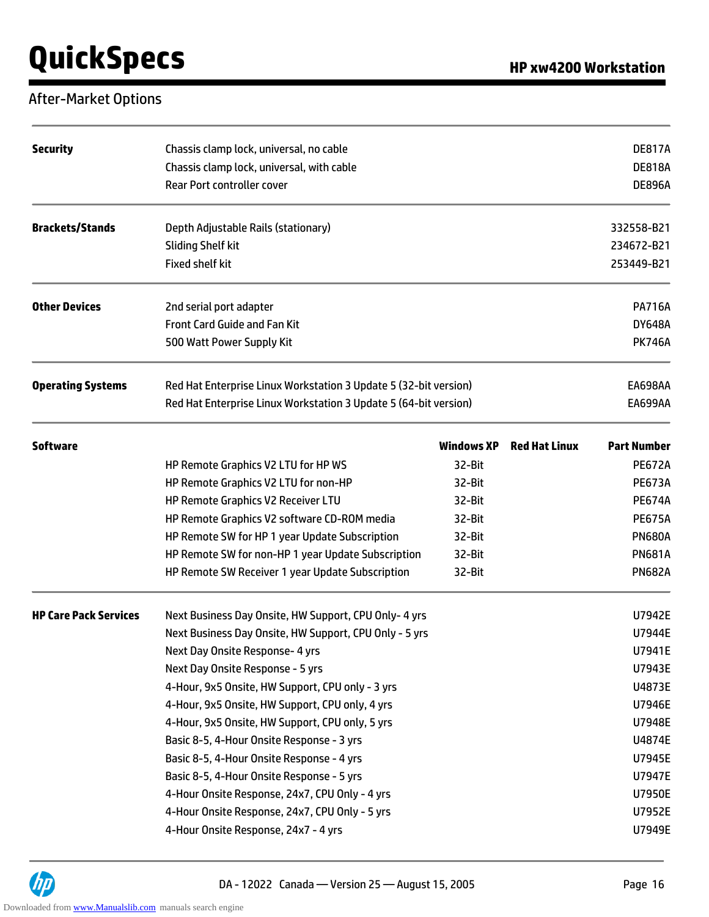## After-Market Options

| Category | Description | Part Number |
|---|---|---|
| **Security** | Chassis clamp lock, universal, no cable | DE817A |
| | Chassis clamp lock, universal, with cable | DE818A |
| | Rear Port controller cover | DE896A |
| **Brackets/Stands** | Depth Adjustable Rails (stationary) | 332558-B21 |
| | Sliding Shelf kit | 234672-B21 |
| | Fixed shelf kit | 253449-B21 |
| **Other Devices** | 2nd serial port adapter | PA716A |
| | Front Card Guide and Fan Kit | DY648A |
| | 500 Watt Power Supply Kit | PK746A |
| **Operating Systems** | Red Hat Enterprise Linux Workstation 3 Update 5 (32-bit version) | EA698AA |
| | Red Hat Enterprise Linux Workstation 3 Update 5 (64-bit version) | EA699AA |

| **Software** | | **Windows XP** | **Red Hat Linux** | **Part Number** |
|---|---|---|---|---|
| | HP Remote Graphics V2 LTU for HP WS | 32-Bit | | PE672A |
| | HP Remote Graphics V2 LTU for non-HP | 32-Bit | | PE673A |
| | HP Remote Graphics V2 Receiver LTU | 32-Bit | | PE674A |
| | HP Remote Graphics V2 software CD-ROM media | 32-Bit | | PE675A |
| | HP Remote SW for HP 1 year Update Subscription | 32-Bit | | PN680A |
| | HP Remote SW for non-HP 1 year Update Subscription | 32-Bit | | PN681A |
| | HP Remote SW Receiver 1 year Update Subscription | 32-Bit | | PN682A |

| Category | Description | Part Number |
|---|---|---|
| **HP Care Pack Services** | Next Business Day Onsite, HW Support, CPU Only- 4 yrs | U7942E |
| | Next Business Day Onsite, HW Support, CPU Only - 5 yrs | U7944E |
| | Next Day Onsite Response- 4 yrs | U7941E |
| | Next Day Onsite Response - 5 yrs | U7943E |
| | 4-Hour, 9x5 Onsite, HW Support, CPU only - 3 yrs | U4873E |
| | 4-Hour, 9x5 Onsite, HW Support, CPU only, 4 yrs | U7946E |
| | 4-Hour, 9x5 Onsite, HW Support, CPU only, 5 yrs | U7948E |
| | Basic 8-5, 4-Hour Onsite Response - 3 yrs | U4874E |
| | Basic 8-5, 4-Hour Onsite Response - 4 yrs | U7945E |
| | Basic 8-5, 4-Hour Onsite Response - 5 yrs | U7947E |
| | 4-Hour Onsite Response, 24x7, CPU Only - 4 yrs | U7950E |
| | 4-Hour Onsite Response, 24x7, CPU Only - 5 yrs | U7952E |
| | 4-Hour Onsite Response, 24x7 - 4 yrs | U7949E |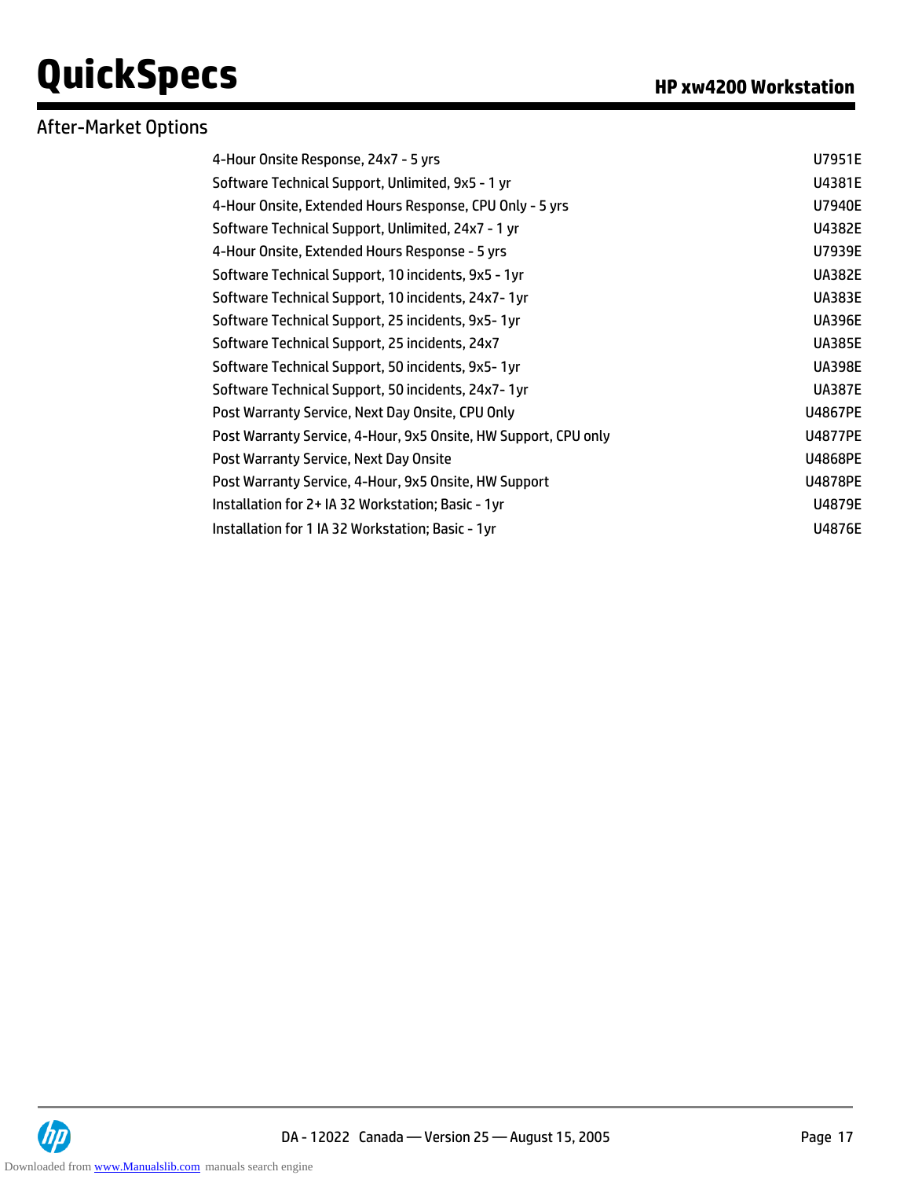## After-Market Options

| | |
|---|---|
| 4-Hour Onsite Response, 24x7 - 5 yrs | U7951E |
| Software Technical Support, Unlimited, 9x5 - 1 yr | U4381E |
| 4-Hour Onsite, Extended Hours Response, CPU Only - 5 yrs | U7940E |
| Software Technical Support, Unlimited, 24x7 - 1 yr | U4382E |
| 4-Hour Onsite, Extended Hours Response - 5 yrs | U7939E |
| Software Technical Support, 10 incidents, 9x5 - 1yr | UA382E |
| Software Technical Support, 10 incidents, 24x7- 1yr | UA383E |
| Software Technical Support, 25 incidents, 9x5- 1yr | UA396E |
| Software Technical Support, 25 incidents, 24x7 | UA385E |
| Software Technical Support, 50 incidents, 9x5- 1yr | UA398E |
| Software Technical Support, 50 incidents, 24x7- 1yr | UA387E |
| Post Warranty Service, Next Day Onsite, CPU Only | U4867PE |
| Post Warranty Service, 4-Hour, 9x5 Onsite, HW Support, CPU only | U4877PE |
| Post Warranty Service, Next Day Onsite | U4868PE |
| Post Warranty Service, 4-Hour, 9x5 Onsite, HW Support | U4878PE |
| Installation for 2+ IA 32 Workstation; Basic - 1yr | U4879E |
| Installation for 1 IA 32 Workstation; Basic - 1yr | U4876E |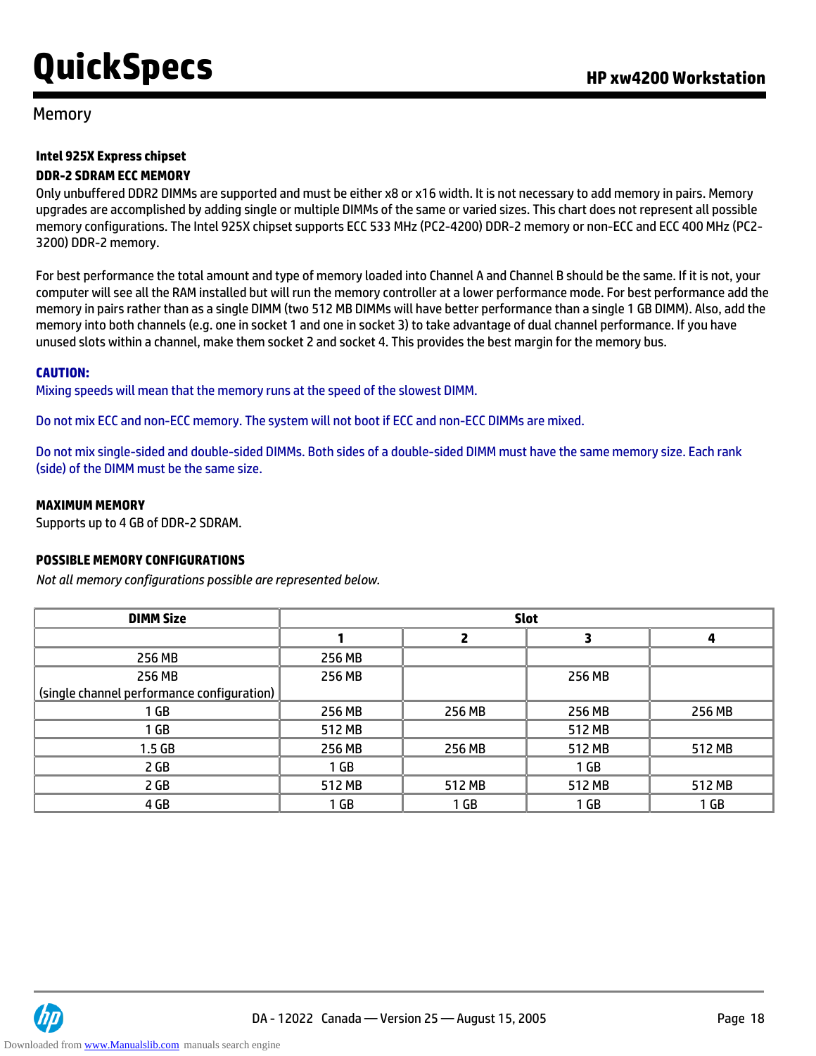## Memory

**Intel 925X Express chipset**

**DDR-2 SDRAM ECC MEMORY**

Only unbuffered DDR2 DIMMs are supported and must be either x8 or x16 width. It is not necessary to add memory in pairs. Memory upgrades are accomplished by adding single or multiple DIMMs of the same or varied sizes. This chart does not represent all possible memory configurations. The Intel 925X chipset supports ECC 533 MHz (PC2-4200) DDR-2 memory or non-ECC and ECC 400 MHz (PC2-3200) DDR-2 memory.

For best performance the total amount and type of memory loaded into Channel A and Channel B should be the same. If it is not, your computer will see all the RAM installed but will run the memory controller at a lower performance mode. For best performance add the memory in pairs rather than as a single DIMM (two 512 MB DIMMs will have better performance than a single 1 GB DIMM). Also, add the memory into both channels (e.g. one in socket 1 and one in socket 3) to take advantage of dual channel performance. If you have unused slots within a channel, make them socket 2 and socket 4. This provides the best margin for the memory bus.

**CAUTION:**

Mixing speeds will mean that the memory runs at the speed of the slowest DIMM.

Do not mix ECC and non-ECC memory. The system will not boot if ECC and non-ECC DIMMs are mixed.

Do not mix single-sided and double-sided DIMMs. Both sides of a double-sided DIMM must have the same memory size. Each rank (side) of the DIMM must be the same size.

**MAXIMUM MEMORY**

Supports up to 4 GB of DDR-2 SDRAM.

**POSSIBLE MEMORY CONFIGURATIONS**

*Not all memory configurations possible are represented below.*

| DIMM Size | Slot | | | |
|---|---|---|---|---|
| | 1 | 2 | 3 | 4 |
| 256 MB | 256 MB | | | |
| 256 MB (single channel performance configuration) | 256 MB | | 256 MB | |
| 1 GB | 256 MB | 256 MB | 256 MB | 256 MB |
| 1 GB | 512 MB | | 512 MB | |
| 1.5 GB | 256 MB | 256 MB | 512 MB | 512 MB |
| 2 GB | 1 GB | | 1 GB | |
| 2 GB | 512 MB | 512 MB | 512 MB | 512 MB |
| 4 GB | 1 GB | 1 GB | 1 GB | 1 GB |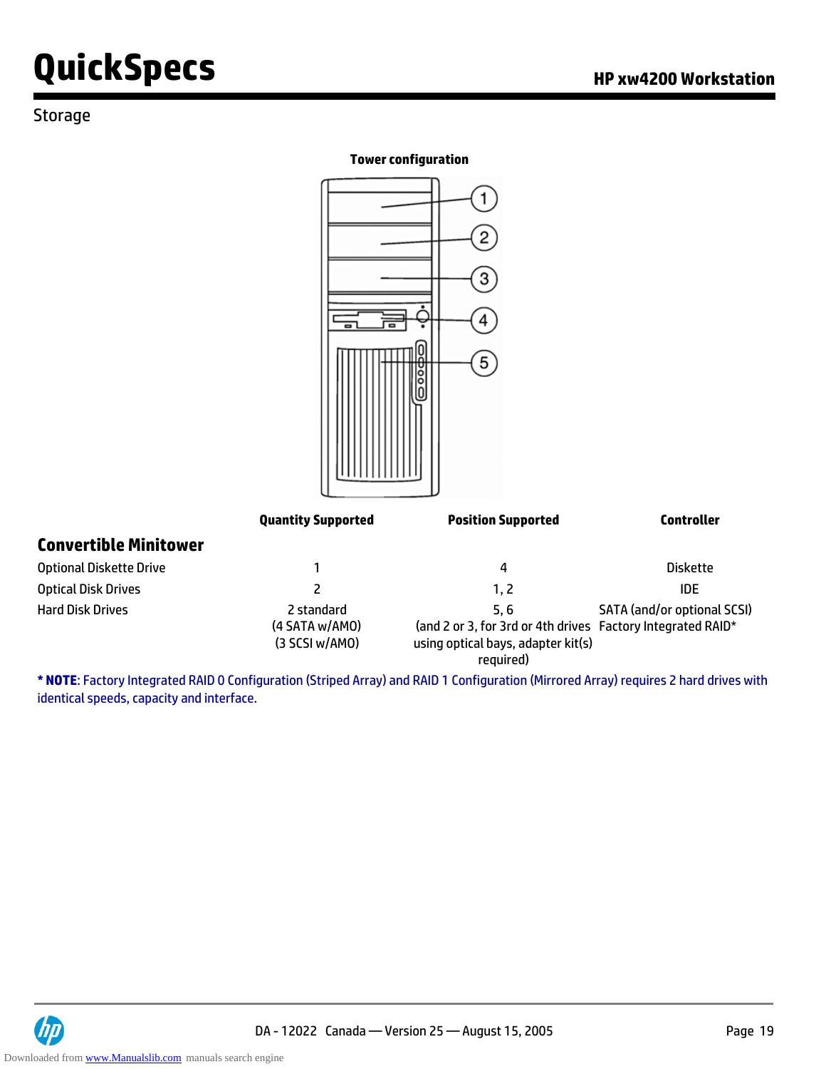## Storage

**Tower configuration**

1
2
3
4
5

| | Quantity Supported | Position Supported | Controller |
|---|---|---|---|
| **Convertible Minitower** | | | |
| Optional Diskette Drive | 1 | 4 | Diskette |
| Optical Disk Drives | 2 | 1, 2 | IDE |
| Hard Disk Drives | 2 standard (4 SATA w/AMO) (3 SCSI w/AMO) | 5, 6 (and 2 or 3, for 3rd or 4th drives using optical bays, adapter kit(s) required) | SATA (and/or optional SCSI) Factory Integrated RAID* |

*** NOTE**: Factory Integrated RAID 0 Configuration (Striped Array) and RAID 1 Configuration (Mirrored Array) requires 2 hard drives with identical speeds, capacity and interface.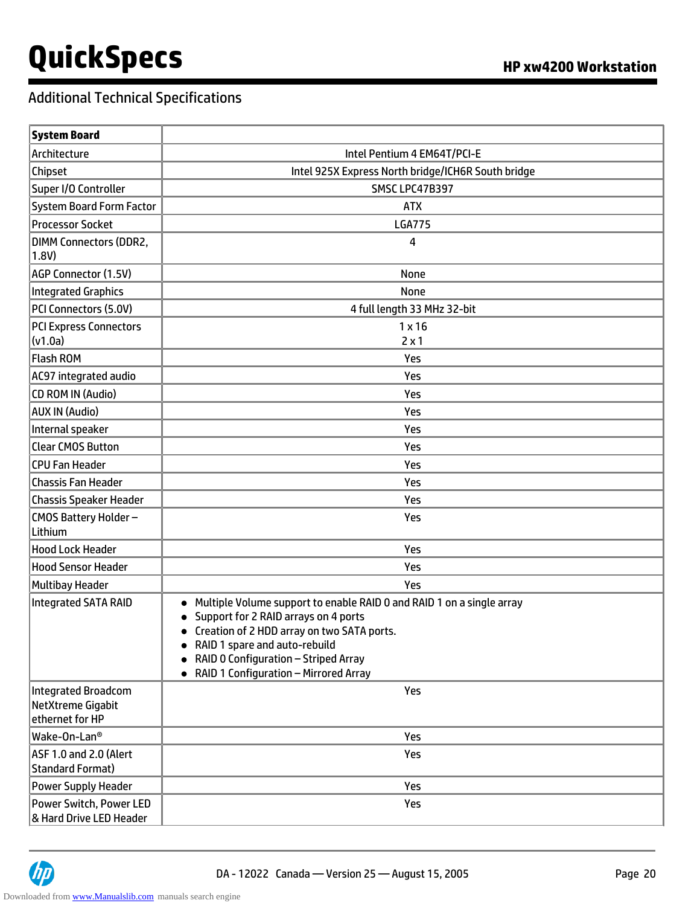## Additional Technical Specifications

| System Board | |
|---|---|
| Architecture | Intel Pentium 4 EM64T/PCI-E |
| Chipset | Intel 925X Express North bridge/ICH6R South bridge |
| Super I/O Controller | SMSC LPC47B397 |
| System Board Form Factor | ATX |
| Processor Socket | LGA775 |
| DIMM Connectors (DDR2, 1.8V) | 4 |
| AGP Connector (1.5V) | None |
| Integrated Graphics | None |
| PCI Connectors (5.0V) | 4 full length 33 MHz 32-bit |
| PCI Express Connectors (v1.0a) | 1 x 16<br>2 x 1 |
| Flash ROM | Yes |
| AC97 integrated audio | Yes |
| CD ROM IN (Audio) | Yes |
| AUX IN (Audio) | Yes |
| Internal speaker | Yes |
| Clear CMOS Button | Yes |
| CPU Fan Header | Yes |
| Chassis Fan Header | Yes |
| Chassis Speaker Header | Yes |
| CMOS Battery Holder – Lithium | Yes |
| Hood Lock Header | Yes |
| Hood Sensor Header | Yes |
| Multibay Header | Yes |
| Integrated SATA RAID | • Multiple Volume support to enable RAID 0 and RAID 1 on a single array<br>• Support for 2 RAID arrays on 4 ports<br>• Creation of 2 HDD array on two SATA ports.<br>• RAID 1 spare and auto-rebuild<br>• RAID 0 Configuration – Striped Array<br>• RAID 1 Configuration – Mirrored Array |
| Integrated Broadcom NetXtreme Gigabit ethernet for HP | Yes |
| Wake-On-Lan® | Yes |
| ASF 1.0 and 2.0 (Alert Standard Format) | Yes |
| Power Supply Header | Yes |
| Power Switch, Power LED & Hard Drive LED Header | Yes |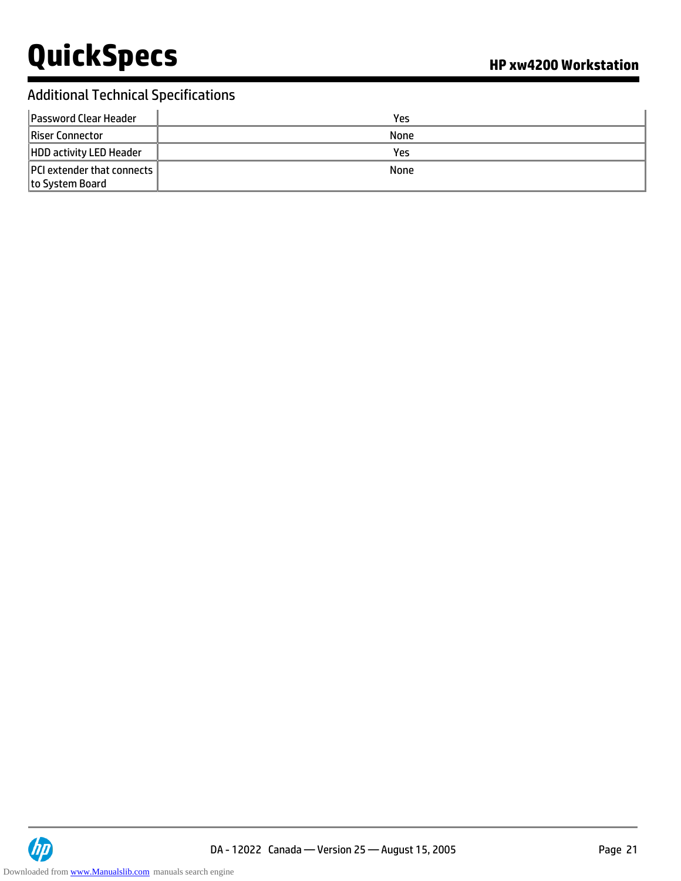## Additional Technical Specifications

| | |
|---|---|
| Password Clear Header | Yes |
| Riser Connector | None |
| HDD activity LED Header | Yes |
| PCI extender that connects to System Board | None |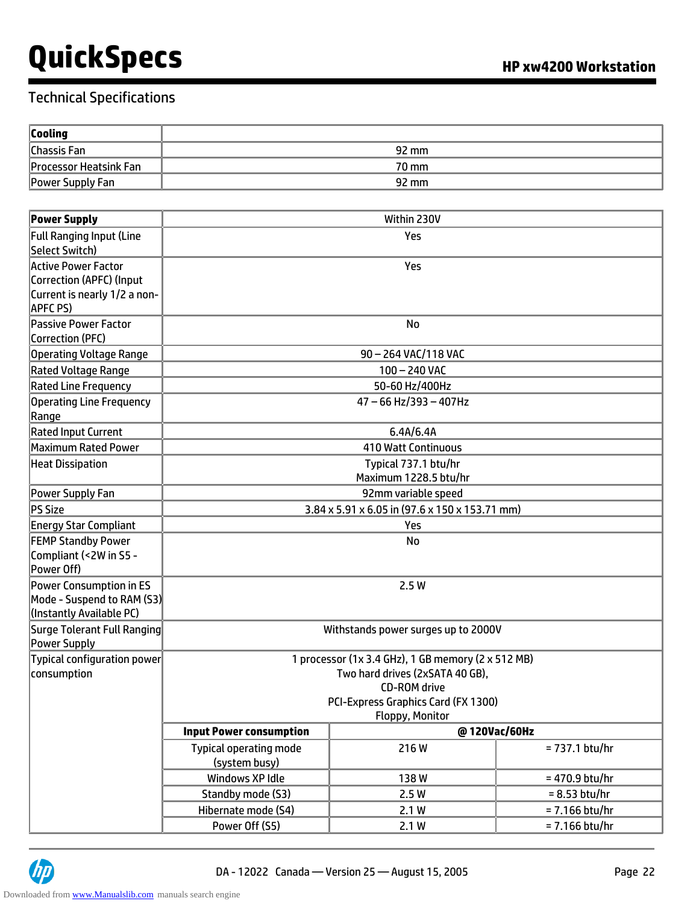## Technical Specifications

| **Cooling** | |
|---|---|
| Chassis Fan | 92 mm |
| Processor Heatsink Fan | 70 mm |
| Power Supply Fan | 92 mm |

| **Power Supply** | Within 230V | | |
|---|---|---|---|
| Full Ranging Input (Line Select Switch) | Yes | | |
| Active Power Factor Correction (APFC) (Input Current is nearly 1/2 a non-APFC PS) | Yes | | |
| Passive Power Factor Correction (PFC) | No | | |
| Operating Voltage Range | 90 – 264 VAC/118 VAC | | |
| Rated Voltage Range | 100 – 240 VAC | | |
| Rated Line Frequency | 50-60 Hz/400Hz | | |
| Operating Line Frequency Range | 47 – 66 Hz/393 – 407Hz | | |
| Rated Input Current | 6.4A/6.4A | | |
| Maximum Rated Power | 410 Watt Continuous | | |
| Heat Dissipation | Typical 737.1 btu/hr<br>Maximum 1228.5 btu/hr | | |
| Power Supply Fan | 92mm variable speed | | |
| PS Size | 3.84 x 5.91 x 6.05 in (97.6 x 150 x 153.71 mm) | | |
| Energy Star Compliant | Yes | | |
| FEMP Standby Power Compliant (<2W in S5 - Power Off) | No | | |
| Power Consumption in ES Mode - Suspend to RAM (S3) (Instantly Available PC) | 2.5 W | | |
| Surge Tolerant Full Ranging Power Supply | Withstands power surges up to 2000V | | |
| Typical configuration power consumption | 1 processor (1x 3.4 GHz), 1 GB memory (2 x 512 MB)<br>Two hard drives (2xSATA 40 GB),<br>CD-ROM drive<br>PCI-Express Graphics Card (FX 1300)<br>Floppy, Monitor | | |
| | **Input Power consumption** | **@ 120Vac/60Hz** | |
| | Typical operating mode (system busy) | 216 W | = 737.1 btu/hr |
| | Windows XP Idle | 138 W | = 470.9 btu/hr |
| | Standby mode (S3) | 2.5 W | = 8.53 btu/hr |
| | Hibernate mode (S4) | 2.1 W | = 7.166 btu/hr |
| | Power Off (S5) | 2.1 W | = 7.166 btu/hr |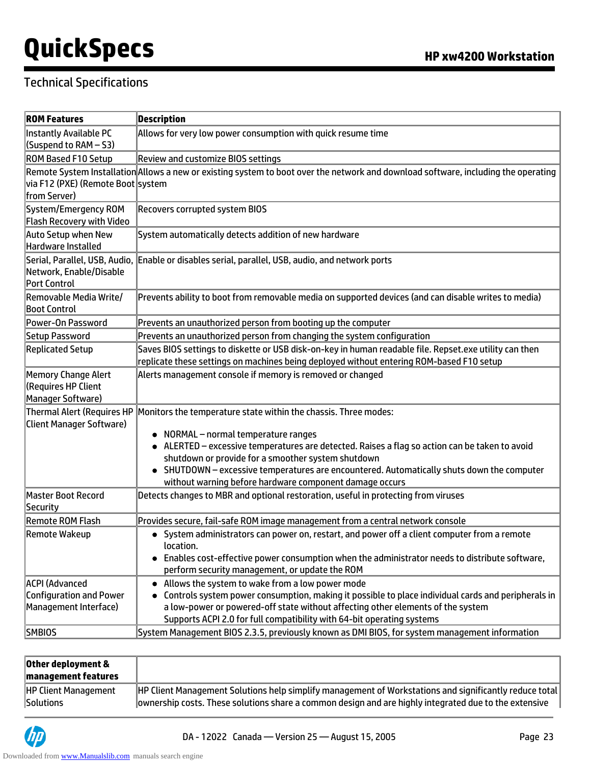## Technical Specifications

| ROM Features | Description |
|---|---|
| Instantly Available PC (Suspend to RAM – S3) | Allows for very low power consumption with quick resume time |
| ROM Based F10 Setup | Review and customize BIOS settings |
| Remote System Installation via F12 (PXE) (Remote Boot from Server) | Allows a new or existing system to boot over the network and download software, including the operating system |
| System/Emergency ROM Flash Recovery with Video | Recovers corrupted system BIOS |
| Auto Setup when New Hardware Installed | System automatically detects addition of new hardware |
| Serial, Parallel, USB, Audio, Network, Enable/Disable Port Control | Enable or disables serial, parallel, USB, audio, and network ports |
| Removable Media Write/ Boot Control | Prevents ability to boot from removable media on supported devices (and can disable writes to media) |
| Power-On Password | Prevents an unauthorized person from booting up the computer |
| Setup Password | Prevents an unauthorized person from changing the system configuration |
| Replicated Setup | Saves BIOS settings to diskette or USB disk-on-key in human readable file. Repset.exe utility can then replicate these settings on machines being deployed without entering ROM-based F10 setup |
| Memory Change Alert (Requires HP Client Manager Software) | Alerts management console if memory is removed or changed |
| Thermal Alert (Requires HP Client Manager Software) | Monitors the temperature state within the chassis. Three modes:<br>• NORMAL – normal temperature ranges<br>• ALERTED – excessive temperatures are detected. Raises a flag so action can be taken to avoid shutdown or provide for a smoother system shutdown<br>• SHUTDOWN – excessive temperatures are encountered. Automatically shuts down the computer without warning before hardware component damage occurs |
| Master Boot Record Security | Detects changes to MBR and optional restoration, useful in protecting from viruses |
| Remote ROM Flash | Provides secure, fail-safe ROM image management from a central network console |
| Remote Wakeup | • System administrators can power on, restart, and power off a client computer from a remote location.<br>• Enables cost-effective power consumption when the administrator needs to distribute software, perform security management, or update the ROM |
| ACPI (Advanced Configuration and Power Management Interface) | • Allows the system to wake from a low power mode<br>• Controls system power consumption, making it possible to place individual cards and peripherals in a low-power or powered-off state without affecting other elements of the system<br>Supports ACPI 2.0 for full compatibility with 64-bit operating systems |
| SMBIOS | System Management BIOS 2.3.5, previously known as DMI BIOS, for system management information |

| Other deployment & management features | |
|---|---|
| HP Client Management Solutions | HP Client Management Solutions help simplify management of Workstations and significantly reduce total ownership costs. These solutions share a common design and are highly integrated due to the extensive |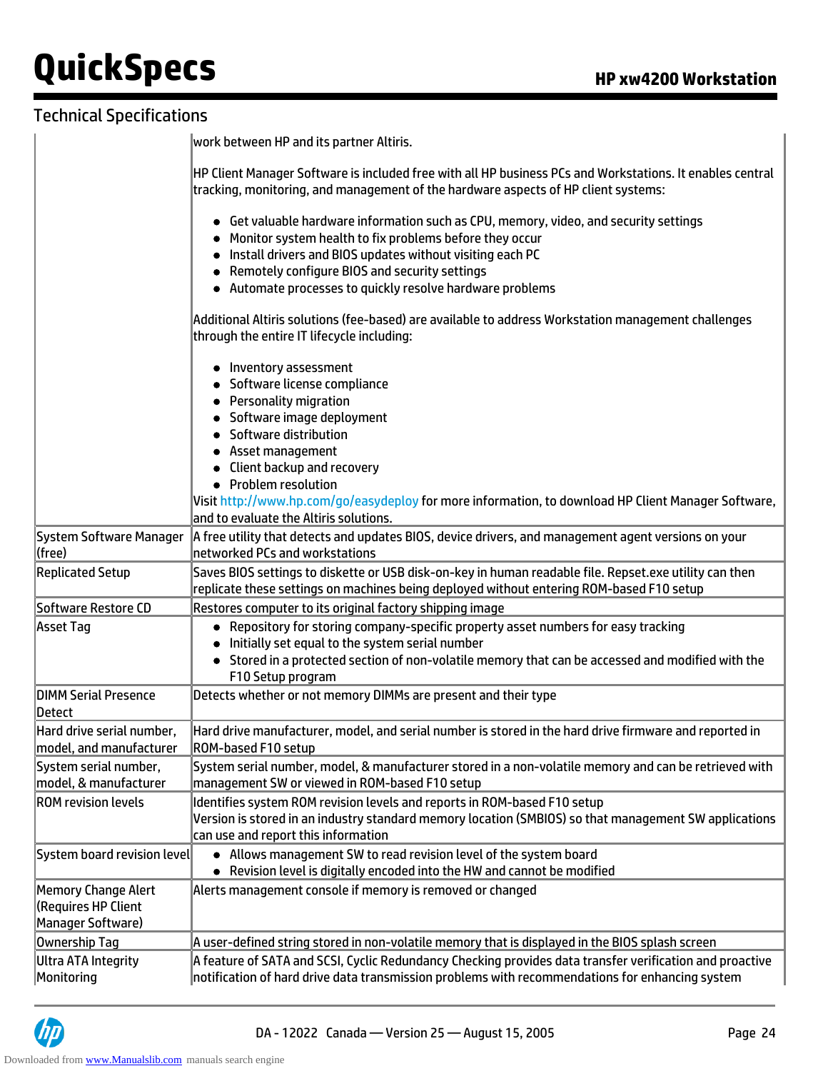## Technical Specifications

| | |
|---|---|
| | work between HP and its partner Altiris.<br><br>HP Client Manager Software is included free with all HP business PCs and Workstations. It enables central tracking, monitoring, and management of the hardware aspects of HP client systems:<br><br>• Get valuable hardware information such as CPU, memory, video, and security settings<br>• Monitor system health to fix problems before they occur<br>• Install drivers and BIOS updates without visiting each PC<br>• Remotely configure BIOS and security settings<br>• Automate processes to quickly resolve hardware problems<br><br>Additional Altiris solutions (fee-based) are available to address Workstation management challenges through the entire IT lifecycle including:<br><br>• Inventory assessment<br>• Software license compliance<br>• Personality migration<br>• Software image deployment<br>• Software distribution<br>• Asset management<br>• Client backup and recovery<br>• Problem resolution<br><br>Visit http://www.hp.com/go/easydeploy for more information, to download HP Client Manager Software, and to evaluate the Altiris solutions. |
| System Software Manager (free) | A free utility that detects and updates BIOS, device drivers, and management agent versions on your networked PCs and workstations |
| Replicated Setup | Saves BIOS settings to diskette or USB disk-on-key in human readable file. Repset.exe utility can then replicate these settings on machines being deployed without entering ROM-based F10 setup |
| Software Restore CD | Restores computer to its original factory shipping image |
| Asset Tag | • Repository for storing company-specific property asset numbers for easy tracking<br>• Initially set equal to the system serial number<br>• Stored in a protected section of non-volatile memory that can be accessed and modified with the F10 Setup program |
| DIMM Serial Presence Detect | Detects whether or not memory DIMMs are present and their type |
| Hard drive serial number, model, and manufacturer | Hard drive manufacturer, model, and serial number is stored in the hard drive firmware and reported in ROM-based F10 setup |
| System serial number, model, & manufacturer | System serial number, model, & manufacturer stored in a non-volatile memory and can be retrieved with management SW or viewed in ROM-based F10 setup |
| ROM revision levels | Identifies system ROM revision levels and reports in ROM-based F10 setup<br>Version is stored in an industry standard memory location (SMBIOS) so that management SW applications can use and report this information |
| System board revision level | • Allows management SW to read revision level of the system board<br>• Revision level is digitally encoded into the HW and cannot be modified |
| Memory Change Alert (Requires HP Client Manager Software) | Alerts management console if memory is removed or changed |
| Ownership Tag | A user-defined string stored in non-volatile memory that is displayed in the BIOS splash screen |
| Ultra ATA Integrity Monitoring | A feature of SATA and SCSI, Cyclic Redundancy Checking provides data transfer verification and proactive notification of hard drive data transmission problems with recommendations for enhancing system |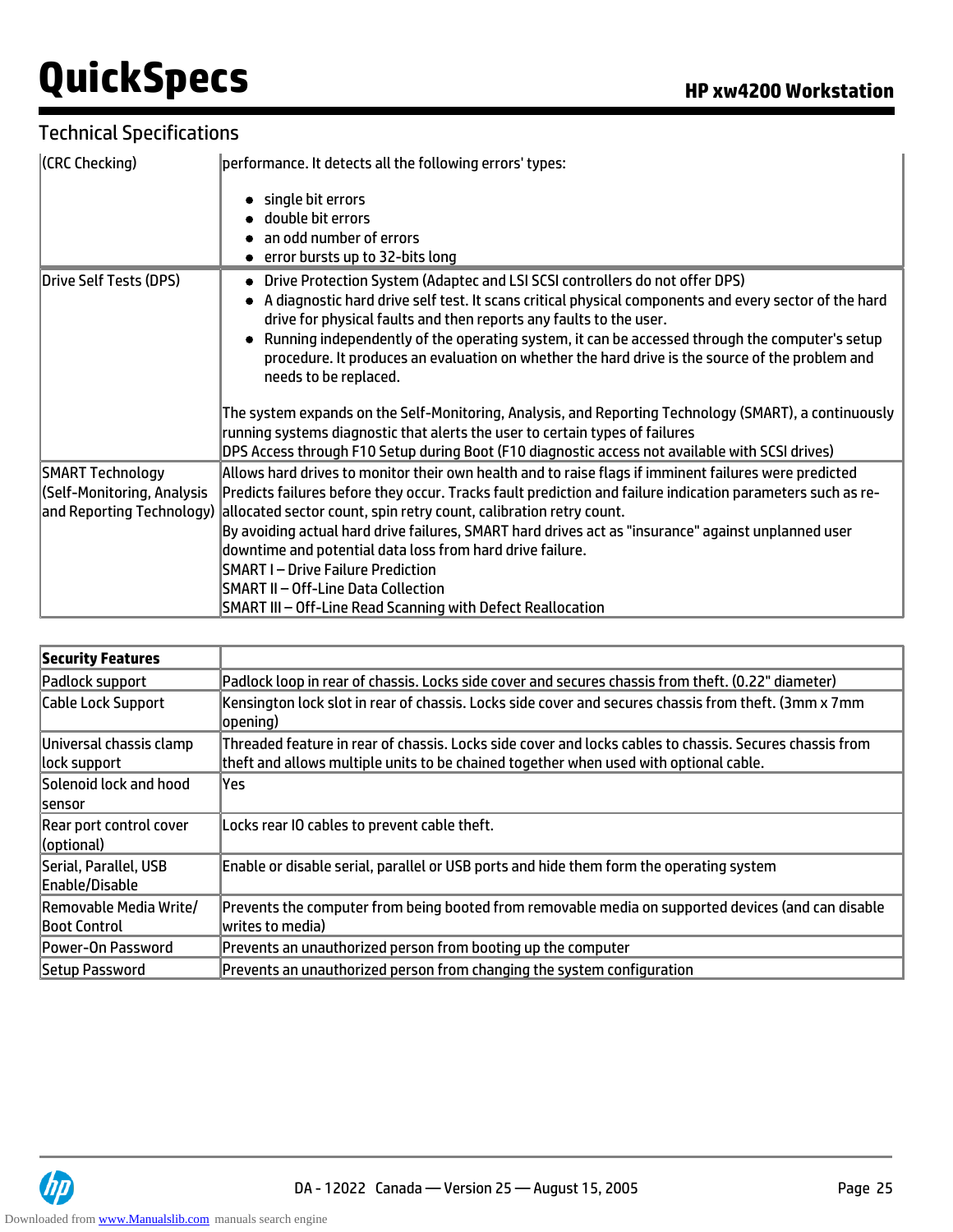## Technical Specifications

| | |
|---|---|
| (CRC Checking) | performance. It detects all the following errors' types:<br><br>• single bit errors<br>• double bit errors<br>• an odd number of errors<br>• error bursts up to 32-bits long |
| Drive Self Tests (DPS) | • Drive Protection System (Adaptec and LSI SCSI controllers do not offer DPS)<br>• A diagnostic hard drive self test. It scans critical physical components and every sector of the hard drive for physical faults and then reports any faults to the user.<br>• Running independently of the operating system, it can be accessed through the computer's setup procedure. It produces an evaluation on whether the hard drive is the source of the problem and needs to be replaced.<br><br>The system expands on the Self-Monitoring, Analysis, and Reporting Technology (SMART), a continuously running systems diagnostic that alerts the user to certain types of failures<br>DPS Access through F10 Setup during Boot (F10 diagnostic access not available with SCSI drives) |
| SMART Technology (Self-Monitoring, Analysis and Reporting Technology) | Allows hard drives to monitor their own health and to raise flags if imminent failures were predicted<br>Predicts failures before they occur. Tracks fault prediction and failure indication parameters such as re-allocated sector count, spin retry count, calibration retry count.<br>By avoiding actual hard drive failures, SMART hard drives act as "insurance" against unplanned user downtime and potential data loss from hard drive failure.<br>SMART I – Drive Failure Prediction<br>SMART II – Off-Line Data Collection<br>SMART III – Off-Line Read Scanning with Defect Reallocation |

| **Security Features** | |
|---|---|
| Padlock support | Padlock loop in rear of chassis. Locks side cover and secures chassis from theft. (0.22" diameter) |
| Cable Lock Support | Kensington lock slot in rear of chassis. Locks side cover and secures chassis from theft. (3mm x 7mm opening) |
| Universal chassis clamp lock support | Threaded feature in rear of chassis. Locks side cover and locks cables to chassis. Secures chassis from theft and allows multiple units to be chained together when used with optional cable. |
| Solenoid lock and hood sensor | Yes |
| Rear port control cover (optional) | Locks rear IO cables to prevent cable theft. |
| Serial, Parallel, USB Enable/Disable | Enable or disable serial, parallel or USB ports and hide them form the operating system |
| Removable Media Write/ Boot Control | Prevents the computer from being booted from removable media on supported devices (and can disable writes to media) |
| Power-On Password | Prevents an unauthorized person from booting up the computer |
| Setup Password | Prevents an unauthorized person from changing the system configuration |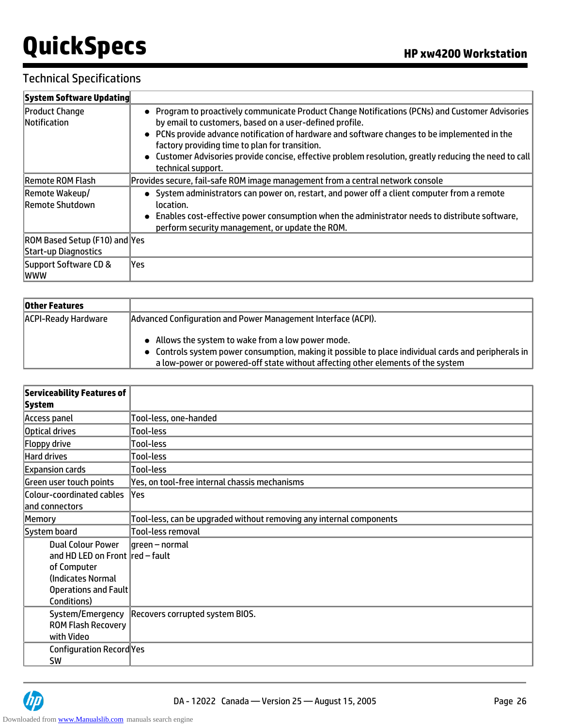## Technical Specifications

| System Software Updating | |
|---|---|
| Product Change Notification | • Program to proactively communicate Product Change Notifications (PCNs) and Customer Advisories by email to customers, based on a user-defined profile.<br>• PCNs provide advance notification of hardware and software changes to be implemented in the factory providing time to plan for transition.<br>• Customer Advisories provide concise, effective problem resolution, greatly reducing the need to call technical support. |
| Remote ROM Flash | Provides secure, fail-safe ROM image management from a central network console |
| Remote Wakeup/ Remote Shutdown | • System administrators can power on, restart, and power off a client computer from a remote location.<br>• Enables cost-effective power consumption when the administrator needs to distribute software, perform security management, or update the ROM. |
| ROM Based Setup (F10) and Start-up Diagnostics | Yes |
| Support Software CD & WWW | Yes |

| Other Features | |
|---|---|
| ACPI-Ready Hardware | Advanced Configuration and Power Management Interface (ACPI).<br><br>• Allows the system to wake from a low power mode.<br>• Controls system power consumption, making it possible to place individual cards and peripherals in a low-power or powered-off state without affecting other elements of the system |

| Serviceability Features of System | |
|---|---|
| Access panel | Tool-less, one-handed |
| Optical drives | Tool-less |
| Floppy drive | Tool-less |
| Hard drives | Tool-less |
| Expansion cards | Tool-less |
| Green user touch points | Yes, on tool-free internal chassis mechanisms |
| Colour-coordinated cables and connectors | Yes |
| Memory | Tool-less, can be upgraded without removing any internal components |
| System board | Tool-less removal |
| Dual Colour Power and HD LED on Front of Computer (Indicates Normal Operations and Fault Conditions) | green – normal<br>red – fault |
| System/Emergency ROM Flash Recovery with Video | Recovers corrupted system BIOS. |
| Configuration Record SW | Yes |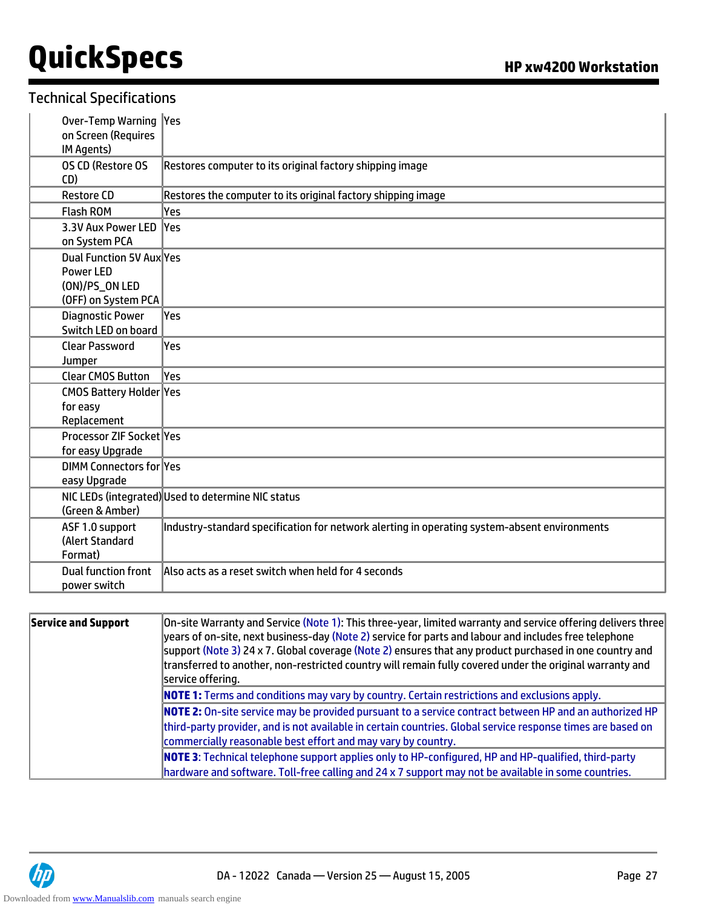## Technical Specifications

| | |
|---|---|
| Over-Temp Warning on Screen (Requires IM Agents) | Yes |
| OS CD (Restore OS CD) | Restores computer to its original factory shipping image |
| Restore CD | Restores the computer to its original factory shipping image |
| Flash ROM | Yes |
| 3.3V Aux Power LED on System PCA | Yes |
| Dual Function 5V Aux Power LED (ON)/PS_ON LED (OFF) on System PCA | Yes |
| Diagnostic Power Switch LED on board | Yes |
| Clear Password Jumper | Yes |
| Clear CMOS Button | Yes |
| CMOS Battery Holder for easy Replacement | Yes |
| Processor ZIF Socket for easy Upgrade | Yes |
| DIMM Connectors for easy Upgrade | Yes |
| NIC LEDs (integrated) (Green & Amber) | Used to determine NIC status |
| ASF 1.0 support (Alert Standard Format) | Industry-standard specification for network alerting in operating system-absent environments |
| Dual function front power switch | Also acts as a reset switch when held for 4 seconds |

| | |
|---|---|
| **Service and Support** | On-site Warranty and Service (Note 1): This three-year, limited warranty and service offering delivers three years of on-site, next business-day (Note 2) service for parts and labour and includes free telephone support (Note 3) 24 x 7. Global coverage (Note 2) ensures that any product purchased in one country and transferred to another, non-restricted country will remain fully covered under the original warranty and service offering. |
| | **NOTE 1:** Terms and conditions may vary by country. Certain restrictions and exclusions apply. |
| | **NOTE 2:** On-site service may be provided pursuant to a service contract between HP and an authorized HP third-party provider, and is not available in certain countries. Global service response times are based on commercially reasonable best effort and may vary by country. |
| | **NOTE 3**: Technical telephone support applies only to HP-configured, HP and HP-qualified, third-party hardware and software. Toll-free calling and 24 x 7 support may not be available in some countries. |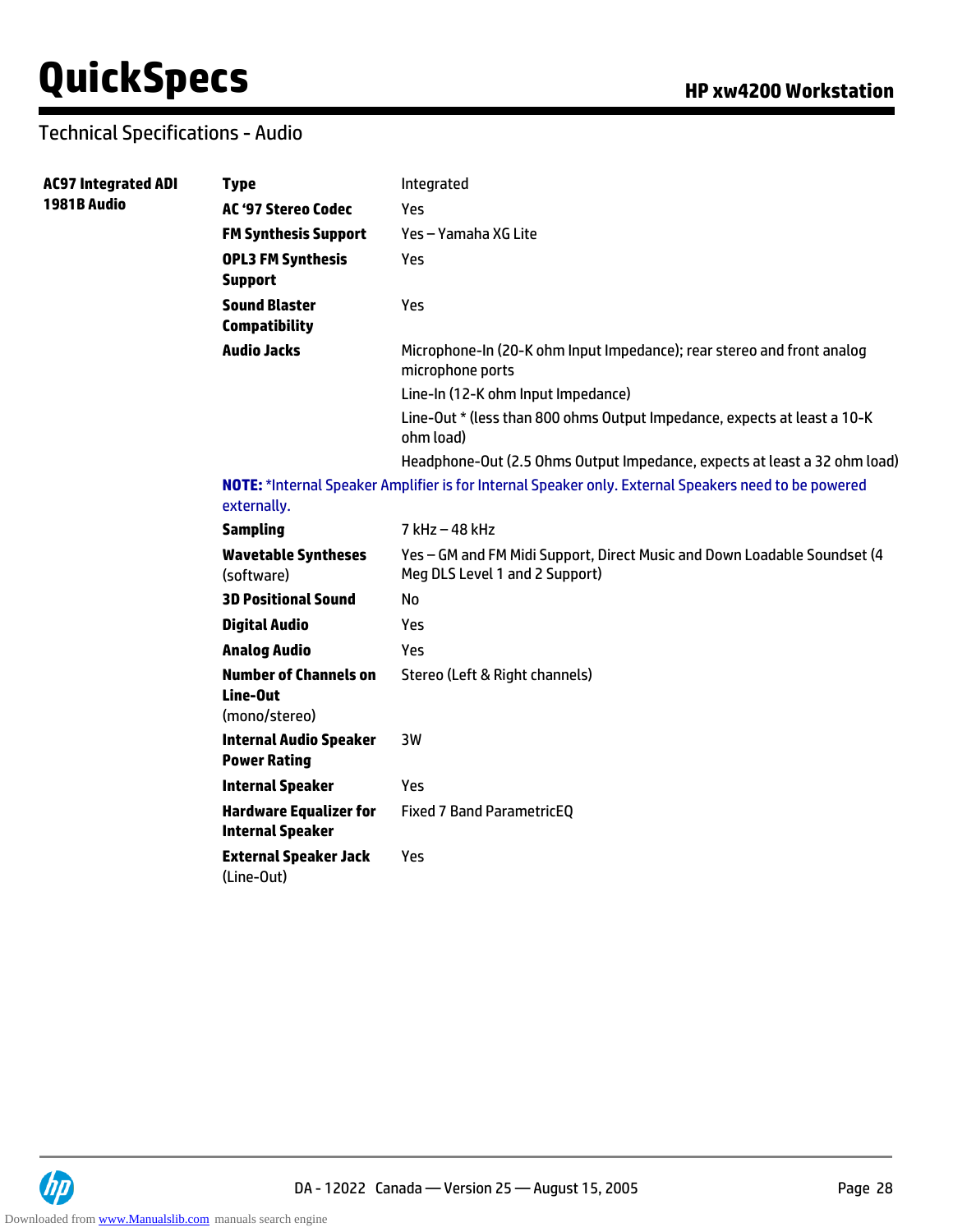## Technical Specifications - Audio

| | | |
|---|---|---|
| **AC97 Integrated ADI 1981B Audio** | **Type** | Integrated |
| | **AC '97 Stereo Codec** | Yes |
| | **FM Synthesis Support** | Yes – Yamaha XG Lite |
| | **OPL3 FM Synthesis Support** | Yes |
| | **Sound Blaster Compatibility** | Yes |
| | **Audio Jacks** | Microphone-In (20-K ohm Input Impedance); rear stereo and front analog microphone ports |
| | | Line-In (12-K ohm Input Impedance) |
| | | Line-Out * (less than 800 ohms Output Impedance, expects at least a 10-K ohm load) |
| | | Headphone-Out (2.5 Ohms Output Impedance, expects at least a 32 ohm load) |

**NOTE:** *Internal Speaker Amplifier is for Internal Speaker only. External Speakers need to be powered externally.

| | |
|---|---|
| **Sampling** | 7 kHz – 48 kHz |
| **Wavetable Syntheses** (software) | Yes – GM and FM Midi Support, Direct Music and Down Loadable Soundset (4 Meg DLS Level 1 and 2 Support) |
| **3D Positional Sound** | No |
| **Digital Audio** | Yes |
| **Analog Audio** | Yes |
| **Number of Channels on Line-Out** (mono/stereo) | Stereo (Left & Right channels) |
| **Internal Audio Speaker Power Rating** | 3W |
| **Internal Speaker** | Yes |
| **Hardware Equalizer for Internal Speaker** | Fixed 7 Band ParametricEQ |
| **External Speaker Jack** (Line-Out) | Yes |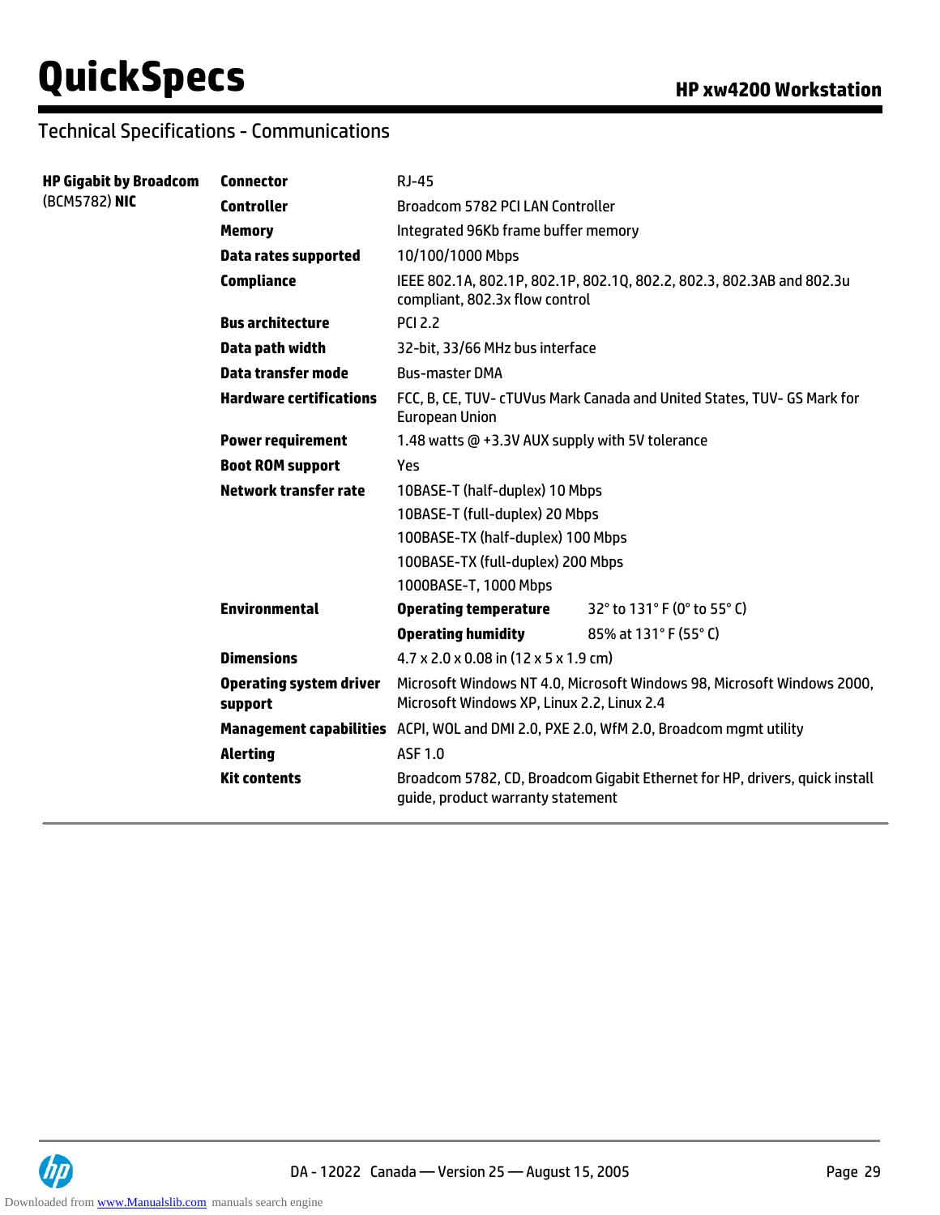## Technical Specifications - Communications

| | | | |
|---|---|---|---|
| **HP Gigabit by Broadcom** (BCM5782) **NIC** | **Connector** | RJ-45 | |
| | **Controller** | Broadcom 5782 PCI LAN Controller | |
| | **Memory** | Integrated 96Kb frame buffer memory | |
| | **Data rates supported** | 10/100/1000 Mbps | |
| | **Compliance** | IEEE 802.1A, 802.1P, 802.1P, 802.1Q, 802.2, 802.3, 802.3AB and 802.3u compliant, 802.3x flow control | |
| | **Bus architecture** | PCI 2.2 | |
| | **Data path width** | 32-bit, 33/66 MHz bus interface | |
| | **Data transfer mode** | Bus-master DMA | |
| | **Hardware certifications** | FCC, B, CE, TUV- cTUVus Mark Canada and United States, TUV- GS Mark for European Union | |
| | **Power requirement** | 1.48 watts @ +3.3V AUX supply with 5V tolerance | |
| | **Boot ROM support** | Yes | |
| | **Network transfer rate** | 10BASE-T (half-duplex) 10 Mbps | |
| | | 10BASE-T (full-duplex) 20 Mbps | |
| | | 100BASE-TX (half-duplex) 100 Mbps | |
| | | 100BASE-TX (full-duplex) 200 Mbps | |
| | | 1000BASE-T, 1000 Mbps | |
| | **Environmental** | **Operating temperature** | 32° to 131° F (0° to 55° C) |
| | | **Operating humidity** | 85% at 131° F (55° C) |
| | **Dimensions** | 4.7 x 2.0 x 0.08 in (12 x 5 x 1.9 cm) | |
| | **Operating system driver support** | Microsoft Windows NT 4.0, Microsoft Windows 98, Microsoft Windows 2000, Microsoft Windows XP, Linux 2.2, Linux 2.4 | |
| | **Management capabilities** | ACPI, WOL and DMI 2.0, PXE 2.0, WfM 2.0, Broadcom mgmt utility | |
| | **Alerting** | ASF 1.0 | |
| | **Kit contents** | Broadcom 5782, CD, Broadcom Gigabit Ethernet for HP, drivers, quick install guide, product warranty statement | |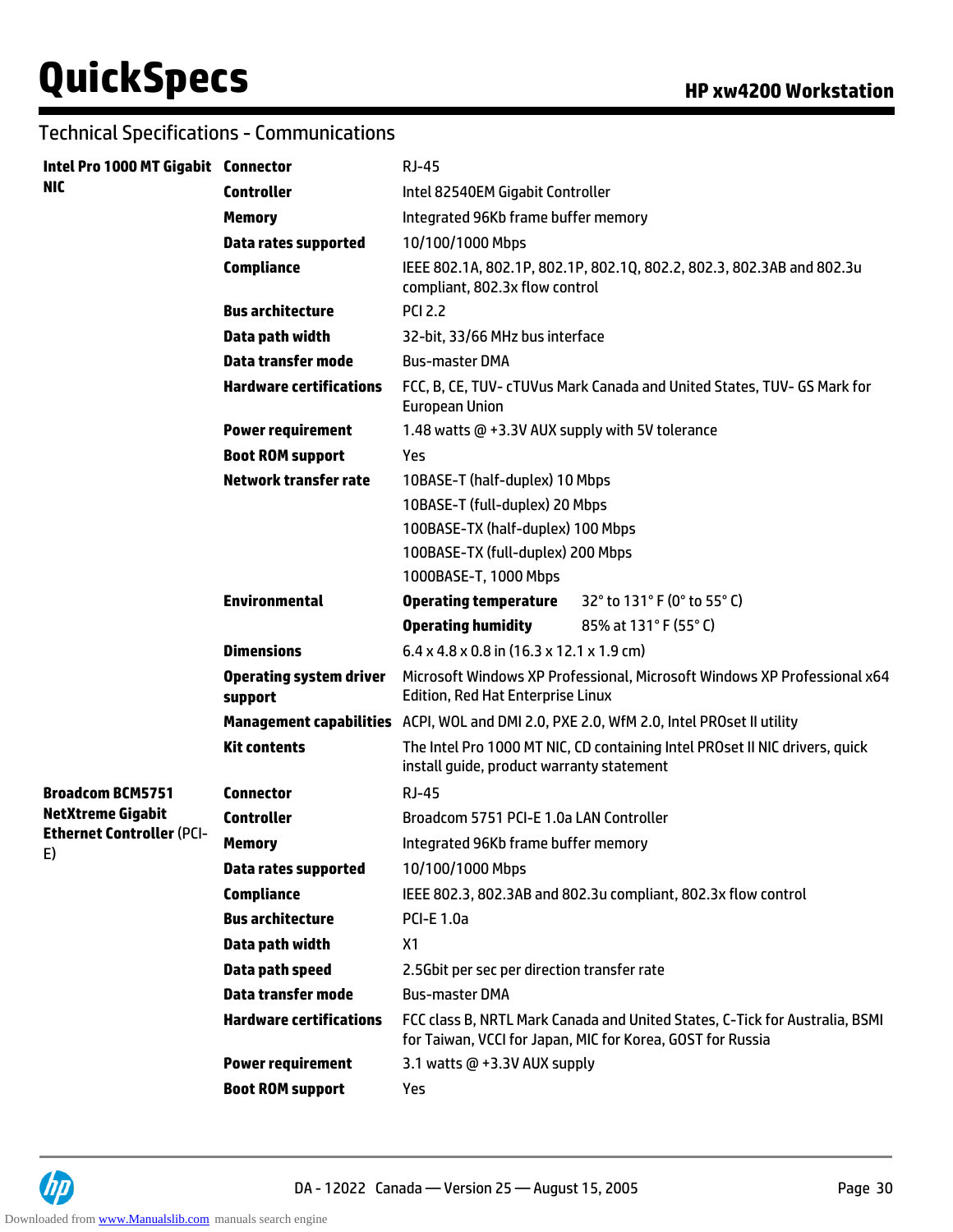## Technical Specifications - Communications

| | | |
|---|---|---|
| **Intel Pro 1000 MT Gigabit NIC** | **Connector** | RJ-45 |
| | **Controller** | Intel 82540EM Gigabit Controller |
| | **Memory** | Integrated 96Kb frame buffer memory |
| | **Data rates supported** | 10/100/1000 Mbps |
| | **Compliance** | IEEE 802.1A, 802.1P, 802.1P, 802.1Q, 802.2, 802.3, 802.3AB and 802.3u compliant, 802.3x flow control |
| | **Bus architecture** | PCI 2.2 |
| | **Data path width** | 32-bit, 33/66 MHz bus interface |
| | **Data transfer mode** | Bus-master DMA |
| | **Hardware certifications** | FCC, B, CE, TUV- cTUVus Mark Canada and United States, TUV- GS Mark for European Union |
| | **Power requirement** | 1.48 watts @ +3.3V AUX supply with 5V tolerance |
| | **Boot ROM support** | Yes |
| | **Network transfer rate** | 10BASE-T (half-duplex) 10 Mbps<br>10BASE-T (full-duplex) 20 Mbps<br>100BASE-TX (half-duplex) 100 Mbps<br>100BASE-TX (full-duplex) 200 Mbps<br>1000BASE-T, 1000 Mbps |
| | **Environmental** | **Operating temperature** 32° to 131° F (0° to 55° C)<br>**Operating humidity** 85% at 131° F (55° C) |
| | **Dimensions** | 6.4 x 4.8 x 0.8 in (16.3 x 12.1 x 1.9 cm) |
| | **Operating system driver support** | Microsoft Windows XP Professional, Microsoft Windows XP Professional x64 Edition, Red Hat Enterprise Linux |
| | **Management capabilities** | ACPI, WOL and DMI 2.0, PXE 2.0, WfM 2.0, Intel PROset II utility |
| | **Kit contents** | The Intel Pro 1000 MT NIC, CD containing Intel PROset II NIC drivers, quick install guide, product warranty statement |
| **Broadcom BCM5751 NetXtreme Gigabit Ethernet Controller** (PCI-E) | **Connector** | RJ-45 |
| | **Controller** | Broadcom 5751 PCI-E 1.0a LAN Controller |
| | **Memory** | Integrated 96Kb frame buffer memory |
| | **Data rates supported** | 10/100/1000 Mbps |
| | **Compliance** | IEEE 802.3, 802.3AB and 802.3u compliant, 802.3x flow control |
| | **Bus architecture** | PCI-E 1.0a |
| | **Data path width** | X1 |
| | **Data path speed** | 2.5Gbit per sec per direction transfer rate |
| | **Data transfer mode** | Bus-master DMA |
| | **Hardware certifications** | FCC class B, NRTL Mark Canada and United States, C-Tick for Australia, BSMI for Taiwan, VCCI for Japan, MIC for Korea, GOST for Russia |
| | **Power requirement** | 3.1 watts @ +3.3V AUX supply |
| | **Boot ROM support** | Yes |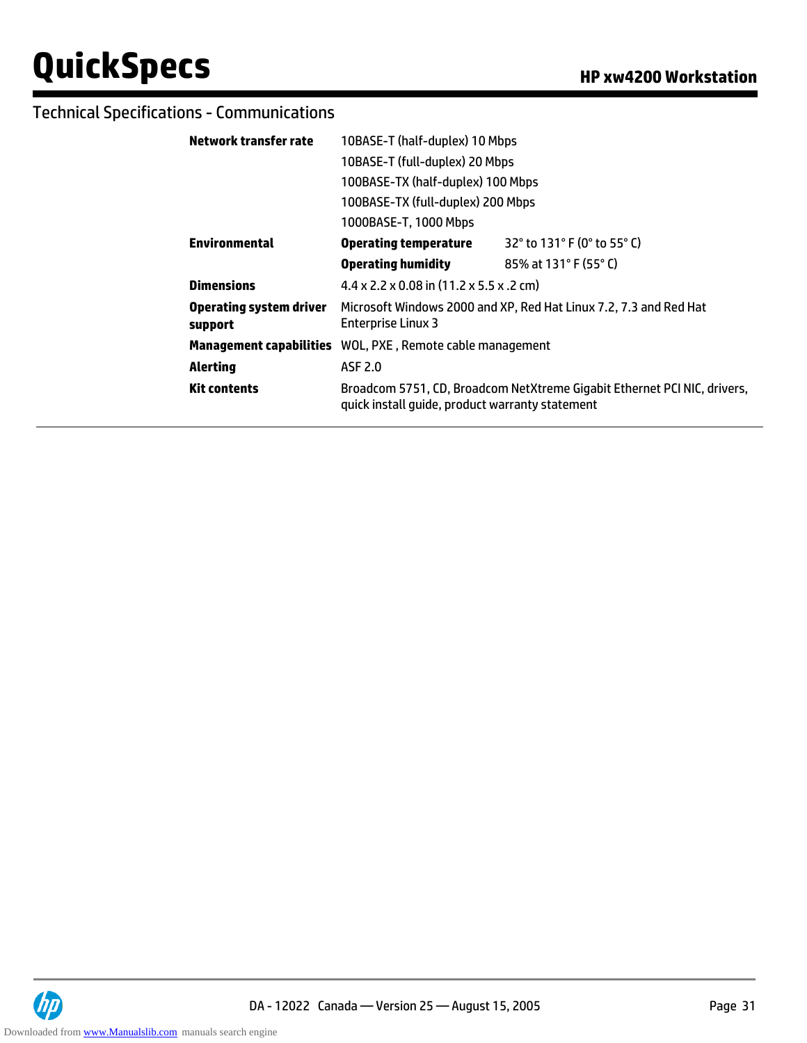## Technical Specifications - Communications

| | | |
|---|---|---|
| **Network transfer rate** | 10BASE-T (half-duplex) 10 Mbps | |
| | 10BASE-T (full-duplex) 20 Mbps | |
| | 100BASE-TX (half-duplex) 100 Mbps | |
| | 100BASE-TX (full-duplex) 200 Mbps | |
| | 1000BASE-T, 1000 Mbps | |
| **Environmental** | **Operating temperature** | 32° to 131° F (0° to 55° C) |
| | **Operating humidity** | 85% at 131° F (55° C) |
| **Dimensions** | 4.4 x 2.2 x 0.08 in (11.2 x 5.5 x .2 cm) | |
| **Operating system driver support** | Microsoft Windows 2000 and XP, Red Hat Linux 7.2, 7.3 and Red Hat Enterprise Linux 3 | |
| **Management capabilities** | WOL, PXE , Remote cable management | |
| **Alerting** | ASF 2.0 | |
| **Kit contents** | Broadcom 5751, CD, Broadcom NetXtreme Gigabit Ethernet PCI NIC, drivers, quick install guide, product warranty statement | |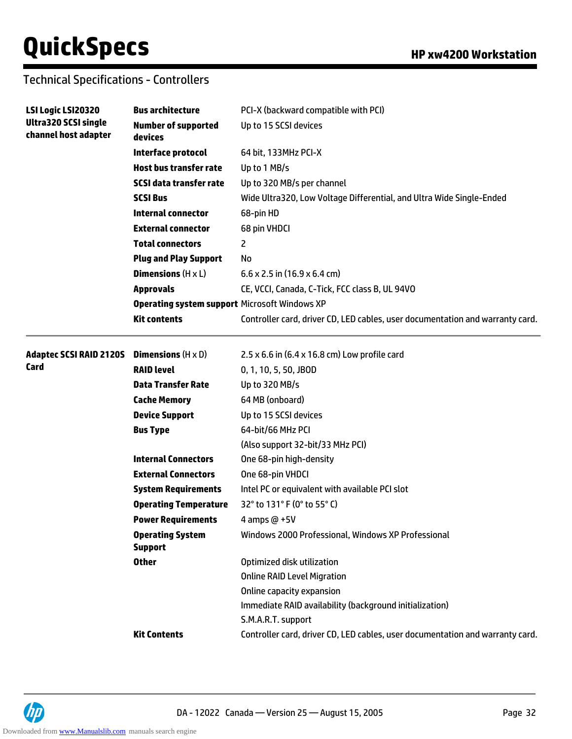## Technical Specifications - Controllers

| | | |
|---|---|---|
| **LSI Logic LSI20320 Ultra320 SCSI single channel host adapter** | **Bus architecture** | PCI-X (backward compatible with PCI) |
| | **Number of supported devices** | Up to 15 SCSI devices |
| | **Interface protocol** | 64 bit, 133MHz PCI-X |
| | **Host bus transfer rate** | Up to 1 MB/s |
| | **SCSI data transfer rate** | Up to 320 MB/s per channel |
| | **SCSI Bus** | Wide Ultra320, Low Voltage Differential, and Ultra Wide Single-Ended |
| | **Internal connector** | 68-pin HD |
| | **External connector** | 68 pin VHDCI |
| | **Total connectors** | 2 |
| | **Plug and Play Support** | No |
| | **Dimensions** (H x L) | 6.6 x 2.5 in (16.9 x 6.4 cm) |
| | **Approvals** | CE, VCCI, Canada, C-Tick, FCC class B, UL 94V0 |
| | **Operating system support** | Microsoft Windows XP |
| | **Kit contents** | Controller card, driver CD, LED cables, user documentation and warranty card. |

| | | |
|---|---|---|
| **Adaptec SCSI RAID 2120S Card** | **Dimensions** (H x D) | 2.5 x 6.6 in (6.4 x 16.8 cm) Low profile card |
| | **RAID level** | 0, 1, 10, 5, 50, JBOD |
| | **Data Transfer Rate** | Up to 320 MB/s |
| | **Cache Memory** | 64 MB (onboard) |
| | **Device Support** | Up to 15 SCSI devices |
| | **Bus Type** | 64-bit/66 MHz PCI<br>(Also support 32-bit/33 MHz PCI) |
| | **Internal Connectors** | One 68-pin high-density |
| | **External Connectors** | One 68-pin VHDCI |
| | **System Requirements** | Intel PC or equivalent with available PCI slot |
| | **Operating Temperature** | 32° to 131° F (0° to 55° C) |
| | **Power Requirements** | 4 amps @ +5V |
| | **Operating System Support** | Windows 2000 Professional, Windows XP Professional |
| | **Other** | Optimized disk utilization<br>Online RAID Level Migration<br>Online capacity expansion<br>Immediate RAID availability (background initialization)<br>S.M.A.R.T. support |
| | **Kit Contents** | Controller card, driver CD, LED cables, user documentation and warranty card. |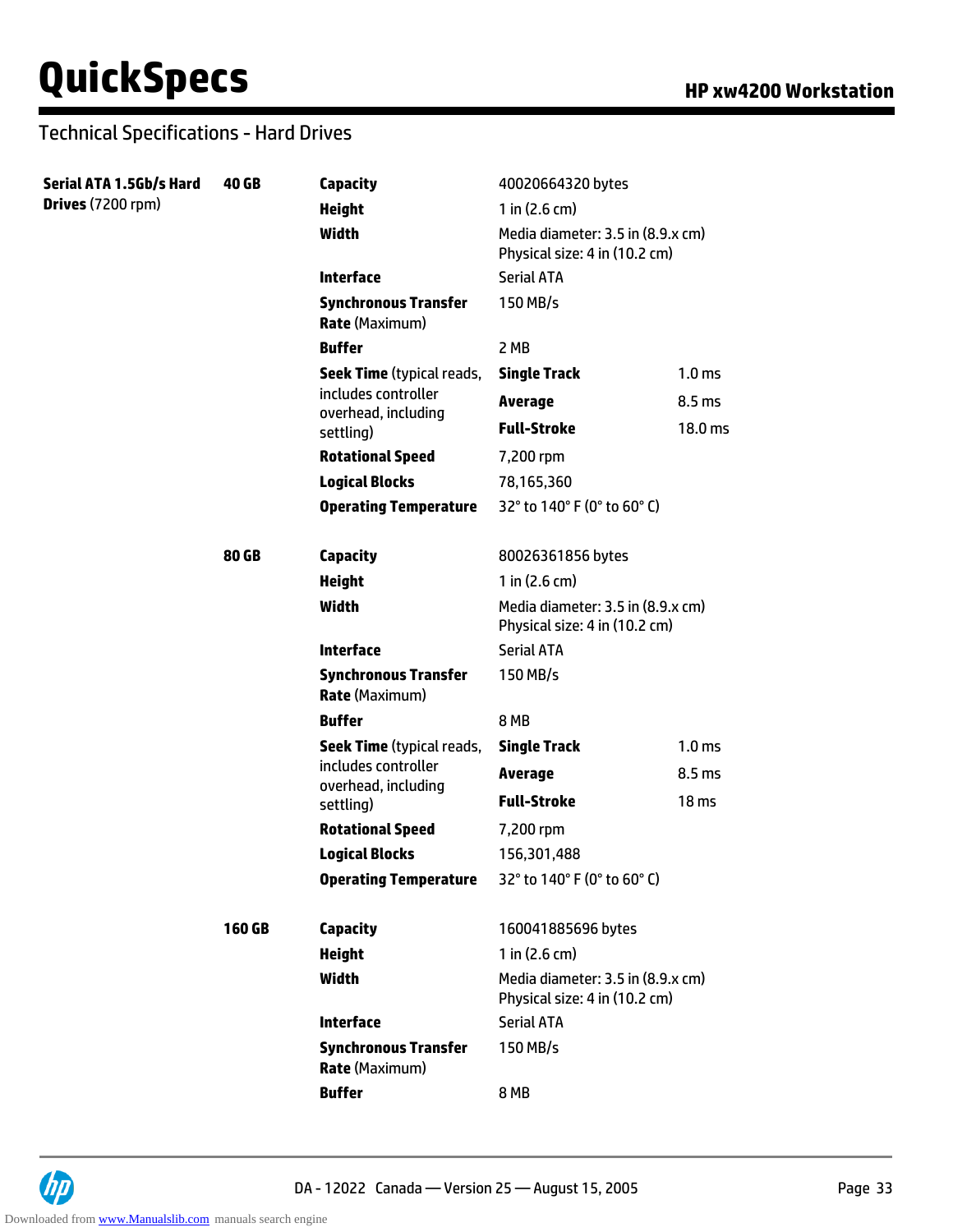## Technical Specifications - Hard Drives

| | | | | |
|---|---|---|---|---|
| **Serial ATA 1.5Gb/s Hard Drives** (7200 rpm) | **40 GB** | **Capacity** | 40020664320 bytes | |
| | | **Height** | 1 in (2.6 cm) | |
| | | **Width** | Media diameter: 3.5 in (8.9.x cm)<br>Physical size: 4 in (10.2 cm) | |
| | | **Interface** | Serial ATA | |
| | | **Synchronous Transfer Rate** (Maximum) | 150 MB/s | |
| | | **Buffer** | 2 MB | |
| | | **Seek Time** (typical reads, includes controller overhead, including settling) | **Single Track** | 1.0 ms |
| | | | **Average** | 8.5 ms |
| | | | **Full-Stroke** | 18.0 ms |
| | | **Rotational Speed** | 7,200 rpm | |
| | | **Logical Blocks** | 78,165,360 | |
| | | **Operating Temperature** | 32° to 140° F (0° to 60° C) | |
| | **80 GB** | **Capacity** | 80026361856 bytes | |
| | | **Height** | 1 in (2.6 cm) | |
| | | **Width** | Media diameter: 3.5 in (8.9.x cm)<br>Physical size: 4 in (10.2 cm) | |
| | | **Interface** | Serial ATA | |
| | | **Synchronous Transfer Rate** (Maximum) | 150 MB/s | |
| | | **Buffer** | 8 MB | |
| | | **Seek Time** (typical reads, includes controller overhead, including settling) | **Single Track** | 1.0 ms |
| | | | **Average** | 8.5 ms |
| | | | **Full-Stroke** | 18 ms |
| | | **Rotational Speed** | 7,200 rpm | |
| | | **Logical Blocks** | 156,301,488 | |
| | | **Operating Temperature** | 32° to 140° F (0° to 60° C) | |
| | **160 GB** | **Capacity** | 160041885696 bytes | |
| | | **Height** | 1 in (2.6 cm) | |
| | | **Width** | Media diameter: 3.5 in (8.9.x cm)<br>Physical size: 4 in (10.2 cm) | |
| | | **Interface** | Serial ATA | |
| | | **Synchronous Transfer Rate** (Maximum) | 150 MB/s | |
| | | **Buffer** | 8 MB | |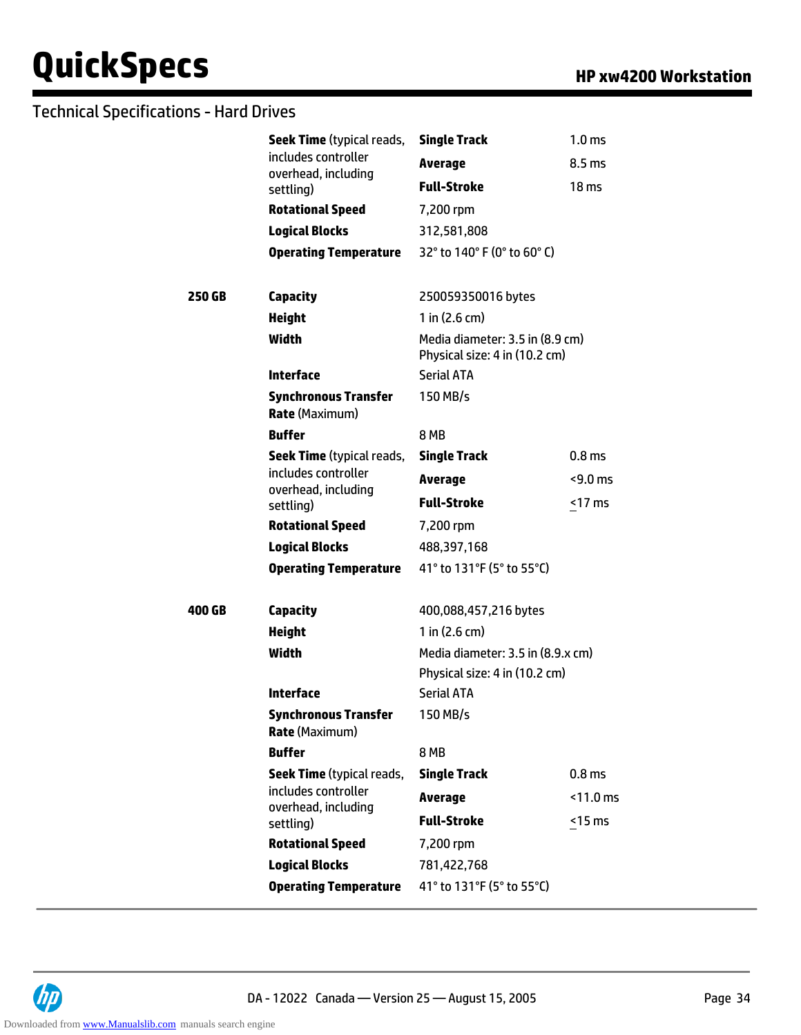## Technical Specifications - Hard Drives

| | | | |
|---|---|---|---|
| | **Seek Time** (typical reads, includes controller overhead, including settling) | **Single Track** | 1.0 ms |
| | | **Average** | 8.5 ms |
| | | **Full-Stroke** | 18 ms |
| | **Rotational Speed** | 7,200 rpm | |
| | **Logical Blocks** | 312,581,808 | |
| | **Operating Temperature** | 32° to 140° F (0° to 60° C) | |
| **250 GB** | **Capacity** | 250059350016 bytes | |
| | **Height** | 1 in (2.6 cm) | |
| | **Width** | Media diameter: 3.5 in (8.9 cm)<br>Physical size: 4 in (10.2 cm) | |
| | **Interface** | Serial ATA | |
| | **Synchronous Transfer Rate** (Maximum) | 150 MB/s | |
| | **Buffer** | 8 MB | |
| | **Seek Time** (typical reads, includes controller overhead, including settling) | **Single Track** | 0.8 ms |
| | | **Average** | <9.0 ms |
| | | **Full-Stroke** | ≤17 ms |
| | **Rotational Speed** | 7,200 rpm | |
| | **Logical Blocks** | 488,397,168 | |
| | **Operating Temperature** | 41° to 131°F (5° to 55°C) | |
| **400 GB** | **Capacity** | 400,088,457,216 bytes | |
| | **Height** | 1 in (2.6 cm) | |
| | **Width** | Media diameter: 3.5 in (8.9.x cm)<br>Physical size: 4 in (10.2 cm) | |
| | **Interface** | Serial ATA | |
| | **Synchronous Transfer Rate** (Maximum) | 150 MB/s | |
| | **Buffer** | 8 MB | |
| | **Seek Time** (typical reads, includes controller overhead, including settling) | **Single Track** | 0.8 ms |
| | | **Average** | <11.0 ms |
| | | **Full-Stroke** | ≤15 ms |
| | **Rotational Speed** | 7,200 rpm | |
| | **Logical Blocks** | 781,422,768 | |
| | **Operating Temperature** | 41° to 131°F (5° to 55°C) | |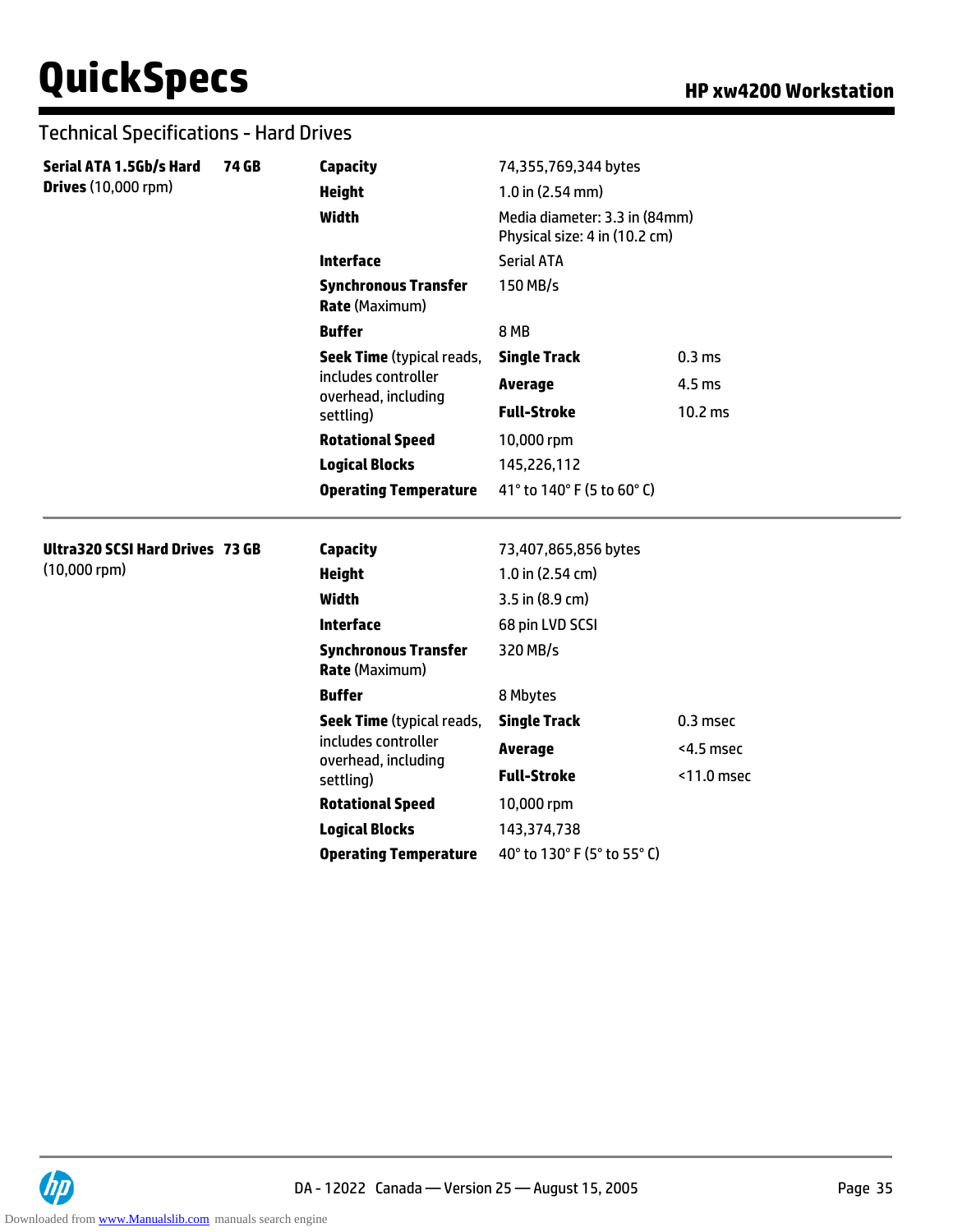## Technical Specifications - Hard Drives

| | | | | |
|---|---|---|---|---|
| **Serial ATA 1.5Gb/s Hard Drives** (10,000 rpm) | **74 GB** | **Capacity** | 74,355,769,344 bytes | |
| | | **Height** | 1.0 in (2.54 mm) | |
| | | **Width** | Media diameter: 3.3 in (84mm) Physical size: 4 in (10.2 cm) | |
| | | **Interface** | Serial ATA | |
| | | **Synchronous Transfer Rate** (Maximum) | 150 MB/s | |
| | | **Buffer** | 8 MB | |
| | | **Seek Time** (typical reads, includes controller overhead, including settling) | **Single Track** | 0.3 ms |
| | | | **Average** | 4.5 ms |
| | | | **Full-Stroke** | 10.2 ms |
| | | **Rotational Speed** | 10,000 rpm | |
| | | **Logical Blocks** | 145,226,112 | |
| | | **Operating Temperature** | 41° to 140° F (5 to 60° C) | |

| | | | | |
|---|---|---|---|---|
| **Ultra320 SCSI Hard Drives** (10,000 rpm) | **73 GB** | **Capacity** | 73,407,865,856 bytes | |
| | | **Height** | 1.0 in (2.54 cm) | |
| | | **Width** | 3.5 in (8.9 cm) | |
| | | **Interface** | 68 pin LVD SCSI | |
| | | **Synchronous Transfer Rate** (Maximum) | 320 MB/s | |
| | | **Buffer** | 8 Mbytes | |
| | | **Seek Time** (typical reads, includes controller overhead, including settling) | **Single Track** | 0.3 msec |
| | | | **Average** | <4.5 msec |
| | | | **Full-Stroke** | <11.0 msec |
| | | **Rotational Speed** | 10,000 rpm | |
| | | **Logical Blocks** | 143,374,738 | |
| | | **Operating Temperature** | 40° to 130° F (5° to 55° C) | |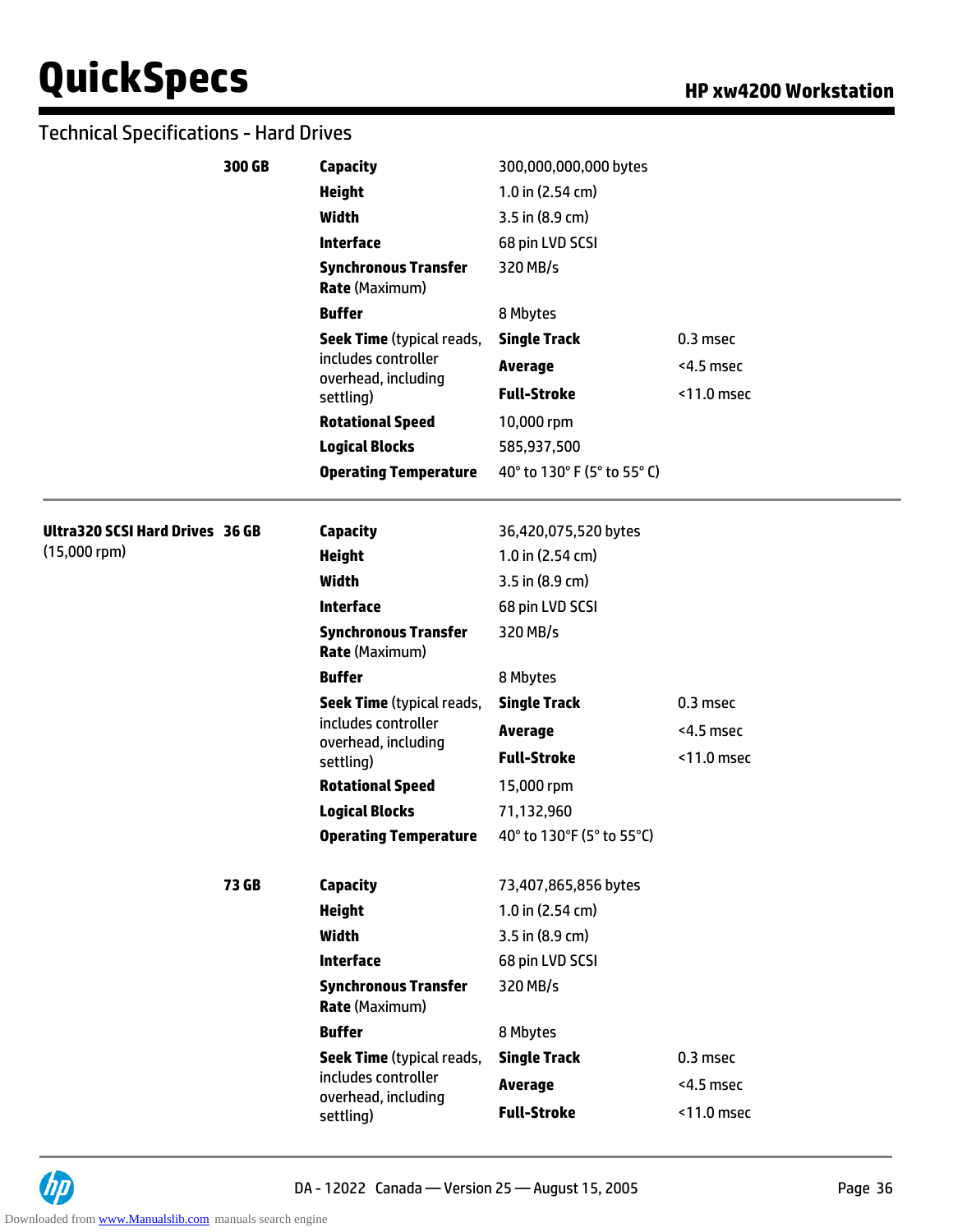## Technical Specifications - Hard Drives

| | | | | |
|---|---|---|---|---|
| | **300 GB** | **Capacity** | 300,000,000,000 bytes | |
| | | **Height** | 1.0 in (2.54 cm) | |
| | | **Width** | 3.5 in (8.9 cm) | |
| | | **Interface** | 68 pin LVD SCSI | |
| | | **Synchronous Transfer Rate** (Maximum) | 320 MB/s | |
| | | **Buffer** | 8 Mbytes | |
| | | **Seek Time** (typical reads, includes controller overhead, including settling) | **Single Track** | 0.3 msec |
| | | | **Average** | <4.5 msec |
| | | | **Full-Stroke** | <11.0 msec |
| | | **Rotational Speed** | 10,000 rpm | |
| | | **Logical Blocks** | 585,937,500 | |
| | | **Operating Temperature** | 40° to 130° F (5° to 55° C) | |

| | | | | |
|---|---|---|---|---|
| **Ultra320 SCSI Hard Drives** (15,000 rpm) | **36 GB** | **Capacity** | 36,420,075,520 bytes | |
| | | **Height** | 1.0 in (2.54 cm) | |
| | | **Width** | 3.5 in (8.9 cm) | |
| | | **Interface** | 68 pin LVD SCSI | |
| | | **Synchronous Transfer Rate** (Maximum) | 320 MB/s | |
| | | **Buffer** | 8 Mbytes | |
| | | **Seek Time** (typical reads, includes controller overhead, including settling) | **Single Track** | 0.3 msec |
| | | | **Average** | <4.5 msec |
| | | | **Full-Stroke** | <11.0 msec |
| | | **Rotational Speed** | 15,000 rpm | |
| | | **Logical Blocks** | 71,132,960 | |
| | | **Operating Temperature** | 40° to 130°F (5° to 55°C) | |
| | **73 GB** | **Capacity** | 73,407,865,856 bytes | |
| | | **Height** | 1.0 in (2.54 cm) | |
| | | **Width** | 3.5 in (8.9 cm) | |
| | | **Interface** | 68 pin LVD SCSI | |
| | | **Synchronous Transfer Rate** (Maximum) | 320 MB/s | |
| | | **Buffer** | 8 Mbytes | |
| | | **Seek Time** (typical reads, includes controller overhead, including settling) | **Single Track** | 0.3 msec |
| | | | **Average** | <4.5 msec |
| | | | **Full-Stroke** | <11.0 msec |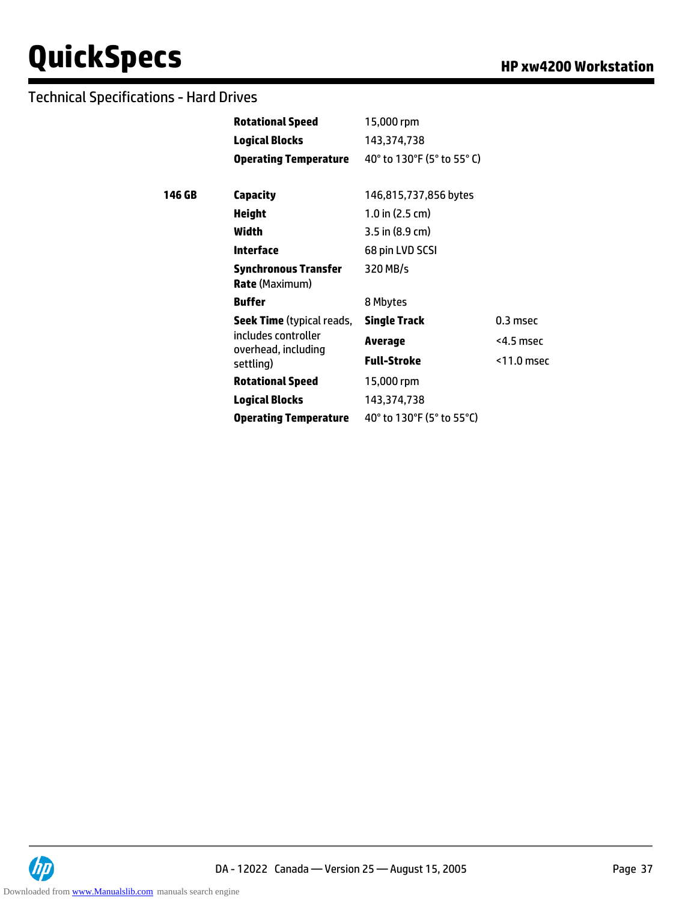## Technical Specifications - Hard Drives

| | | | |
|---|---|---|---|
| | **Rotational Speed** | 15,000 rpm | |
| | **Logical Blocks** | 143,374,738 | |
| | **Operating Temperature** | 40° to 130°F (5° to 55° C) | |
| **146 GB** | **Capacity** | 146,815,737,856 bytes | |
| | **Height** | 1.0 in (2.5 cm) | |
| | **Width** | 3.5 in (8.9 cm) | |
| | **Interface** | 68 pin LVD SCSI | |
| | **Synchronous Transfer Rate** (Maximum) | 320 MB/s | |
| | **Buffer** | 8 Mbytes | |
| | **Seek Time** (typical reads, includes controller overhead, including settling) | **Single Track** | 0.3 msec |
| | | **Average** | <4.5 msec |
| | | **Full-Stroke** | <11.0 msec |
| | **Rotational Speed** | 15,000 rpm | |
| | **Logical Blocks** | 143,374,738 | |
| | **Operating Temperature** | 40° to 130°F (5° to 55°C) | |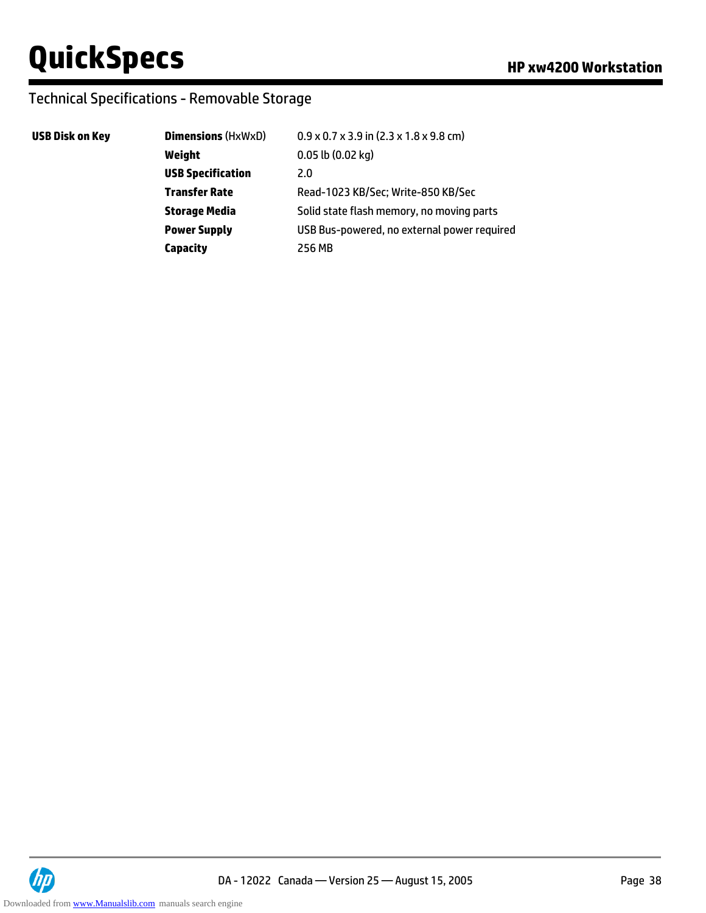## Technical Specifications - Removable Storage

| | | |
|---|---|---|
| **USB Disk on Key** | **Dimensions** (HxWxD) | 0.9 x 0.7 x 3.9 in (2.3 x 1.8 x 9.8 cm) |
| | **Weight** | 0.05 lb (0.02 kg) |
| | **USB Specification** | 2.0 |
| | **Transfer Rate** | Read-1023 KB/Sec; Write-850 KB/Sec |
| | **Storage Media** | Solid state flash memory, no moving parts |
| | **Power Supply** | USB Bus-powered, no external power required |
| | **Capacity** | 256 MB |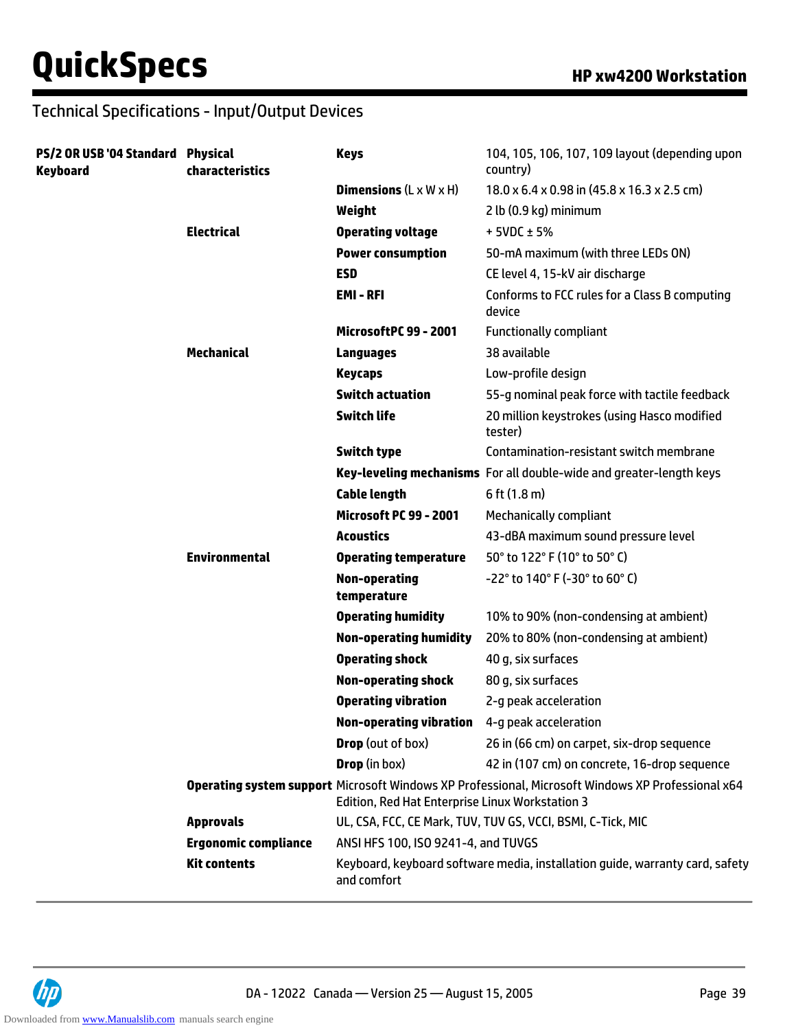## Technical Specifications - Input/Output Devices

| | | | |
|---|---|---|---|
| **PS/2 OR USB '04 Standard Keyboard** | **Physical characteristics** | **Keys** | 104, 105, 106, 107, 109 layout (depending upon country) |
| | | **Dimensions** (L x W x H) | 18.0 x 6.4 x 0.98 in (45.8 x 16.3 x 2.5 cm) |
| | | **Weight** | 2 lb (0.9 kg) minimum |
| | **Electrical** | **Operating voltage** | + 5VDC ± 5% |
| | | **Power consumption** | 50-mA maximum (with three LEDs ON) |
| | | **ESD** | CE level 4, 15-kV air discharge |
| | | **EMI - RFI** | Conforms to FCC rules for a Class B computing device |
| | | **MicrosoftPC 99 - 2001** | Functionally compliant |
| | **Mechanical** | **Languages** | 38 available |
| | | **Keycaps** | Low-profile design |
| | | **Switch actuation** | 55-g nominal peak force with tactile feedback |
| | | **Switch life** | 20 million keystrokes (using Hasco modified tester) |
| | | **Switch type** | Contamination-resistant switch membrane |
| | | **Key-leveling mechanisms** | For all double-wide and greater-length keys |
| | | **Cable length** | 6 ft (1.8 m) |
| | | **Microsoft PC 99 - 2001** | Mechanically compliant |
| | | **Acoustics** | 43-dBA maximum sound pressure level |
| | **Environmental** | **Operating temperature** | 50° to 122° F (10° to 50° C) |
| | | **Non-operating temperature** | -22° to 140° F (-30° to 60° C) |
| | | **Operating humidity** | 10% to 90% (non-condensing at ambient) |
| | | **Non-operating humidity** | 20% to 80% (non-condensing at ambient) |
| | | **Operating shock** | 40 g, six surfaces |
| | | **Non-operating shock** | 80 g, six surfaces |
| | | **Operating vibration** | 2-g peak acceleration |
| | | **Non-operating vibration** | 4-g peak acceleration |
| | | **Drop** (out of box) | 26 in (66 cm) on carpet, six-drop sequence |
| | | **Drop** (in box) | 42 in (107 cm) on concrete, 16-drop sequence |
| | **Operating system support** | Microsoft Windows XP Professional, Microsoft Windows XP Professional x64 Edition, Red Hat Enterprise Linux Workstation 3 | |
| | **Approvals** | UL, CSA, FCC, CE Mark, TUV, TUV GS, VCCI, BSMI, C-Tick, MIC | |
| | **Ergonomic compliance** | ANSI HFS 100, ISO 9241-4, and TUVGS | |
| | **Kit contents** | Keyboard, keyboard software media, installation guide, warranty card, safety and comfort | |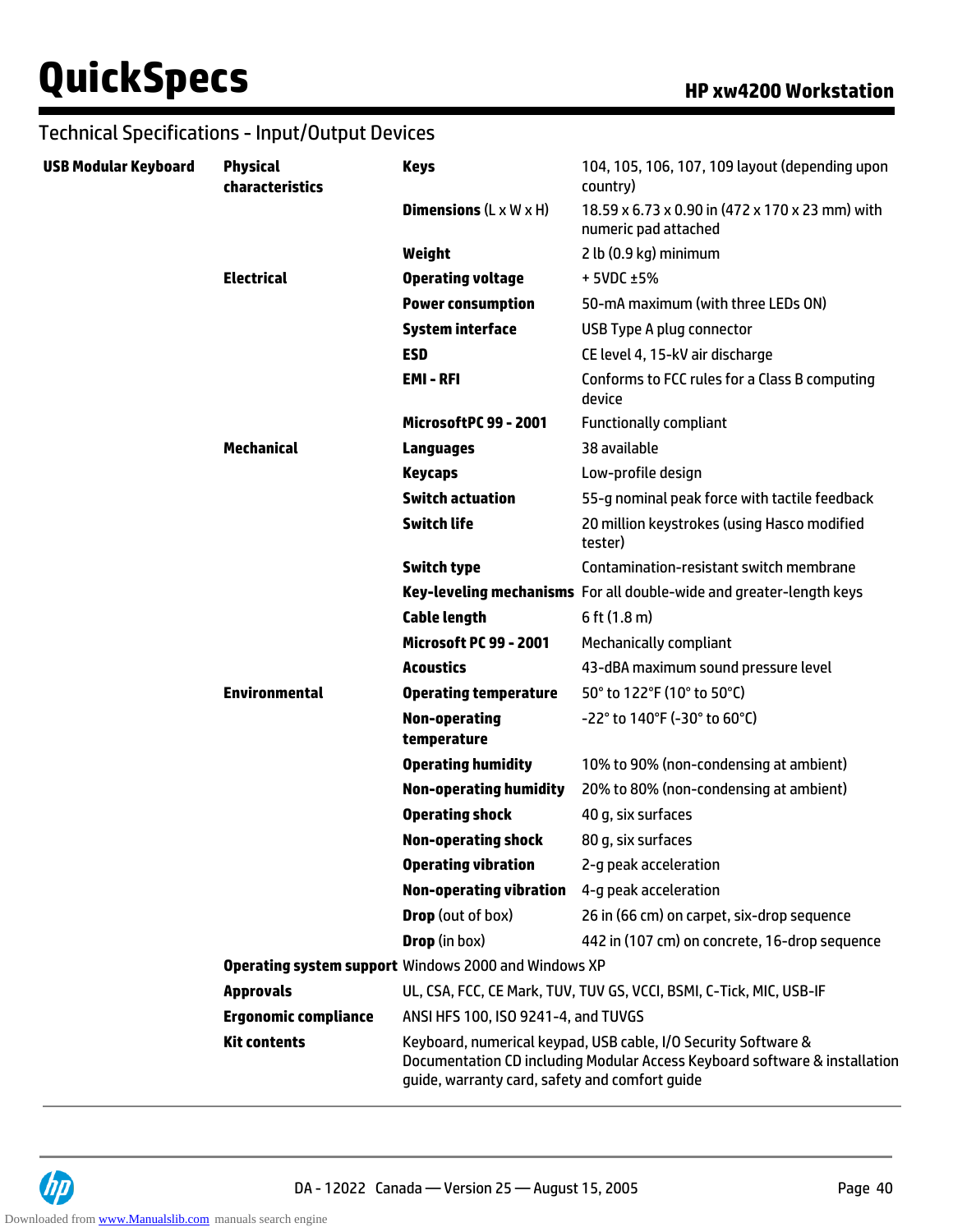## Technical Specifications - Input/Output Devices

| | | | |
|---|---|---|---|
| **USB Modular Keyboard** | **Physical characteristics** | **Keys** | 104, 105, 106, 107, 109 layout (depending upon country) |
| | | **Dimensions** (L x W x H) | 18.59 x 6.73 x 0.90 in (472 x 170 x 23 mm) with numeric pad attached |
| | | **Weight** | 2 lb (0.9 kg) minimum |
| | **Electrical** | **Operating voltage** | + 5VDC ±5% |
| | | **Power consumption** | 50-mA maximum (with three LEDs ON) |
| | | **System interface** | USB Type A plug connector |
| | | **ESD** | CE level 4, 15-kV air discharge |
| | | **EMI - RFI** | Conforms to FCC rules for a Class B computing device |
| | | **MicrosoftPC 99 - 2001** | Functionally compliant |
| | **Mechanical** | **Languages** | 38 available |
| | | **Keycaps** | Low-profile design |
| | | **Switch actuation** | 55-g nominal peak force with tactile feedback |
| | | **Switch life** | 20 million keystrokes (using Hasco modified tester) |
| | | **Switch type** | Contamination-resistant switch membrane |
| | | **Key-leveling mechanisms** | For all double-wide and greater-length keys |
| | | **Cable length** | 6 ft (1.8 m) |
| | | **Microsoft PC 99 - 2001** | Mechanically compliant |
| | | **Acoustics** | 43-dBA maximum sound pressure level |
| | **Environmental** | **Operating temperature** | 50° to 122°F (10° to 50°C) |
| | | **Non-operating temperature** | -22° to 140°F (-30° to 60°C) |
| | | **Operating humidity** | 10% to 90% (non-condensing at ambient) |
| | | **Non-operating humidity** | 20% to 80% (non-condensing at ambient) |
| | | **Operating shock** | 40 g, six surfaces |
| | | **Non-operating shock** | 80 g, six surfaces |
| | | **Operating vibration** | 2-g peak acceleration |
| | | **Non-operating vibration** | 4-g peak acceleration |
| | | **Drop** (out of box) | 26 in (66 cm) on carpet, six-drop sequence |
| | | **Drop** (in box) | 442 in (107 cm) on concrete, 16-drop sequence |
| | **Operating system support** | Windows 2000 and Windows XP | |
| | **Approvals** | UL, CSA, FCC, CE Mark, TUV, TUV GS, VCCI, BSMI, C-Tick, MIC, USB-IF | |
| | **Ergonomic compliance** | ANSI HFS 100, ISO 9241-4, and TUVGS | |
| | **Kit contents** | Keyboard, numerical keypad, USB cable, I/O Security Software & Documentation CD including Modular Access Keyboard software & installation guide, warranty card, safety and comfort guide | |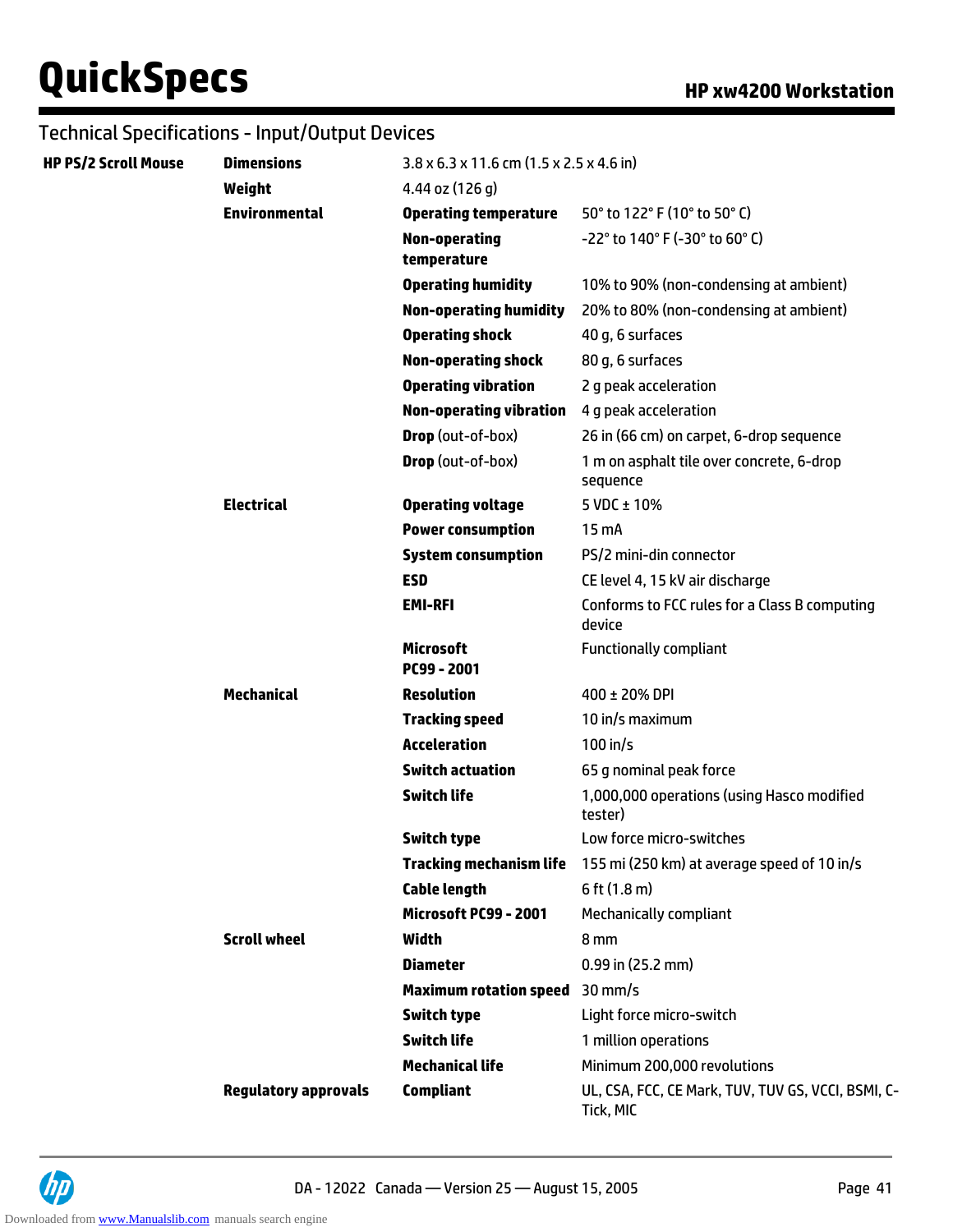## Technical Specifications - Input/Output Devices

| | | | |
|---|---|---|---|
| **HP PS/2 Scroll Mouse** | **Dimensions** | 3.8 x 6.3 x 11.6 cm (1.5 x 2.5 x 4.6 in) | |
| | **Weight** | 4.44 oz (126 g) | |
| | **Environmental** | **Operating temperature** | 50° to 122° F (10° to 50° C) |
| | | **Non-operating temperature** | -22° to 140° F (-30° to 60° C) |
| | | **Operating humidity** | 10% to 90% (non-condensing at ambient) |
| | | **Non-operating humidity** | 20% to 80% (non-condensing at ambient) |
| | | **Operating shock** | 40 g, 6 surfaces |
| | | **Non-operating shock** | 80 g, 6 surfaces |
| | | **Operating vibration** | 2 g peak acceleration |
| | | **Non-operating vibration** | 4 g peak acceleration |
| | | **Drop** (out-of-box) | 26 in (66 cm) on carpet, 6-drop sequence |
| | | **Drop** (out-of-box) | 1 m on asphalt tile over concrete, 6-drop sequence |
| | **Electrical** | **Operating voltage** | 5 VDC ± 10% |
| | | **Power consumption** | 15 mA |
| | | **System consumption** | PS/2 mini-din connector |
| | | **ESD** | CE level 4, 15 kV air discharge |
| | | **EMI-RFI** | Conforms to FCC rules for a Class B computing device |
| | | **Microsoft PC99 - 2001** | Functionally compliant |
| | **Mechanical** | **Resolution** | 400 ± 20% DPI |
| | | **Tracking speed** | 10 in/s maximum |
| | | **Acceleration** | 100 in/s |
| | | **Switch actuation** | 65 g nominal peak force |
| | | **Switch life** | 1,000,000 operations (using Hasco modified tester) |
| | | **Switch type** | Low force micro-switches |
| | | **Tracking mechanism life** | 155 mi (250 km) at average speed of 10 in/s |
| | | **Cable length** | 6 ft (1.8 m) |
| | | **Microsoft PC99 - 2001** | Mechanically compliant |
| | **Scroll wheel** | **Width** | 8 mm |
| | | **Diameter** | 0.99 in (25.2 mm) |
| | | **Maximum rotation speed** | 30 mm/s |
| | | **Switch type** | Light force micro-switch |
| | | **Switch life** | 1 million operations |
| | | **Mechanical life** | Minimum 200,000 revolutions |
| | **Regulatory approvals** | **Compliant** | UL, CSA, FCC, CE Mark, TUV, TUV GS, VCCI, BSMI, C-Tick, MIC |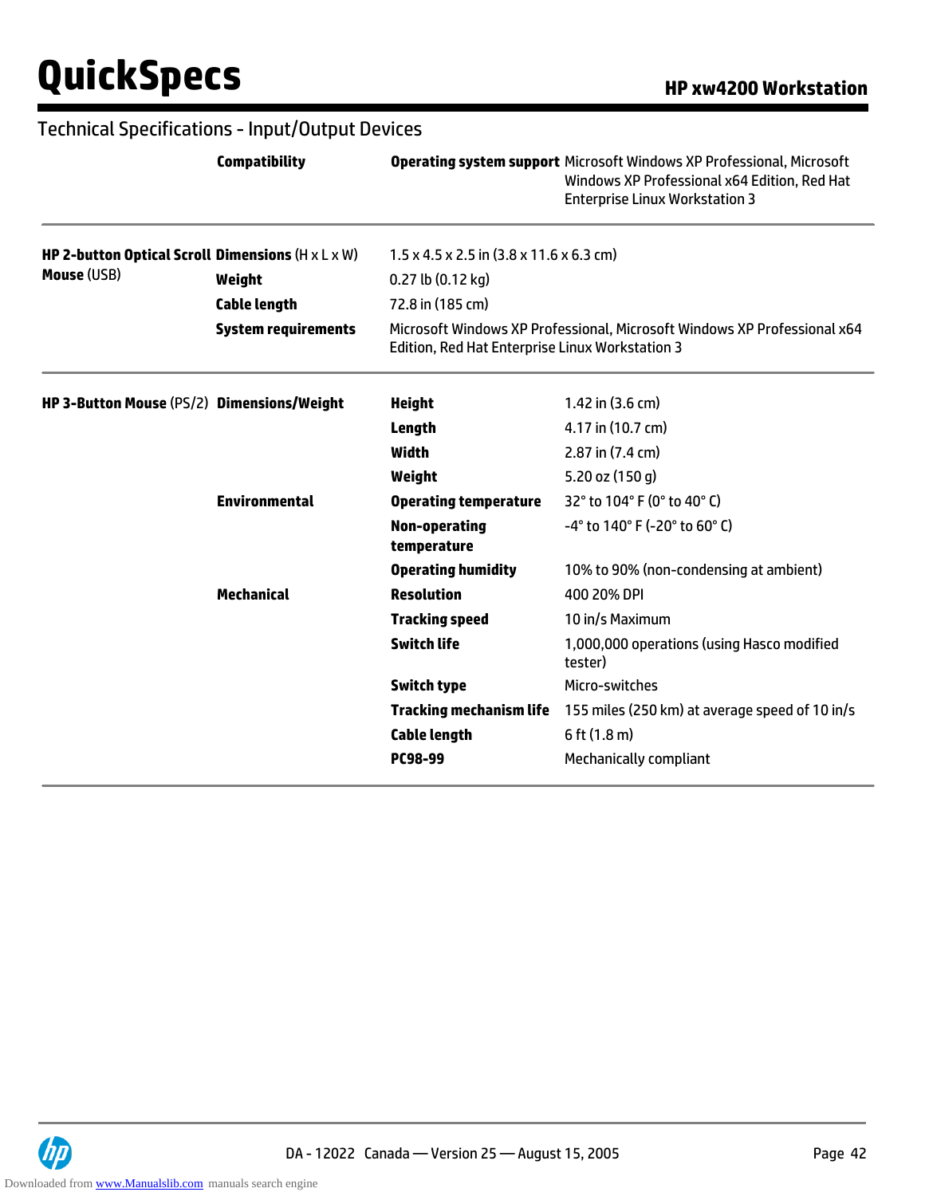## Technical Specifications - Input/Output Devices

| | | | |
|---|---|---|---|
| | **Compatibility** | **Operating system support** | Microsoft Windows XP Professional, Microsoft Windows XP Professional x64 Edition, Red Hat Enterprise Linux Workstation 3 |

| | | |
|---|---|---|
| **HP 2-button Optical Scroll Mouse** (USB) | **Dimensions** (H x L x W) | 1.5 x 4.5 x 2.5 in (3.8 x 11.6 x 6.3 cm) |
| | **Weight** | 0.27 lb (0.12 kg) |
| | **Cable length** | 72.8 in (185 cm) |
| | **System requirements** | Microsoft Windows XP Professional, Microsoft Windows XP Professional x64 Edition, Red Hat Enterprise Linux Workstation 3 |

| | | | |
|---|---|---|---|
| **HP 3-Button Mouse** (PS/2) | **Dimensions/Weight** | **Height** | 1.42 in (3.6 cm) |
| | | **Length** | 4.17 in (10.7 cm) |
| | | **Width** | 2.87 in (7.4 cm) |
| | | **Weight** | 5.20 oz (150 g) |
| | **Environmental** | **Operating temperature** | 32° to 104° F (0° to 40° C) |
| | | **Non-operating temperature** | -4° to 140° F (-20° to 60° C) |
| | | **Operating humidity** | 10% to 90% (non-condensing at ambient) |
| | **Mechanical** | **Resolution** | 400 20% DPI |
| | | **Tracking speed** | 10 in/s Maximum |
| | | **Switch life** | 1,000,000 operations (using Hasco modified tester) |
| | | **Switch type** | Micro-switches |
| | | **Tracking mechanism life** | 155 miles (250 km) at average speed of 10 in/s |
| | | **Cable length** | 6 ft (1.8 m) |
| | | **PC98-99** | Mechanically compliant |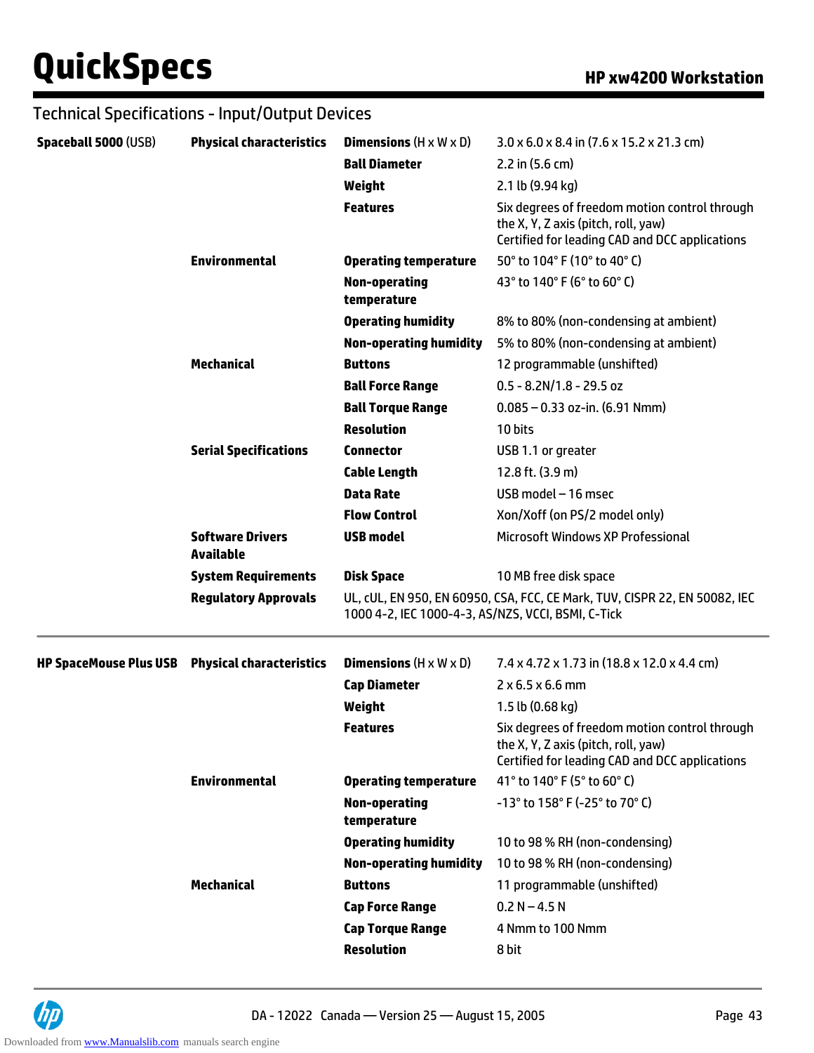## Technical Specifications - Input/Output Devices

| | | | |
|---|---|---|---|
| **Spaceball 5000** (USB) | **Physical characteristics** | **Dimensions** (H x W x D) | 3.0 x 6.0 x 8.4 in (7.6 x 15.2 x 21.3 cm) |
| | | **Ball Diameter** | 2.2 in (5.6 cm) |
| | | **Weight** | 2.1 lb (9.94 kg) |
| | | **Features** | Six degrees of freedom motion control through the X, Y, Z axis (pitch, roll, yaw) Certified for leading CAD and DCC applications |
| | **Environmental** | **Operating temperature** | 50° to 104° F (10° to 40° C) |
| | | **Non-operating temperature** | 43° to 140° F (6° to 60° C) |
| | | **Operating humidity** | 8% to 80% (non-condensing at ambient) |
| | | **Non-operating humidity** | 5% to 80% (non-condensing at ambient) |
| | **Mechanical** | **Buttons** | 12 programmable (unshifted) |
| | | **Ball Force Range** | 0.5 - 8.2N/1.8 - 29.5 oz |
| | | **Ball Torque Range** | 0.085 – 0.33 oz-in. (6.91 Nmm) |
| | | **Resolution** | 10 bits |
| | **Serial Specifications** | **Connector** | USB 1.1 or greater |
| | | **Cable Length** | 12.8 ft. (3.9 m) |
| | | **Data Rate** | USB model – 16 msec |
| | | **Flow Control** | Xon/Xoff (on PS/2 model only) |
| | **Software Drivers Available** | **USB model** | Microsoft Windows XP Professional |
| | **System Requirements** | **Disk Space** | 10 MB free disk space |
| | **Regulatory Approvals** | UL, cUL, EN 950, EN 60950, CSA, FCC, CE Mark, TUV, CISPR 22, EN 50082, IEC 1000 4-2, IEC 1000-4-3, AS/NZS, VCCI, BSMI, C-Tick | |

| | | | |
|---|---|---|---|
| **HP SpaceMouse Plus USB** | **Physical characteristics** | **Dimensions** (H x W x D) | 7.4 x 4.72 x 1.73 in (18.8 x 12.0 x 4.4 cm) |
| | | **Cap Diameter** | 2 x 6.5 x 6.6 mm |
| | | **Weight** | 1.5 lb (0.68 kg) |
| | | **Features** | Six degrees of freedom motion control through the X, Y, Z axis (pitch, roll, yaw) Certified for leading CAD and DCC applications |
| | **Environmental** | **Operating temperature** | 41° to 140° F (5° to 60° C) |
| | | **Non-operating temperature** | -13° to 158° F (-25° to 70° C) |
| | | **Operating humidity** | 10 to 98 % RH (non-condensing) |
| | | **Non-operating humidity** | 10 to 98 % RH (non-condensing) |
| | **Mechanical** | **Buttons** | 11 programmable (unshifted) |
| | | **Cap Force Range** | 0.2 N – 4.5 N |
| | | **Cap Torque Range** | 4 Nmm to 100 Nmm |
| | | **Resolution** | 8 bit |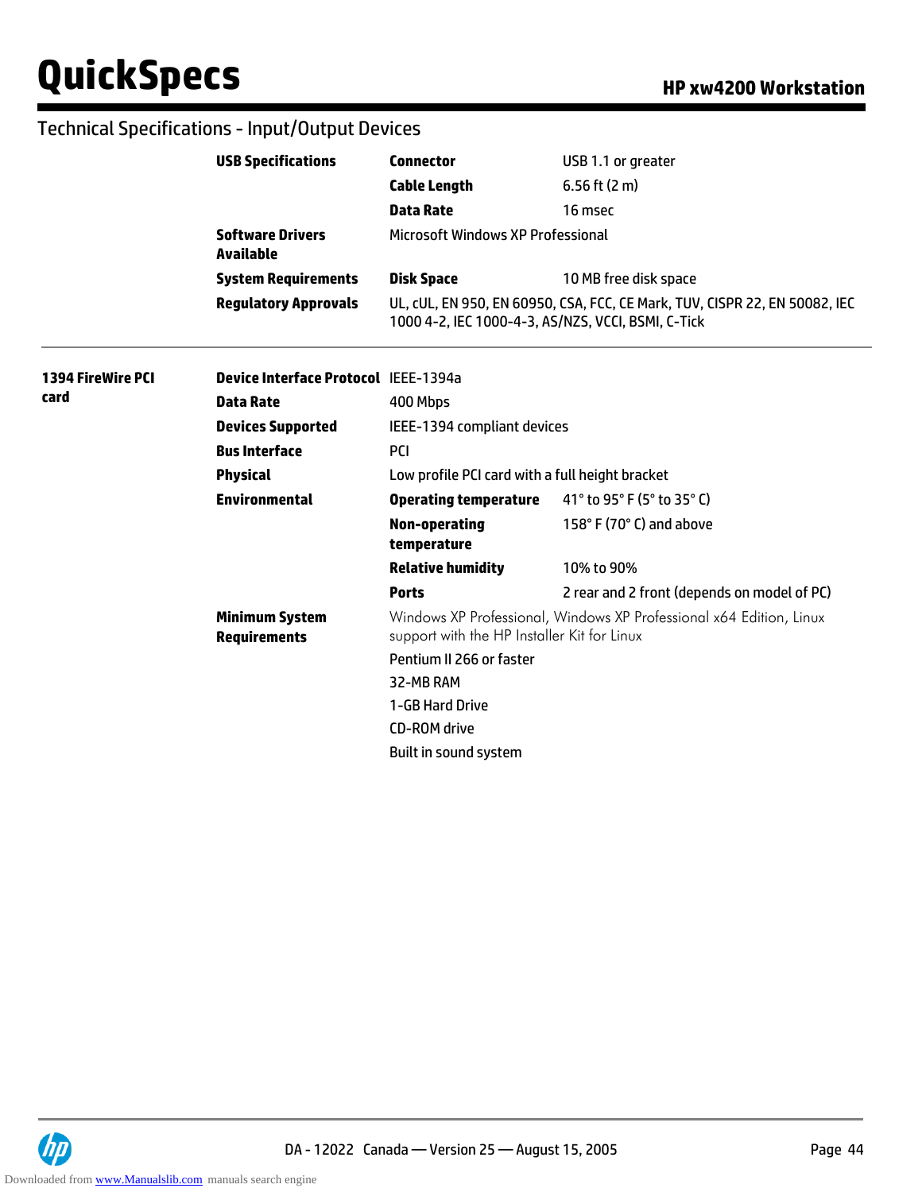## Technical Specifications - Input/Output Devices

| | | | |
|---|---|---|---|
| | **USB Specifications** | **Connector** | USB 1.1 or greater |
| | | **Cable Length** | 6.56 ft (2 m) |
| | | **Data Rate** | 16 msec |
| | **Software Drivers Available** | Microsoft Windows XP Professional | |
| | **System Requirements** | **Disk Space** | 10 MB free disk space |
| | **Regulatory Approvals** | UL, cUL, EN 950, EN 60950, CSA, FCC, CE Mark, TUV, CISPR 22, EN 50082, IEC 1000 4-2, IEC 1000-4-3, AS/NZS, VCCI, BSMI, C-Tick | |
| **1394 FireWire PCI card** | **Device Interface Protocol** | IEEE-1394a | |
| | **Data Rate** | 400 Mbps | |
| | **Devices Supported** | IEEE-1394 compliant devices | |
| | **Bus Interface** | PCI | |
| | **Physical** | Low profile PCI card with a full height bracket | |
| | **Environmental** | **Operating temperature** | 41° to 95° F (5° to 35° C) |
| | | **Non-operating temperature** | 158° F (70° C) and above |
| | | **Relative humidity** | 10% to 90% |
| | | **Ports** | 2 rear and 2 front (depends on model of PC) |
| | **Minimum System Requirements** | Windows XP Professional, Windows XP Professional x64 Edition, Linux support with the HP Installer Kit for Linux | |
| | | Pentium II 266 or faster | |
| | | 32-MB RAM | |
| | | 1-GB Hard Drive | |
| | | CD-ROM drive | |
| | | Built in sound system | |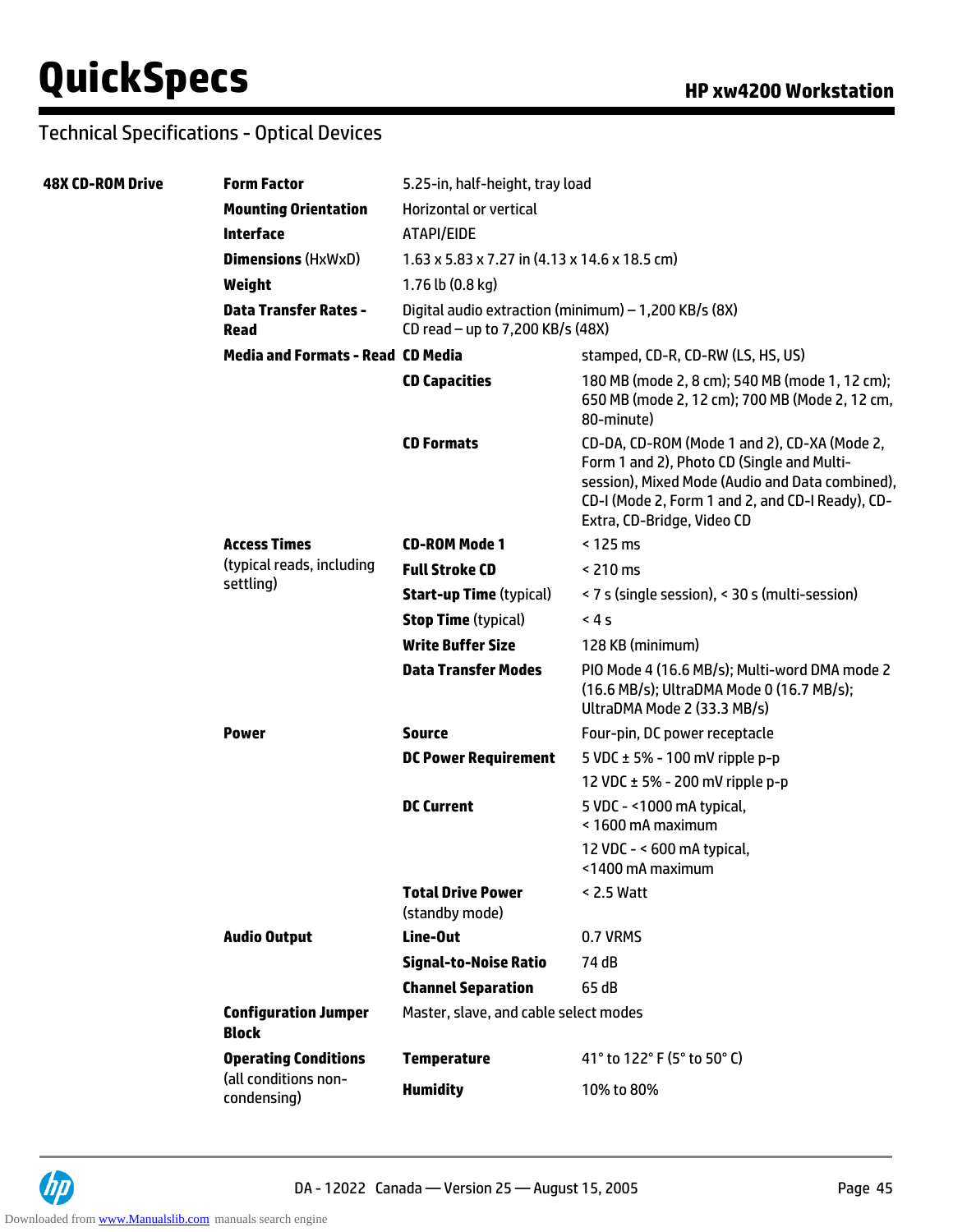## Technical Specifications - Optical Devices

| 48X CD-ROM Drive | | | |
|---|---|---|---|
| | **Form Factor** | 5.25-in, half-height, tray load | |
| | **Mounting Orientation** | Horizontal or vertical | |
| | **Interface** | ATAPI/EIDE | |
| | **Dimensions** (HxWxD) | 1.63 x 5.83 x 7.27 in (4.13 x 14.6 x 18.5 cm) | |
| | **Weight** | 1.76 lb (0.8 kg) | |
| | **Data Transfer Rates - Read** | Digital audio extraction (minimum) – 1,200 KB/s (8X)<br>CD read – up to 7,200 KB/s (48X) | |
| | **Media and Formats - Read** | **CD Media** | stamped, CD-R, CD-RW (LS, HS, US) |
| | | **CD Capacities** | 180 MB (mode 2, 8 cm); 540 MB (mode 1, 12 cm); 650 MB (mode 2, 12 cm); 700 MB (Mode 2, 12 cm, 80-minute) |
| | | **CD Formats** | CD-DA, CD-ROM (Mode 1 and 2), CD-XA (Mode 2, Form 1 and 2), Photo CD (Single and Multi-session), Mixed Mode (Audio and Data combined), CD-I (Mode 2, Form 1 and 2, and CD-I Ready), CD-Extra, CD-Bridge, Video CD |
| | **Access Times** (typical reads, including settling) | **CD-ROM Mode 1** | < 125 ms |
| | | **Full Stroke CD** | < 210 ms |
| | | **Start-up Time** (typical) | < 7 s (single session), < 30 s (multi-session) |
| | | **Stop Time** (typical) | < 4 s |
| | | **Write Buffer Size** | 128 KB (minimum) |
| | | **Data Transfer Modes** | PIO Mode 4 (16.6 MB/s); Multi-word DMA mode 2 (16.6 MB/s); UltraDMA Mode 0 (16.7 MB/s); UltraDMA Mode 2 (33.3 MB/s) |
| | **Power** | **Source** | Four-pin, DC power receptacle |
| | | **DC Power Requirement** | 5 VDC ± 5% - 100 mV ripple p-p |
| | | | 12 VDC ± 5% - 200 mV ripple p-p |
| | | **DC Current** | 5 VDC - <1000 mA typical, < 1600 mA maximum |
| | | | 12 VDC - < 600 mA typical, <1400 mA maximum |
| | | **Total Drive Power** (standby mode) | < 2.5 Watt |
| | **Audio Output** | **Line-Out** | 0.7 VRMS |
| | | **Signal-to-Noise Ratio** | 74 dB |
| | | **Channel Separation** | 65 dB |
| | **Configuration Jumper Block** | Master, slave, and cable select modes | |
| | **Operating Conditions** (all conditions non-condensing) | **Temperature** | 41° to 122° F (5° to 50° C) |
| | | **Humidity** | 10% to 80% |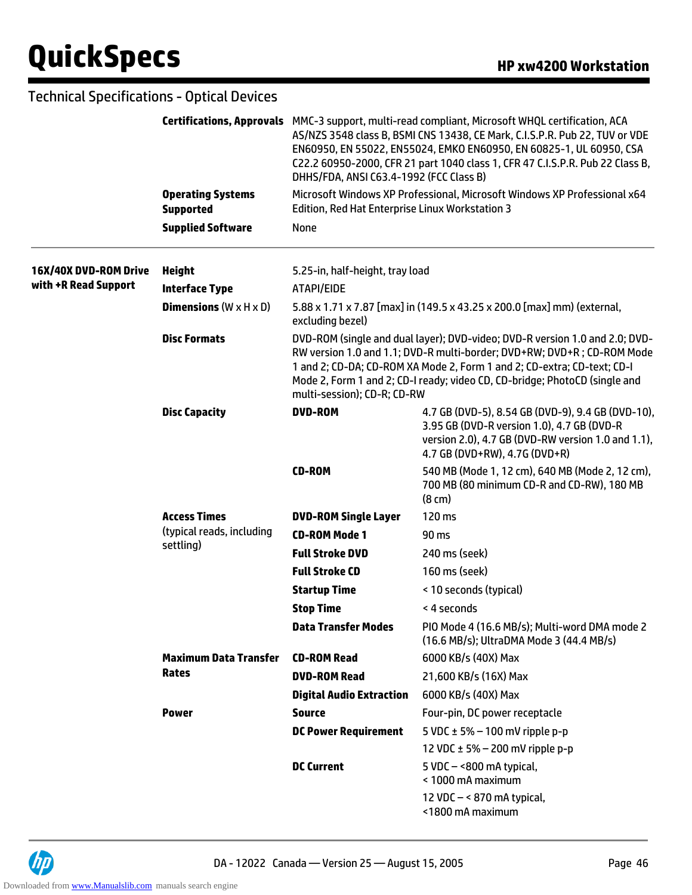## Technical Specifications - Optical Devices

| | | | |
|---|---|---|---|
| | **Certifications, Approvals** | MMC-3 support, multi-read compliant, Microsoft WHQL certification, ACA AS/NZS 3548 class B, BSMI CNS 13438, CE Mark, C.I.S.P.R. Pub 22, TUV or VDE EN60950, EN 55022, EN55024, EMKO EN60950, EN 60825-1, UL 60950, CSA C22.2 60950-2000, CFR 21 part 1040 class 1, CFR 47 C.I.S.P.R. Pub 22 Class B, DHHS/FDA, ANSI C63.4-1992 (FCC Class B) | |
| | **Operating Systems Supported** | Microsoft Windows XP Professional, Microsoft Windows XP Professional x64 Edition, Red Hat Enterprise Linux Workstation 3 | |
| | **Supplied Software** | None | |

| | | | |
|---|---|---|---|
| **16X/40X DVD-ROM Drive with +R Read Support** | **Height** | 5.25-in, half-height, tray load | |
| | **Interface Type** | ATAPI/EIDE | |
| | **Dimensions** (W x H x D) | 5.88 x 1.71 x 7.87 [max] in (149.5 x 43.25 x 200.0 [max] mm) (external, excluding bezel) | |
| | **Disc Formats** | DVD-ROM (single and dual layer); DVD-video; DVD-R version 1.0 and 2.0; DVD-RW version 1.0 and 1.1; DVD-R multi-border; DVD+RW; DVD+R ; CD-ROM Mode 1 and 2; CD-DA; CD-ROM XA Mode 2, Form 1 and 2; CD-extra; CD-text; CD-I Mode 2, Form 1 and 2; CD-I ready; video CD, CD-bridge; PhotoCD (single and multi-session); CD-R; CD-RW | |
| | **Disc Capacity** | **DVD-ROM** | 4.7 GB (DVD-5), 8.54 GB (DVD-9), 9.4 GB (DVD-10), 3.95 GB (DVD-R version 1.0), 4.7 GB (DVD-R version 2.0), 4.7 GB (DVD-RW version 1.0 and 1.1), 4.7 GB (DVD+RW), 4.7G (DVD+R) |
| | | **CD-ROM** | 540 MB (Mode 1, 12 cm), 640 MB (Mode 2, 12 cm), 700 MB (80 minimum CD-R and CD-RW), 180 MB (8 cm) |
| | **Access Times** (typical reads, including settling) | **DVD-ROM Single Layer** | 120 ms |
| | | **CD-ROM Mode 1** | 90 ms |
| | | **Full Stroke DVD** | 240 ms (seek) |
| | | **Full Stroke CD** | 160 ms (seek) |
| | | **Startup Time** | < 10 seconds (typical) |
| | | **Stop Time** | < 4 seconds |
| | | **Data Transfer Modes** | PIO Mode 4 (16.6 MB/s); Multi-word DMA mode 2 (16.6 MB/s); UltraDMA Mode 3 (44.4 MB/s) |
| | **Maximum Data Transfer Rates** | **CD-ROM Read** | 6000 KB/s (40X) Max |
| | | **DVD-ROM Read** | 21,600 KB/s (16X) Max |
| | | **Digital Audio Extraction** | 6000 KB/s (40X) Max |
| | **Power** | **Source** | Four-pin, DC power receptacle |
| | | **DC Power Requirement** | 5 VDC ± 5% – 100 mV ripple p-p |
| | | | 12 VDC ± 5% – 200 mV ripple p-p |
| | | **DC Current** | 5 VDC – <800 mA typical, < 1000 mA maximum |
| | | | 12 VDC – < 870 mA typical, <1800 mA maximum |

DA - 12022 Canada — Version 25 — August 15, 2005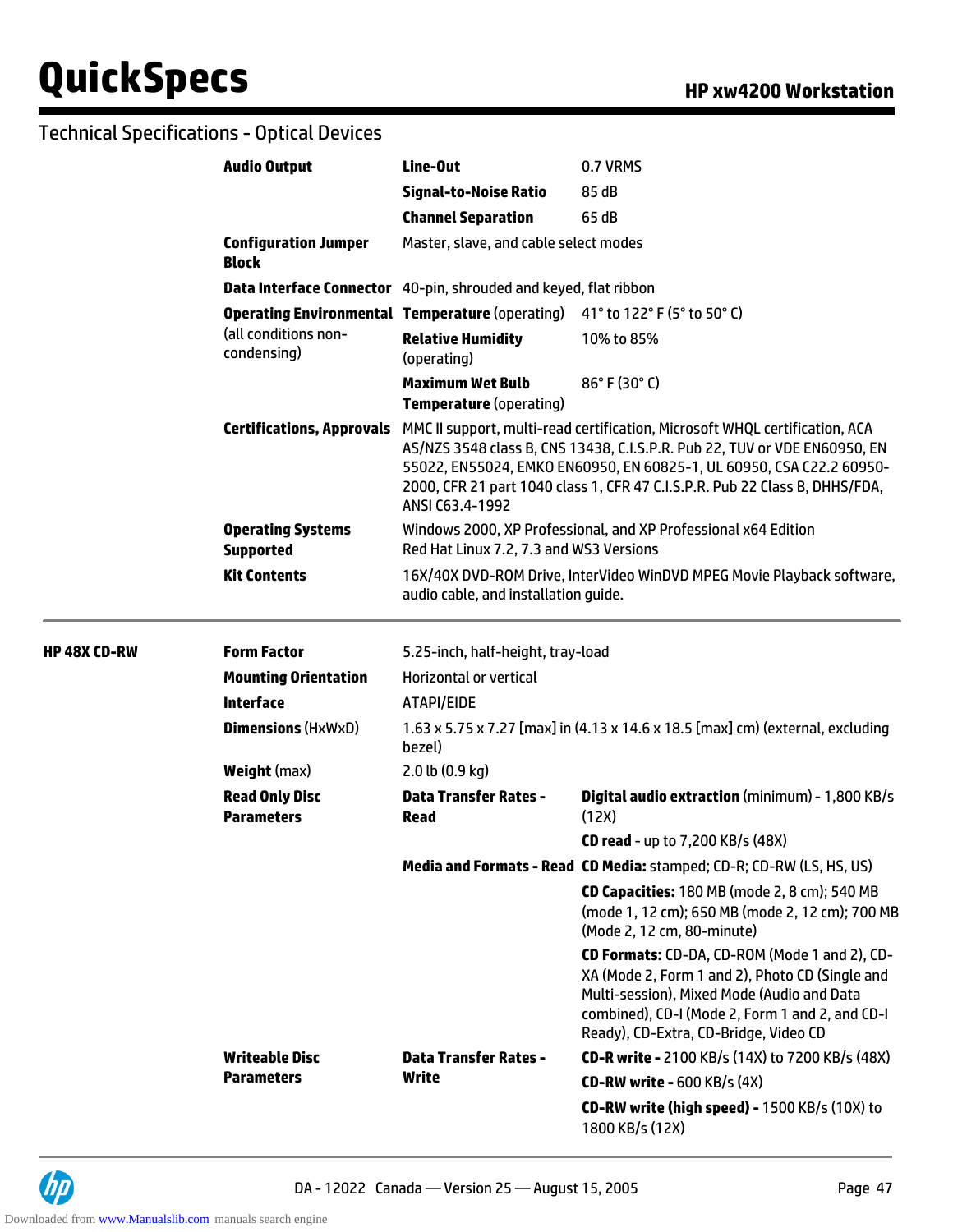## Technical Specifications - Optical Devices

| | | | |
|---|---|---|---|
| | **Audio Output** | **Line-Out** | 0.7 VRMS |
| | | **Signal-to-Noise Ratio** | 85 dB |
| | | **Channel Separation** | 65 dB |
| | **Configuration Jumper Block** | Master, slave, and cable select modes | |
| | **Data Interface Connector** | 40-pin, shrouded and keyed, flat ribbon | |
| | **Operating Environmental** (all conditions non-condensing) | **Temperature** (operating) | 41° to 122° F (5° to 50° C) |
| | | **Relative Humidity** (operating) | 10% to 85% |
| | | **Maximum Wet Bulb Temperature** (operating) | 86° F (30° C) |
| | **Certifications, Approvals** | MMC II support, multi-read certification, Microsoft WHQL certification, ACA AS/NZS 3548 class B, CNS 13438, C.I.S.P.R. Pub 22, TUV or VDE EN60950, EN 55022, EN55024, EMKO EN60950, EN 60825-1, UL 60950, CSA C22.2 60950-2000, CFR 21 part 1040 class 1, CFR 47 C.I.S.P.R. Pub 22 Class B, DHHS/FDA, ANSI C63.4-1992 | |
| | **Operating Systems Supported** | Windows 2000, XP Professional, and XP Professional x64 Edition<br>Red Hat Linux 7.2, 7.3 and WS3 Versions | |
| | **Kit Contents** | 16X/40X DVD-ROM Drive, InterVideo WinDVD MPEG Movie Playback software, audio cable, and installation guide. | |

| | | | |
|---|---|---|---|
| **HP 48X CD-RW** | **Form Factor** | 5.25-inch, half-height, tray-load | |
| | **Mounting Orientation** | Horizontal or vertical | |
| | **Interface** | ATAPI/EIDE | |
| | **Dimensions** (HxWxD) | 1.63 x 5.75 x 7.27 [max] in (4.13 x 14.6 x 18.5 [max] cm) (external, excluding bezel) | |
| | **Weight** (max) | 2.0 lb (0.9 kg) | |
| | **Read Only Disc Parameters** | **Data Transfer Rates - Read** | **Digital audio extraction** (minimum) - 1,800 KB/s (12X) |
| | | | **CD read** - up to 7,200 KB/s (48X) |
| | | **Media and Formats - Read** | **CD Media:** stamped; CD-R; CD-RW (LS, HS, US) |
| | | | **CD Capacities:** 180 MB (mode 2, 8 cm); 540 MB (mode 1, 12 cm); 650 MB (mode 2, 12 cm); 700 MB (Mode 2, 12 cm, 80-minute) |
| | | | **CD Formats:** CD-DA, CD-ROM (Mode 1 and 2), CD-XA (Mode 2, Form 1 and 2), Photo CD (Single and Multi-session), Mixed Mode (Audio and Data combined), CD-I (Mode 2, Form 1 and 2, and CD-I Ready), CD-Extra, CD-Bridge, Video CD |
| | **Writeable Disc Parameters** | **Data Transfer Rates - Write** | **CD-R write -** 2100 KB/s (14X) to 7200 KB/s (48X) |
| | | | **CD-RW write -** 600 KB/s (4X) |
| | | | **CD-RW write (high speed) -** 1500 KB/s (10X) to 1800 KB/s (12X) |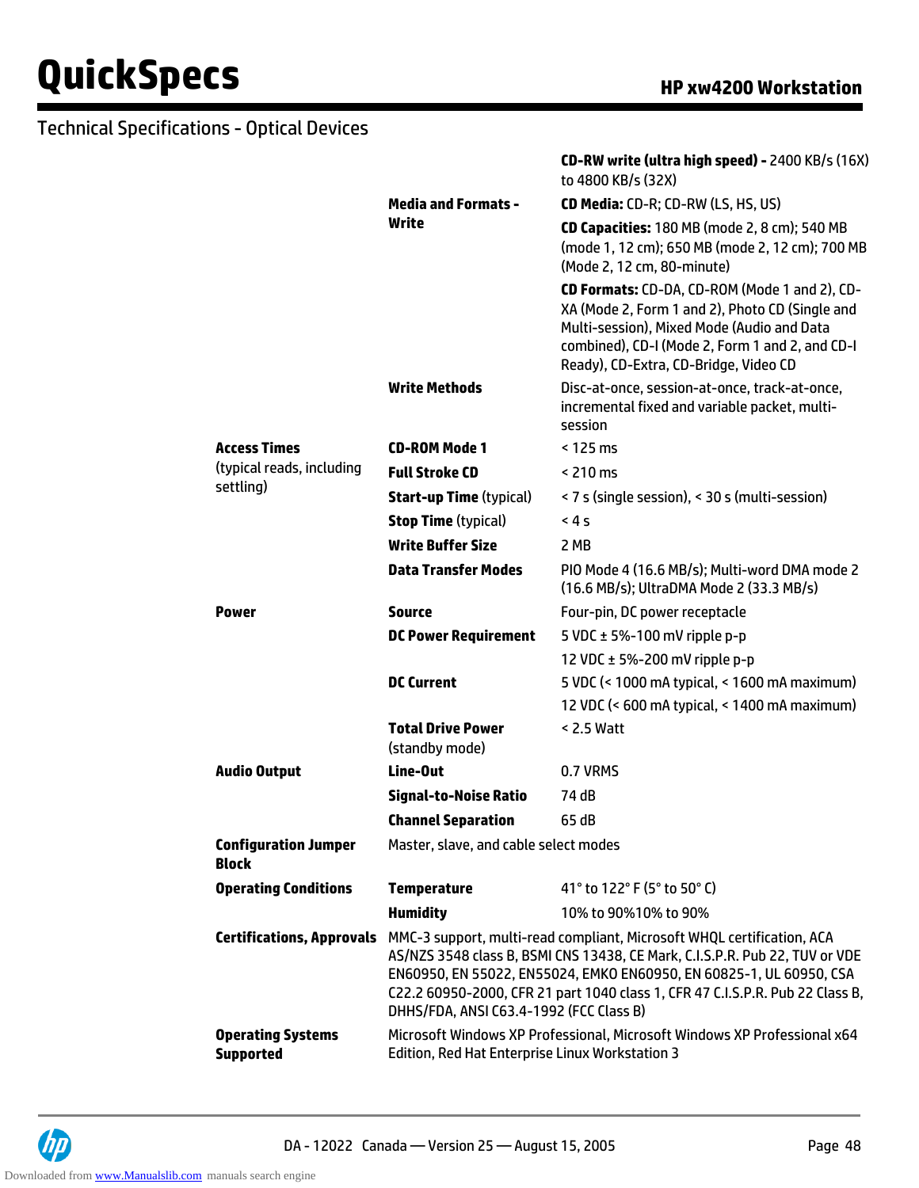## Technical Specifications - Optical Devices

| | | |
|---|---|---|
| | | **CD-RW write (ultra high speed) -** 2400 KB/s (16X) to 4800 KB/s (32X) |
| | **Media and Formats - Write** | **CD Media:** CD-R; CD-RW (LS, HS, US) |
| | | **CD Capacities:** 180 MB (mode 2, 8 cm); 540 MB (mode 1, 12 cm); 650 MB (mode 2, 12 cm); 700 MB (Mode 2, 12 cm, 80-minute) |
| | | **CD Formats:** CD-DA, CD-ROM (Mode 1 and 2), CD-XA (Mode 2, Form 1 and 2), Photo CD (Single and Multi-session), Mixed Mode (Audio and Data combined), CD-I (Mode 2, Form 1 and 2, and CD-I Ready), CD-Extra, CD-Bridge, Video CD |
| | **Write Methods** | Disc-at-once, session-at-once, track-at-once, incremental fixed and variable packet, multi-session |
| **Access Times** (typical reads, including settling) | **CD-ROM Mode 1** | < 125 ms |
| | **Full Stroke CD** | < 210 ms |
| | **Start-up Time** (typical) | < 7 s (single session), < 30 s (multi-session) |
| | **Stop Time** (typical) | < 4 s |
| | **Write Buffer Size** | 2 MB |
| | **Data Transfer Modes** | PIO Mode 4 (16.6 MB/s); Multi-word DMA mode 2 (16.6 MB/s); UltraDMA Mode 2 (33.3 MB/s) |
| **Power** | **Source** | Four-pin, DC power receptacle |
| | **DC Power Requirement** | 5 VDC ± 5%-100 mV ripple p-p |
| | | 12 VDC ± 5%-200 mV ripple p-p |
| | **DC Current** | 5 VDC (< 1000 mA typical, < 1600 mA maximum) |
| | | 12 VDC (< 600 mA typical, < 1400 mA maximum) |
| | **Total Drive Power** (standby mode) | < 2.5 Watt |
| **Audio Output** | **Line-Out** | 0.7 VRMS |
| | **Signal-to-Noise Ratio** | 74 dB |
| | **Channel Separation** | 65 dB |
| **Configuration Jumper Block** | Master, slave, and cable select modes | |
| **Operating Conditions** | **Temperature** | 41° to 122° F (5° to 50° C) |
| | **Humidity** | 10% to 90%10% to 90% |
| **Certifications, Approvals** | MMC-3 support, multi-read compliant, Microsoft WHQL certification, ACA AS/NZS 3548 class B, BSMI CNS 13438, CE Mark, C.I.S.P.R. Pub 22, TUV or VDE EN60950, EN 55022, EN55024, EMKO EN60950, EN 60825-1, UL 60950, CSA C22.2 60950-2000, CFR 21 part 1040 class 1, CFR 47 C.I.S.P.R. Pub 22 Class B, DHHS/FDA, ANSI C63.4-1992 (FCC Class B) | |
| **Operating Systems Supported** | Microsoft Windows XP Professional, Microsoft Windows XP Professional x64 Edition, Red Hat Enterprise Linux Workstation 3 | |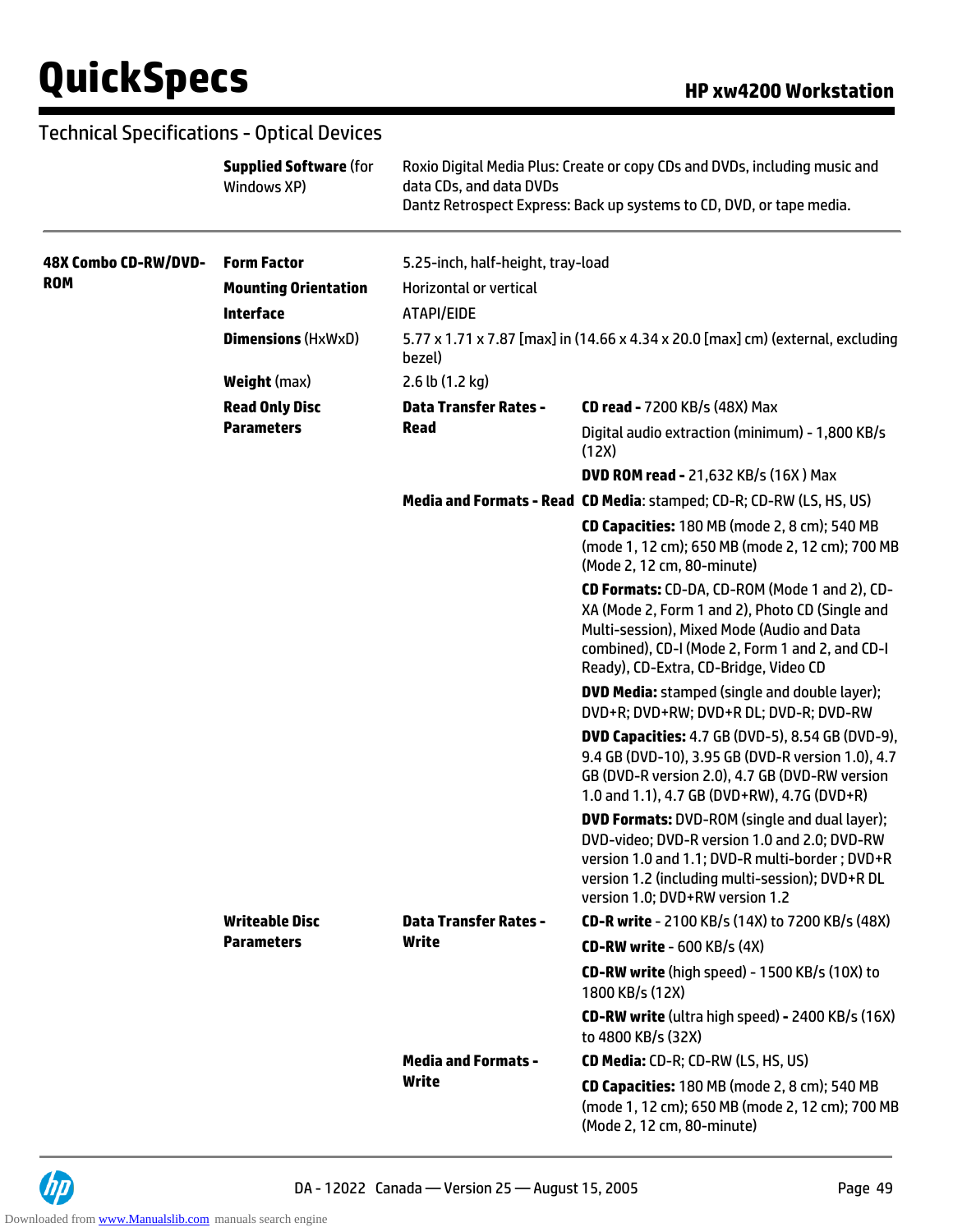## Technical Specifications - Optical Devices

| | | | |
|---|---|---|---|
| | **Supplied Software** (for Windows XP) | Roxio Digital Media Plus: Create or copy CDs and DVDs, including music and data CDs, and data DVDs<br>Dantz Retrospect Express: Back up systems to CD, DVD, or tape media. | |
| **48X Combo CD-RW/DVD-ROM** | **Form Factor** | 5.25-inch, half-height, tray-load | |
| | **Mounting Orientation** | Horizontal or vertical | |
| | **Interface** | ATAPI/EIDE | |
| | **Dimensions** (HxWxD) | 5.77 x 1.71 x 7.87 [max] in (14.66 x 4.34 x 20.0 [max] cm) (external, excluding bezel) | |
| | **Weight** (max) | 2.6 lb (1.2 kg) | |
| | **Read Only Disc Parameters** | **Data Transfer Rates - Read** | **CD read -** 7200 KB/s (48X) Max |
| | | | Digital audio extraction (minimum) - 1,800 KB/s (12X) |
| | | | **DVD ROM read -** 21,632 KB/s (16X ) Max |
| | | **Media and Formats - Read** | **CD Media**: stamped; CD-R; CD-RW (LS, HS, US) |
| | | | **CD Capacities:** 180 MB (mode 2, 8 cm); 540 MB (mode 1, 12 cm); 650 MB (mode 2, 12 cm); 700 MB (Mode 2, 12 cm, 80-minute) |
| | | | **CD Formats:** CD-DA, CD-ROM (Mode 1 and 2), CD-XA (Mode 2, Form 1 and 2), Photo CD (Single and Multi-session), Mixed Mode (Audio and Data combined), CD-I (Mode 2, Form 1 and 2, and CD-I Ready), CD-Extra, CD-Bridge, Video CD |
| | | | **DVD Media:** stamped (single and double layer); DVD+R; DVD+RW; DVD+R DL; DVD-R; DVD-RW |
| | | | **DVD Capacities:** 4.7 GB (DVD-5), 8.54 GB (DVD-9), 9.4 GB (DVD-10), 3.95 GB (DVD-R version 1.0), 4.7 GB (DVD-R version 2.0), 4.7 GB (DVD-RW version 1.0 and 1.1), 4.7 GB (DVD+RW), 4.7G (DVD+R) |
| | | | **DVD Formats:** DVD-ROM (single and dual layer); DVD-video; DVD-R version 1.0 and 2.0; DVD-RW version 1.0 and 1.1; DVD-R multi-border ; DVD+R version 1.2 (including multi-session); DVD+R DL version 1.0; DVD+RW version 1.2 |
| | **Writeable Disc Parameters** | **Data Transfer Rates - Write** | **CD-R write** - 2100 KB/s (14X) to 7200 KB/s (48X) |
| | | | **CD-RW write** - 600 KB/s (4X) |
| | | | **CD-RW write** (high speed) - 1500 KB/s (10X) to 1800 KB/s (12X) |
| | | | **CD-RW write** (ultra high speed) **-** 2400 KB/s (16X) to 4800 KB/s (32X) |
| | | **Media and Formats - Write** | **CD Media:** CD-R; CD-RW (LS, HS, US) |
| | | | **CD Capacities:** 180 MB (mode 2, 8 cm); 540 MB (mode 1, 12 cm); 650 MB (mode 2, 12 cm); 700 MB (Mode 2, 12 cm, 80-minute) |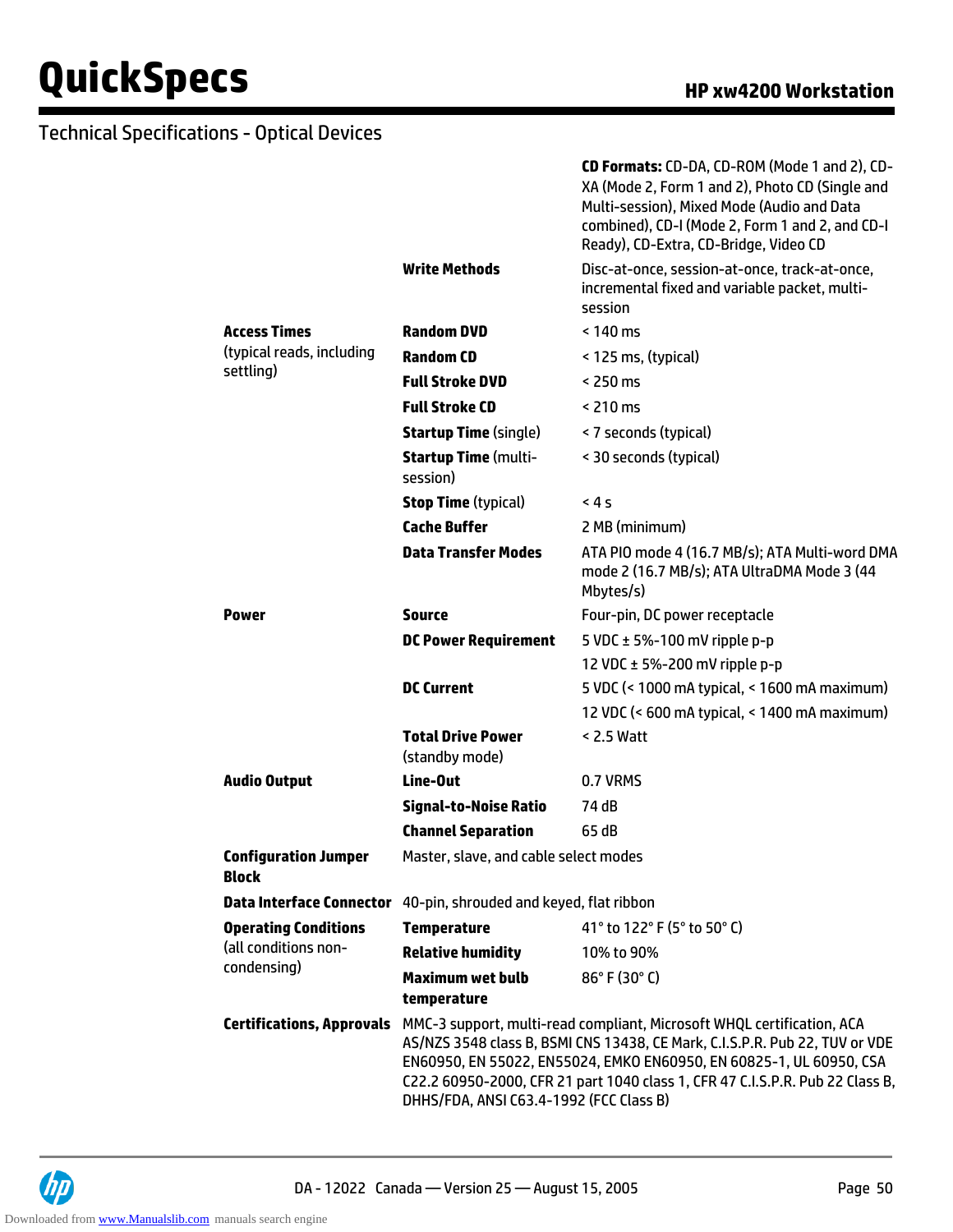## Technical Specifications - Optical Devices

| | | |
|---|---|---|
| | | **CD Formats:** CD-DA, CD-ROM (Mode 1 and 2), CD-XA (Mode 2, Form 1 and 2), Photo CD (Single and Multi-session), Mixed Mode (Audio and Data combined), CD-I (Mode 2, Form 1 and 2, and CD-I Ready), CD-Extra, CD-Bridge, Video CD |
| | **Write Methods** | Disc-at-once, session-at-once, track-at-once, incremental fixed and variable packet, multi-session |
| **Access Times** (typical reads, including settling) | **Random DVD** | < 140 ms |
| | **Random CD** | < 125 ms, (typical) |
| | **Full Stroke DVD** | < 250 ms |
| | **Full Stroke CD** | < 210 ms |
| | **Startup Time** (single) | < 7 seconds (typical) |
| | **Startup Time** (multi-session) | < 30 seconds (typical) |
| | **Stop Time** (typical) | < 4 s |
| | **Cache Buffer** | 2 MB (minimum) |
| | **Data Transfer Modes** | ATA PIO mode 4 (16.7 MB/s); ATA Multi-word DMA mode 2 (16.7 MB/s); ATA UltraDMA Mode 3 (44 Mbytes/s) |
| **Power** | **Source** | Four-pin, DC power receptacle |
| | **DC Power Requirement** | 5 VDC ± 5%-100 mV ripple p-p |
| | | 12 VDC ± 5%-200 mV ripple p-p |
| | **DC Current** | 5 VDC (< 1000 mA typical, < 1600 mA maximum) |
| | | 12 VDC (< 600 mA typical, < 1400 mA maximum) |
| | **Total Drive Power** (standby mode) | < 2.5 Watt |
| **Audio Output** | **Line-Out** | 0.7 VRMS |
| | **Signal-to-Noise Ratio** | 74 dB |
| | **Channel Separation** | 65 dB |
| **Configuration Jumper Block** | Master, slave, and cable select modes | |
| **Data Interface Connector** | 40-pin, shrouded and keyed, flat ribbon | |
| **Operating Conditions** (all conditions non-condensing) | **Temperature** | 41° to 122° F (5° to 50° C) |
| | **Relative humidity** | 10% to 90% |
| | **Maximum wet bulb temperature** | 86° F (30° C) |
| **Certifications, Approvals** | MMC-3 support, multi-read compliant, Microsoft WHQL certification, ACA AS/NZS 3548 class B, BSMI CNS 13438, CE Mark, C.I.S.P.R. Pub 22, TUV or VDE EN60950, EN 55022, EN55024, EMKO EN60950, EN 60825-1, UL 60950, CSA C22.2 60950-2000, CFR 21 part 1040 class 1, CFR 47 C.I.S.P.R. Pub 22 Class B, DHHS/FDA, ANSI C63.4-1992 (FCC Class B) | |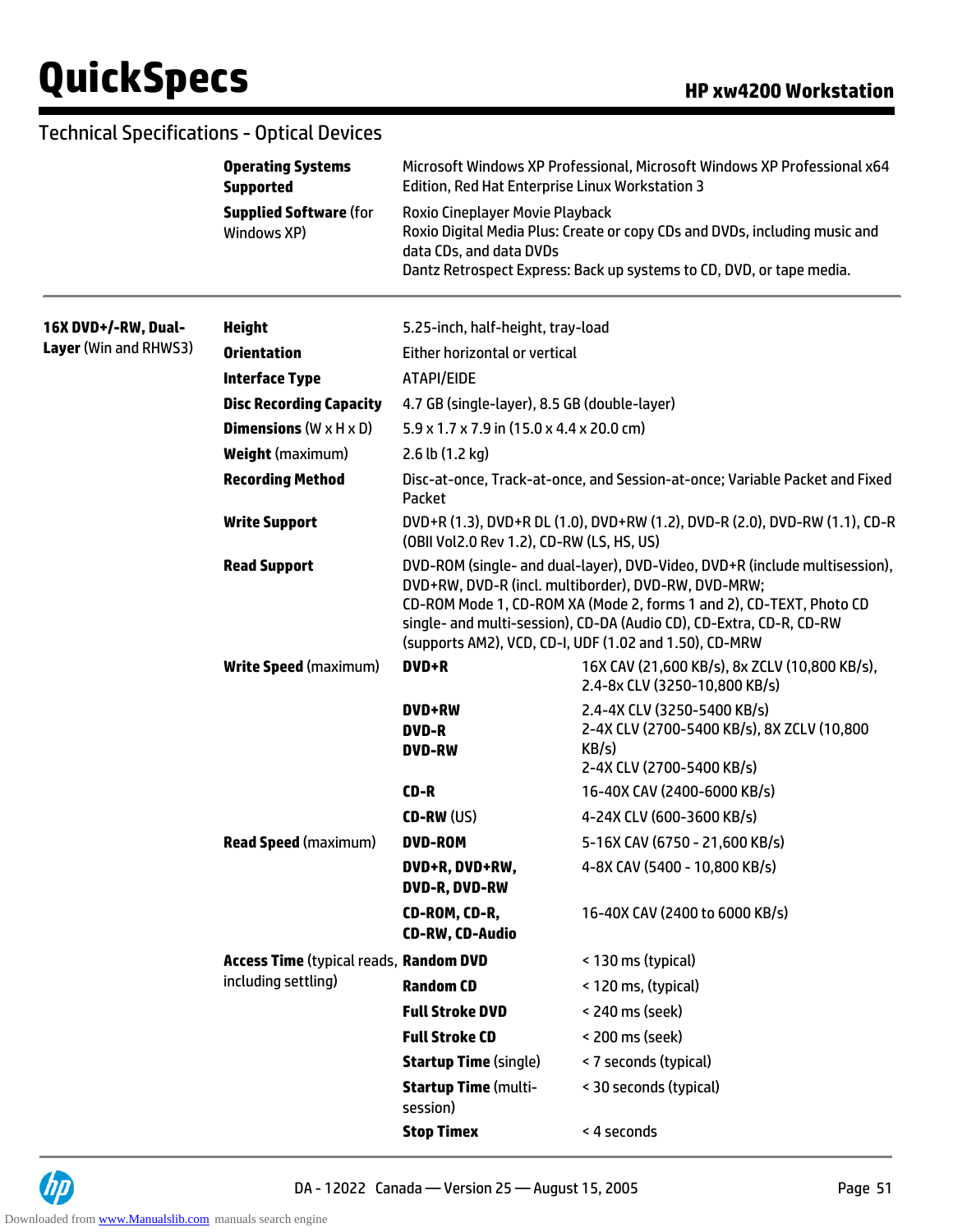## Technical Specifications - Optical Devices

| | | | |
|---|---|---|---|
| | **Operating Systems Supported** | Microsoft Windows XP Professional, Microsoft Windows XP Professional x64 Edition, Red Hat Enterprise Linux Workstation 3 | |
| | **Supplied Software** (for Windows XP) | Roxio Cineplayer Movie Playback<br>Roxio Digital Media Plus: Create or copy CDs and DVDs, including music and data CDs, and data DVDs<br>Dantz Retrospect Express: Back up systems to CD, DVD, or tape media. | |
| **16X DVD+/-RW, Dual-Layer** (Win and RHWS3) | **Height** | 5.25-inch, half-height, tray-load | |
| | **Orientation** | Either horizontal or vertical | |
| | **Interface Type** | ATAPI/EIDE | |
| | **Disc Recording Capacity** | 4.7 GB (single-layer), 8.5 GB (double-layer) | |
| | **Dimensions** (W x H x D) | 5.9 x 1.7 x 7.9 in (15.0 x 4.4 x 20.0 cm) | |
| | **Weight** (maximum) | 2.6 lb (1.2 kg) | |
| | **Recording Method** | Disc-at-once, Track-at-once, and Session-at-once; Variable Packet and Fixed Packet | |
| | **Write Support** | DVD+R (1.3), DVD+R DL (1.0), DVD+RW (1.2), DVD-R (2.0), DVD-RW (1.1), CD-R (OBII Vol2.0 Rev 1.2), CD-RW (LS, HS, US) | |
| | **Read Support** | DVD-ROM (single- and dual-layer), DVD-Video, DVD+R (include multisession), DVD+RW, DVD-R (incl. multiborder), DVD-RW, DVD-MRW;<br>CD-ROM Mode 1, CD-ROM XA (Mode 2, forms 1 and 2), CD-TEXT, Photo CD single- and multi-session), CD-DA (Audio CD), CD-Extra, CD-R, CD-RW (supports AM2), VCD, CD-I, UDF (1.02 and 1.50), CD-MRW | |
| | **Write Speed** (maximum) | **DVD+R** | 16X CAV (21,600 KB/s), 8x ZCLV (10,800 KB/s), 2.4-8x CLV (3250-10,800 KB/s) |
| | | **DVD+RW**<br>**DVD-R**<br>**DVD-RW** | 2.4-4X CLV (3250-5400 KB/s)<br>2-4X CLV (2700-5400 KB/s), 8X ZCLV (10,800 KB/s)<br>2-4X CLV (2700-5400 KB/s) |
| | | **CD-R** | 16-40X CAV (2400-6000 KB/s) |
| | | **CD-RW** (US) | 4-24X CLV (600-3600 KB/s) |
| | **Read Speed** (maximum) | **DVD-ROM** | 5-16X CAV (6750 - 21,600 KB/s) |
| | | **DVD+R, DVD+RW, DVD-R, DVD-RW** | 4-8X CAV (5400 - 10,800 KB/s) |
| | | **CD-ROM, CD-R, CD-RW, CD-Audio** | 16-40X CAV (2400 to 6000 KB/s) |
| | **Access Time** (typical reads, including settling) | **Random DVD** | < 130 ms (typical) |
| | | **Random CD** | < 120 ms, (typical) |
| | | **Full Stroke DVD** | < 240 ms (seek) |
| | | **Full Stroke CD** | < 200 ms (seek) |
| | | **Startup Time** (single) | < 7 seconds (typical) |
| | | **Startup Time** (multi-session) | < 30 seconds (typical) |
| | | **Stop Timex** | < 4 seconds |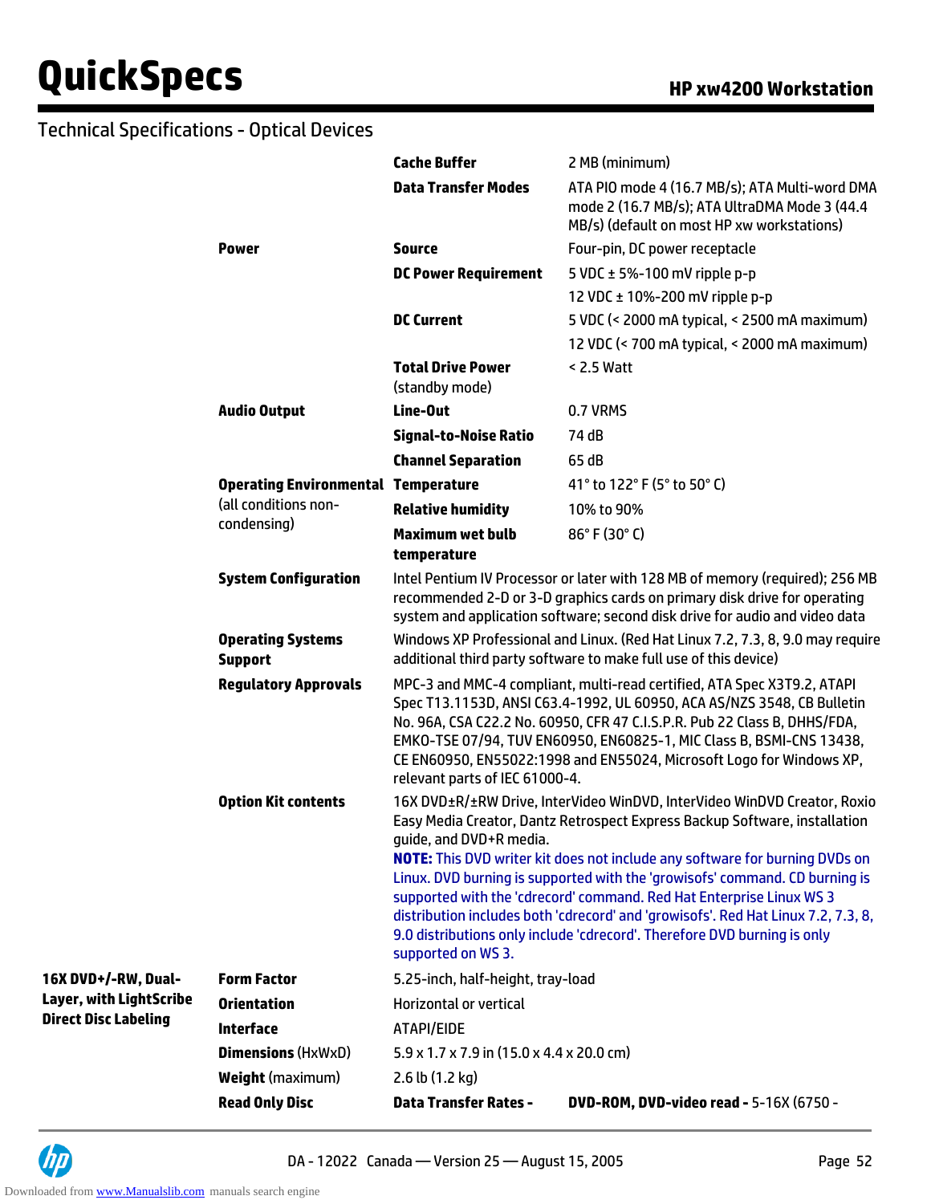## Technical Specifications - Optical Devices

| | | | |
|---|---|---|---|
| | | **Cache Buffer** | 2 MB (minimum) |
| | | **Data Transfer Modes** | ATA PIO mode 4 (16.7 MB/s); ATA Multi-word DMA mode 2 (16.7 MB/s); ATA UltraDMA Mode 3 (44.4 MB/s) (default on most HP xw workstations) |
| | **Power** | **Source** | Four-pin, DC power receptacle |
| | | **DC Power Requirement** | 5 VDC ± 5%-100 mV ripple p-p<br>12 VDC ± 10%-200 mV ripple p-p |
| | | **DC Current** | 5 VDC (< 2000 mA typical, < 2500 mA maximum)<br>12 VDC (< 700 mA typical, < 2000 mA maximum) |
| | | **Total Drive Power** (standby mode) | < 2.5 Watt |
| | **Audio Output** | **Line-Out** | 0.7 VRMS |
| | | **Signal-to-Noise Ratio** | 74 dB |
| | | **Channel Separation** | 65 dB |
| | **Operating Environmental** (all conditions non-condensing) | **Temperature** | 41° to 122° F (5° to 50° C) |
| | | **Relative humidity** | 10% to 90% |
| | | **Maximum wet bulb temperature** | 86° F (30° C) |
| | **System Configuration** | Intel Pentium IV Processor or later with 128 MB of memory (required); 256 MB recommended 2-D or 3-D graphics cards on primary disk drive for operating system and application software; second disk drive for audio and video data | |
| | **Operating Systems Support** | Windows XP Professional and Linux. (Red Hat Linux 7.2, 7.3, 8, 9.0 may require additional third party software to make full use of this device) | |
| | **Regulatory Approvals** | MPC-3 and MMC-4 compliant, multi-read certified, ATA Spec X3T9.2, ATAPI Spec T13.1153D, ANSI C63.4-1992, UL 60950, ACA AS/NZS 3548, CB Bulletin No. 96A, CSA C22.2 No. 60950, CFR 47 C.I.S.P.R. Pub 22 Class B, DHHS/FDA, EMKO-TSE 07/94, TUV EN60950, EN60825-1, MIC Class B, BSMI-CNS 13438, CE EN60950, EN55022:1998 and EN55024, Microsoft Logo for Windows XP, relevant parts of IEC 61000-4. | |
| | **Option Kit contents** | 16X DVD±R/±RW Drive, InterVideo WinDVD, InterVideo WinDVD Creator, Roxio Easy Media Creator, Dantz Retrospect Express Backup Software, installation guide, and DVD+R media.<br>**NOTE:** This DVD writer kit does not include any software for burning DVDs on Linux. DVD burning is supported with the 'growisofs' command. CD burning is supported with the 'cdrecord' command. Red Hat Enterprise Linux WS 3 distribution includes both 'cdrecord' and 'growisofs'. Red Hat Linux 7.2, 7.3, 8, 9.0 distributions only include 'cdrecord'. Therefore DVD burning is only supported on WS 3. | |
| **16X DVD+/-RW, Dual-Layer, with LightScribe Direct Disc Labeling** | **Form Factor** | 5.25-inch, half-height, tray-load | |
| | **Orientation** | Horizontal or vertical | |
| | **Interface** | ATAPI/EIDE | |
| | **Dimensions** (HxWxD) | 5.9 x 1.7 x 7.9 in (15.0 x 4.4 x 20.0 cm) | |
| | **Weight** (maximum) | 2.6 lb (1.2 kg) | |
| | **Read Only Disc** | **Data Transfer Rates -** | **DVD-ROM, DVD-video read -** 5-16X (6750 - |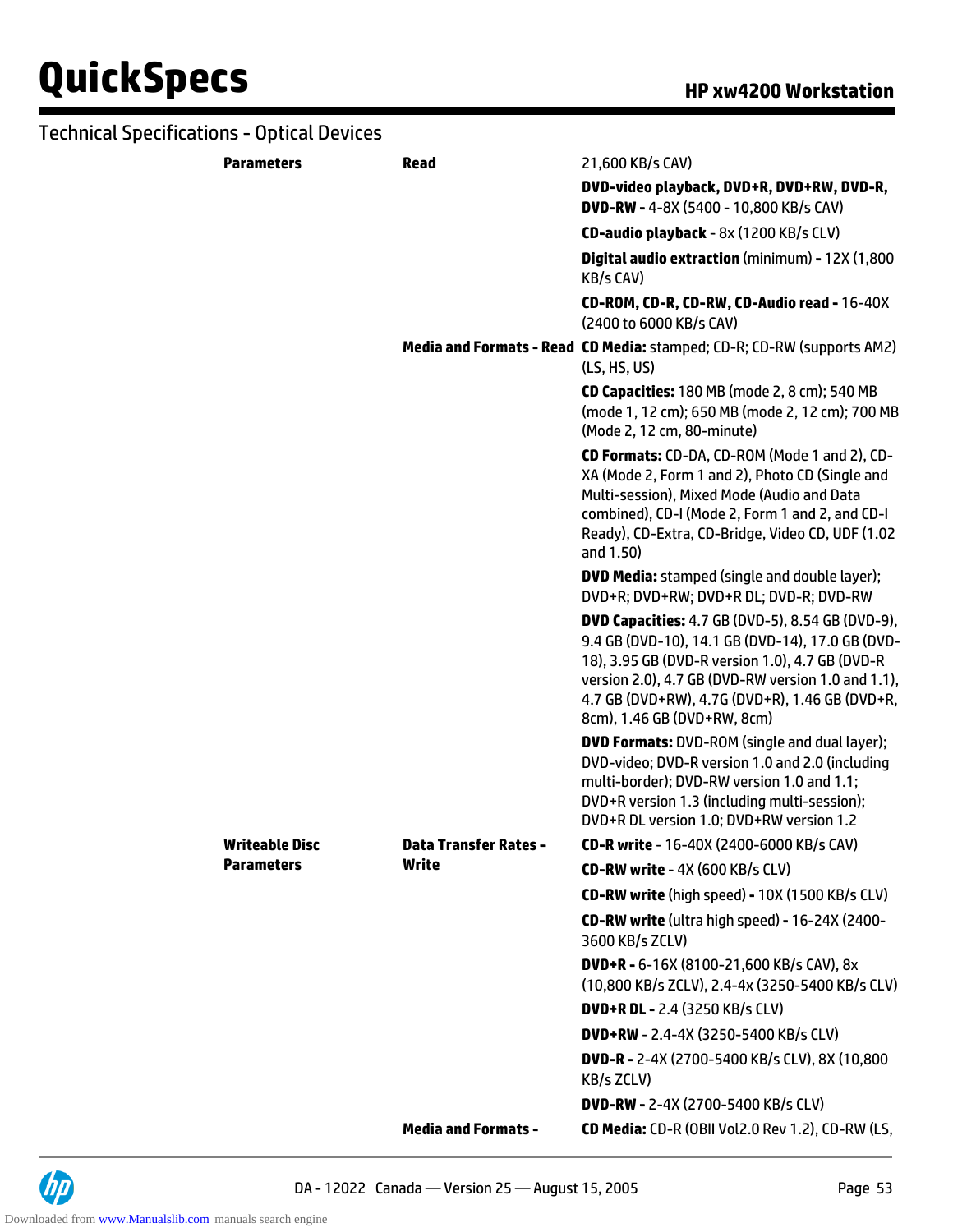## Technical Specifications - Optical Devices

| | | |
|---|---|---|
| **Parameters** | **Read** | 21,600 KB/s CAV) |
| | | **DVD-video playback, DVD+R, DVD+RW, DVD-R, DVD-RW -** 4-8X (5400 - 10,800 KB/s CAV) |
| | | **CD-audio playback** - 8x (1200 KB/s CLV) |
| | | **Digital audio extraction** (minimum) **-** 12X (1,800 KB/s CAV) |
| | | **CD-ROM, CD-R, CD-RW, CD-Audio read -** 16-40X (2400 to 6000 KB/s CAV) |
| | **Media and Formats - Read** | **CD Media:** stamped; CD-R; CD-RW (supports AM2) (LS, HS, US) |
| | | **CD Capacities:** 180 MB (mode 2, 8 cm); 540 MB (mode 1, 12 cm); 650 MB (mode 2, 12 cm); 700 MB (Mode 2, 12 cm, 80-minute) |
| | | **CD Formats:** CD-DA, CD-ROM (Mode 1 and 2), CD-XA (Mode 2, Form 1 and 2), Photo CD (Single and Multi-session), Mixed Mode (Audio and Data combined), CD-I (Mode 2, Form 1 and 2, and CD-I Ready), CD-Extra, CD-Bridge, Video CD, UDF (1.02 and 1.50) |
| | | **DVD Media:** stamped (single and double layer); DVD+R; DVD+RW; DVD+R DL; DVD-R; DVD-RW |
| | | **DVD Capacities:** 4.7 GB (DVD-5), 8.54 GB (DVD-9), 9.4 GB (DVD-10), 14.1 GB (DVD-14), 17.0 GB (DVD-18), 3.95 GB (DVD-R version 1.0), 4.7 GB (DVD-R version 2.0), 4.7 GB (DVD-RW version 1.0 and 1.1), 4.7 GB (DVD+RW), 4.7G (DVD+R), 1.46 GB (DVD+R, 8cm), 1.46 GB (DVD+RW, 8cm) |
| | | **DVD Formats:** DVD-ROM (single and dual layer); DVD-video; DVD-R version 1.0 and 2.0 (including multi-border); DVD-RW version 1.0 and 1.1; DVD+R version 1.3 (including multi-session); DVD+R DL version 1.0; DVD+RW version 1.2 |
| **Writeable Disc Parameters** | **Data Transfer Rates - Write** | **CD-R write** - 16-40X (2400-6000 KB/s CAV) |
| | | **CD-RW write** - 4X (600 KB/s CLV) |
| | | **CD-RW write** (high speed) **-** 10X (1500 KB/s CLV) |
| | | **CD-RW write** (ultra high speed) **-** 16-24X (2400-3600 KB/s ZCLV) |
| | | **DVD+R -** 6-16X (8100-21,600 KB/s CAV), 8x (10,800 KB/s ZCLV), 2.4-4x (3250-5400 KB/s CLV) |
| | | **DVD+R DL -** 2.4 (3250 KB/s CLV) |
| | | **DVD+RW** - 2.4-4X (3250-5400 KB/s CLV) |
| | | **DVD-R -** 2-4X (2700-5400 KB/s CLV), 8X (10,800 KB/s ZCLV) |
| | | **DVD-RW -** 2-4X (2700-5400 KB/s CLV) |
| | **Media and Formats -** | **CD Media:** CD-R (OBII Vol2.0 Rev 1.2), CD-RW (LS, |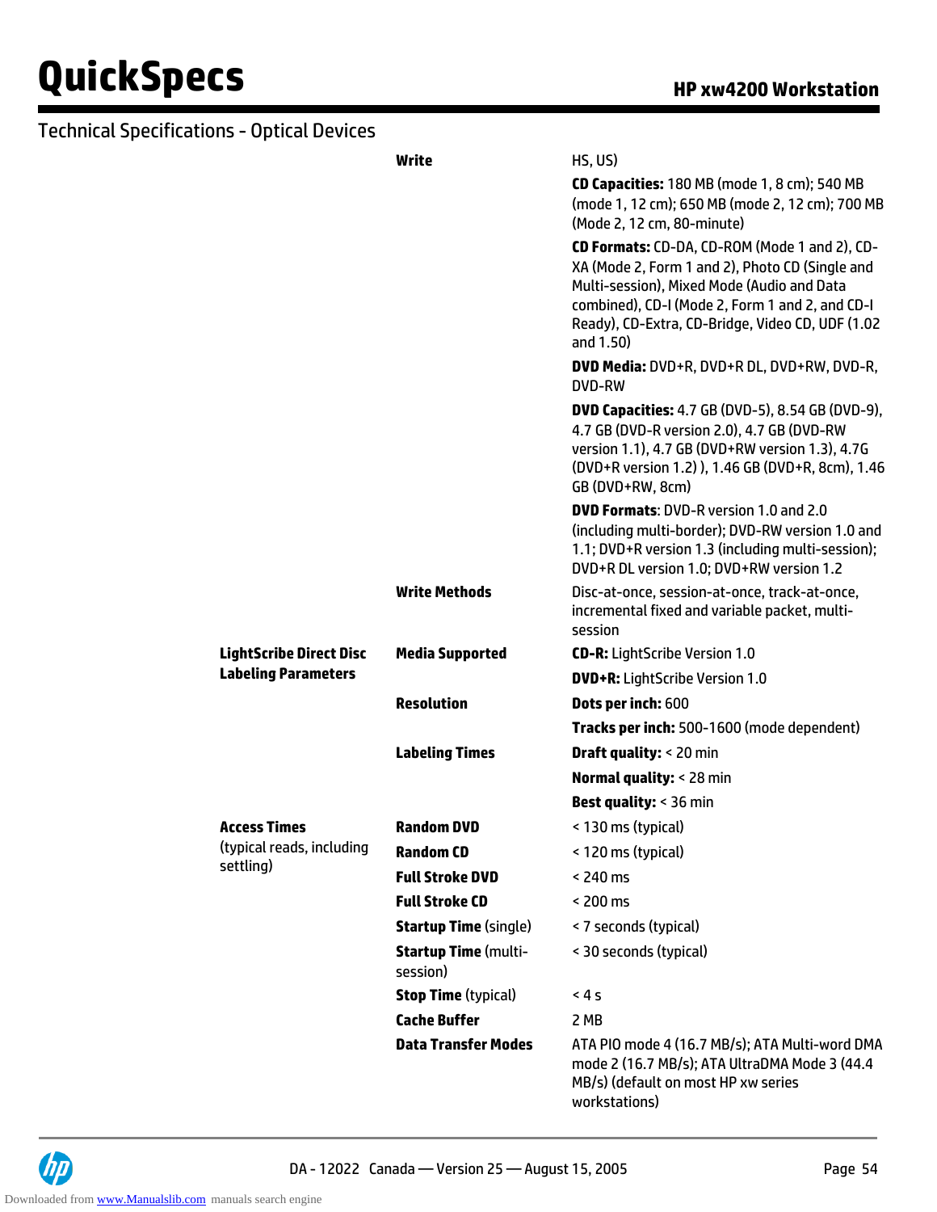## Technical Specifications - Optical Devices

| | | |
|---|---|---|
| | **Write** | HS, US) |
| | | **CD Capacities:** 180 MB (mode 1, 8 cm); 540 MB (mode 1, 12 cm); 650 MB (mode 2, 12 cm); 700 MB (Mode 2, 12 cm, 80-minute) |
| | | **CD Formats:** CD-DA, CD-ROM (Mode 1 and 2), CD-XA (Mode 2, Form 1 and 2), Photo CD (Single and Multi-session), Mixed Mode (Audio and Data combined), CD-I (Mode 2, Form 1 and 2, and CD-I Ready), CD-Extra, CD-Bridge, Video CD, UDF (1.02 and 1.50) |
| | | **DVD Media:** DVD+R, DVD+R DL, DVD+RW, DVD-R, DVD-RW |
| | | **DVD Capacities:** 4.7 GB (DVD-5), 8.54 GB (DVD-9), 4.7 GB (DVD-R version 2.0), 4.7 GB (DVD-RW version 1.1), 4.7 GB (DVD+RW version 1.3), 4.7G (DVD+R version 1.2) ), 1.46 GB (DVD+R, 8cm), 1.46 GB (DVD+RW, 8cm) |
| | | **DVD Formats**: DVD-R version 1.0 and 2.0 (including multi-border); DVD-RW version 1.0 and 1.1; DVD+R version 1.3 (including multi-session); DVD+R DL version 1.0; DVD+RW version 1.2 |
| | **Write Methods** | Disc-at-once, session-at-once, track-at-once, incremental fixed and variable packet, multi-session |
| **LightScribe Direct Disc Labeling Parameters** | **Media Supported** | **CD-R:** LightScribe Version 1.0 |
| | | **DVD+R:** LightScribe Version 1.0 |
| | **Resolution** | **Dots per inch:** 600 |
| | | **Tracks per inch:** 500-1600 (mode dependent) |
| | **Labeling Times** | **Draft quality:** < 20 min |
| | | **Normal quality:** < 28 min |
| | | **Best quality:** < 36 min |
| **Access Times** (typical reads, including settling) | **Random DVD** | < 130 ms (typical) |
| | **Random CD** | < 120 ms (typical) |
| | **Full Stroke DVD** | < 240 ms |
| | **Full Stroke CD** | < 200 ms |
| | **Startup Time** (single) | < 7 seconds (typical) |
| | **Startup Time** (multi-session) | < 30 seconds (typical) |
| | **Stop Time** (typical) | < 4 s |
| | **Cache Buffer** | 2 MB |
| | **Data Transfer Modes** | ATA PIO mode 4 (16.7 MB/s); ATA Multi-word DMA mode 2 (16.7 MB/s); ATA UltraDMA Mode 3 (44.4 MB/s) (default on most HP xw series workstations) |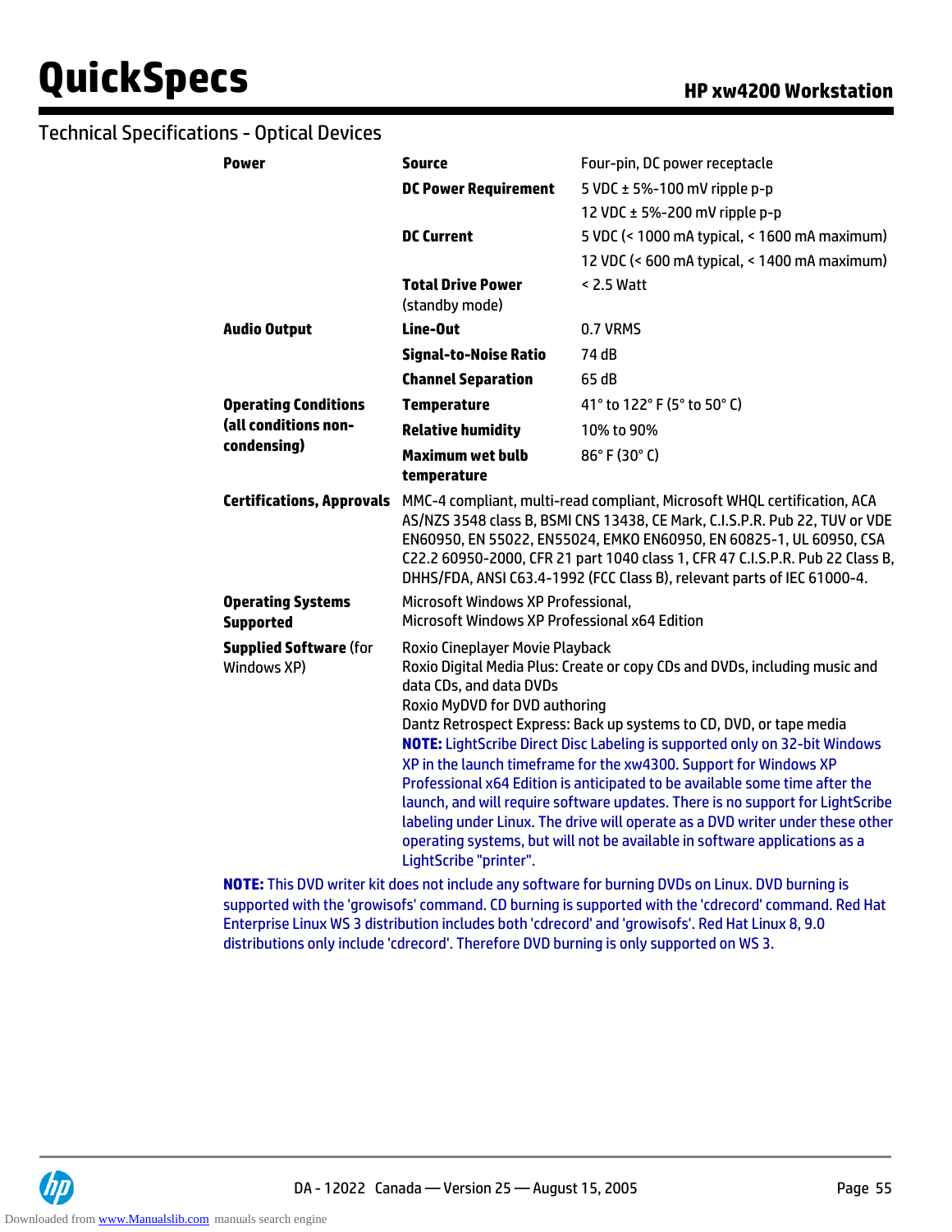## Technical Specifications - Optical Devices

| | | |
|---|---|---|
| **Power** | **Source** | Four-pin, DC power receptacle |
| | **DC Power Requirement** | 5 VDC ± 5%-100 mV ripple p-p |
| | | 12 VDC ± 5%-200 mV ripple p-p |
| | **DC Current** | 5 VDC (< 1000 mA typical, < 1600 mA maximum) |
| | | 12 VDC (< 600 mA typical, < 1400 mA maximum) |
| | **Total Drive Power** (standby mode) | < 2.5 Watt |
| **Audio Output** | **Line-Out** | 0.7 VRMS |
| | **Signal-to-Noise Ratio** | 74 dB |
| | **Channel Separation** | 65 dB |
| **Operating Conditions (all conditions non-condensing)** | **Temperature** | 41° to 122° F (5° to 50° C) |
| | **Relative humidity** | 10% to 90% |
| | **Maximum wet bulb temperature** | 86° F (30° C) |
| **Certifications, Approvals** | MMC-4 compliant, multi-read compliant, Microsoft WHQL certification, ACA AS/NZS 3548 class B, BSMI CNS 13438, CE Mark, C.I.S.P.R. Pub 22, TUV or VDE EN60950, EN 55022, EN55024, EMKO EN60950, EN 60825-1, UL 60950, CSA C22.2 60950-2000, CFR 21 part 1040 class 1, CFR 47 C.I.S.P.R. Pub 22 Class B, DHHS/FDA, ANSI C63.4-1992 (FCC Class B), relevant parts of IEC 61000-4. | |
| **Operating Systems Supported** | Microsoft Windows XP Professional,<br>Microsoft Windows XP Professional x64 Edition | |
| **Supplied Software** (for Windows XP) | Roxio Cineplayer Movie Playback<br>Roxio Digital Media Plus: Create or copy CDs and DVDs, including music and data CDs, and data DVDs<br>Roxio MyDVD for DVD authoring<br>Dantz Retrospect Express: Back up systems to CD, DVD, or tape media<br>**NOTE:** LightScribe Direct Disc Labeling is supported only on 32-bit Windows XP in the launch timeframe for the xw4300. Support for Windows XP Professional x64 Edition is anticipated to be available some time after the launch, and will require software updates. There is no support for LightScribe labeling under Linux. The drive will operate as a DVD writer under these other operating systems, but will not be available in software applications as a LightScribe "printer". | |

**NOTE:** This DVD writer kit does not include any software for burning DVDs on Linux. DVD burning is supported with the 'growisofs' command. CD burning is supported with the 'cdrecord' command. Red Hat Enterprise Linux WS 3 distribution includes both 'cdrecord' and 'growisofs'. Red Hat Linux 8, 9.0 distributions only include 'cdrecord'. Therefore DVD burning is only supported on WS 3.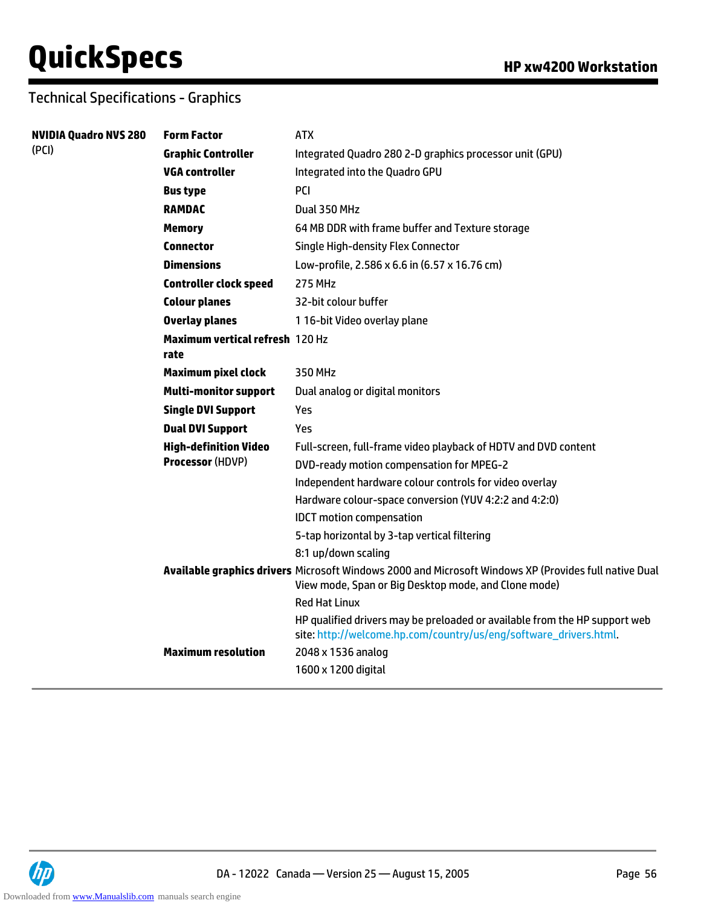## Technical Specifications - Graphics

| | | |
|---|---|---|
| **NVIDIA Quadro NVS 280** (PCI) | **Form Factor** | ATX |
| | **Graphic Controller** | Integrated Quadro 280 2-D graphics processor unit (GPU) |
| | **VGA controller** | Integrated into the Quadro GPU |
| | **Bus type** | PCI |
| | **RAMDAC** | Dual 350 MHz |
| | **Memory** | 64 MB DDR with frame buffer and Texture storage |
| | **Connector** | Single High-density Flex Connector |
| | **Dimensions** | Low-profile, 2.586 x 6.6 in (6.57 x 16.76 cm) |
| | **Controller clock speed** | 275 MHz |
| | **Colour planes** | 32-bit colour buffer |
| | **Overlay planes** | 1 16-bit Video overlay plane |
| | **Maximum vertical refresh rate** | 120 Hz |
| | **Maximum pixel clock** | 350 MHz |
| | **Multi-monitor support** | Dual analog or digital monitors |
| | **Single DVI Support** | Yes |
| | **Dual DVI Support** | Yes |
| | **High-definition Video Processor** (HDVP) | Full-screen, full-frame video playback of HDTV and DVD content |
| | | DVD-ready motion compensation for MPEG-2 |
| | | Independent hardware colour controls for video overlay |
| | | Hardware colour-space conversion (YUV 4:2:2 and 4:2:0) |
| | | IDCT motion compensation |
| | | 5-tap horizontal by 3-tap vertical filtering |
| | | 8:1 up/down scaling |
| | **Available graphics drivers** | Microsoft Windows 2000 and Microsoft Windows XP (Provides full native Dual View mode, Span or Big Desktop mode, and Clone mode) |
| | | Red Hat Linux |
| | | HP qualified drivers may be preloaded or available from the HP support web site: http://welcome.hp.com/country/us/eng/software_drivers.html. |
| | **Maximum resolution** | 2048 x 1536 analog |
| | | 1600 x 1200 digital |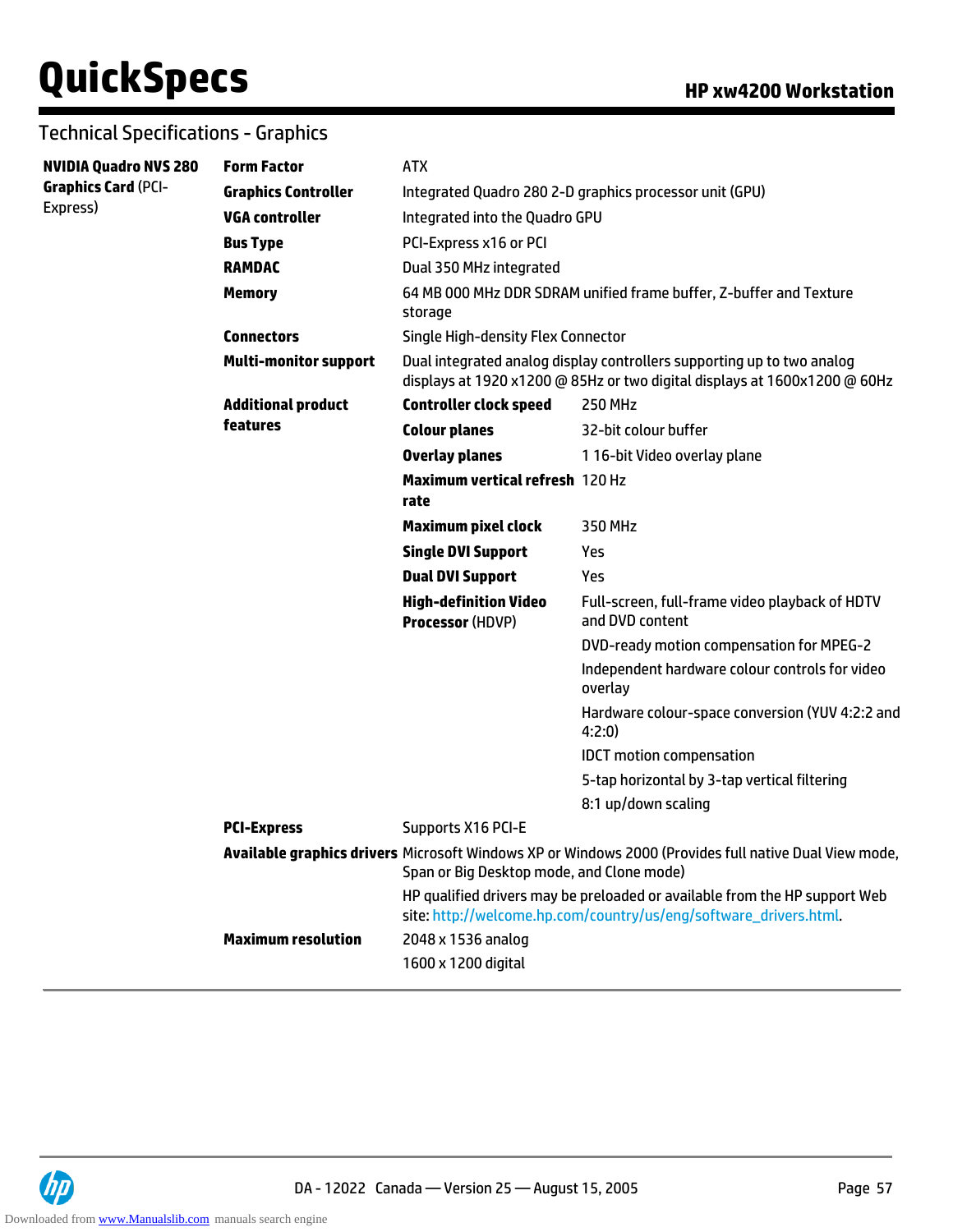## Technical Specifications - Graphics

| | | | |
|---|---|---|---|
| **NVIDIA Quadro NVS 280 Graphics Card** (PCI-Express) | **Form Factor** | ATX | |
| | **Graphics Controller** | Integrated Quadro 280 2-D graphics processor unit (GPU) | |
| | **VGA controller** | Integrated into the Quadro GPU | |
| | **Bus Type** | PCI-Express x16 or PCI | |
| | **RAMDAC** | Dual 350 MHz integrated | |
| | **Memory** | 64 MB 000 MHz DDR SDRAM unified frame buffer, Z-buffer and Texture storage | |
| | **Connectors** | Single High-density Flex Connector | |
| | **Multi-monitor support** | Dual integrated analog display controllers supporting up to two analog displays at 1920 x1200 @ 85Hz or two digital displays at 1600x1200 @ 60Hz | |
| | **Additional product features** | **Controller clock speed** | 250 MHz |
| | | **Colour planes** | 32-bit colour buffer |
| | | **Overlay planes** | 1 16-bit Video overlay plane |
| | | **Maximum vertical refresh rate** | 120 Hz |
| | | **Maximum pixel clock** | 350 MHz |
| | | **Single DVI Support** | Yes |
| | | **Dual DVI Support** | Yes |
| | | **High-definition Video Processor** (HDVP) | Full-screen, full-frame video playback of HDTV and DVD content |
| | | | DVD-ready motion compensation for MPEG-2 |
| | | | Independent hardware colour controls for video overlay |
| | | | Hardware colour-space conversion (YUV 4:2:2 and 4:2:0) |
| | | | IDCT motion compensation |
| | | | 5-tap horizontal by 3-tap vertical filtering |
| | | | 8:1 up/down scaling |
| | **PCI-Express** | Supports X16 PCI-E | |
| | **Available graphics drivers** | Microsoft Windows XP or Windows 2000 (Provides full native Dual View mode, Span or Big Desktop mode, and Clone mode) | |
| | | HP qualified drivers may be preloaded or available from the HP support Web site: http://welcome.hp.com/country/us/eng/software_drivers.html. | |
| | **Maximum resolution** | 2048 x 1536 analog | |
| | | 1600 x 1200 digital | |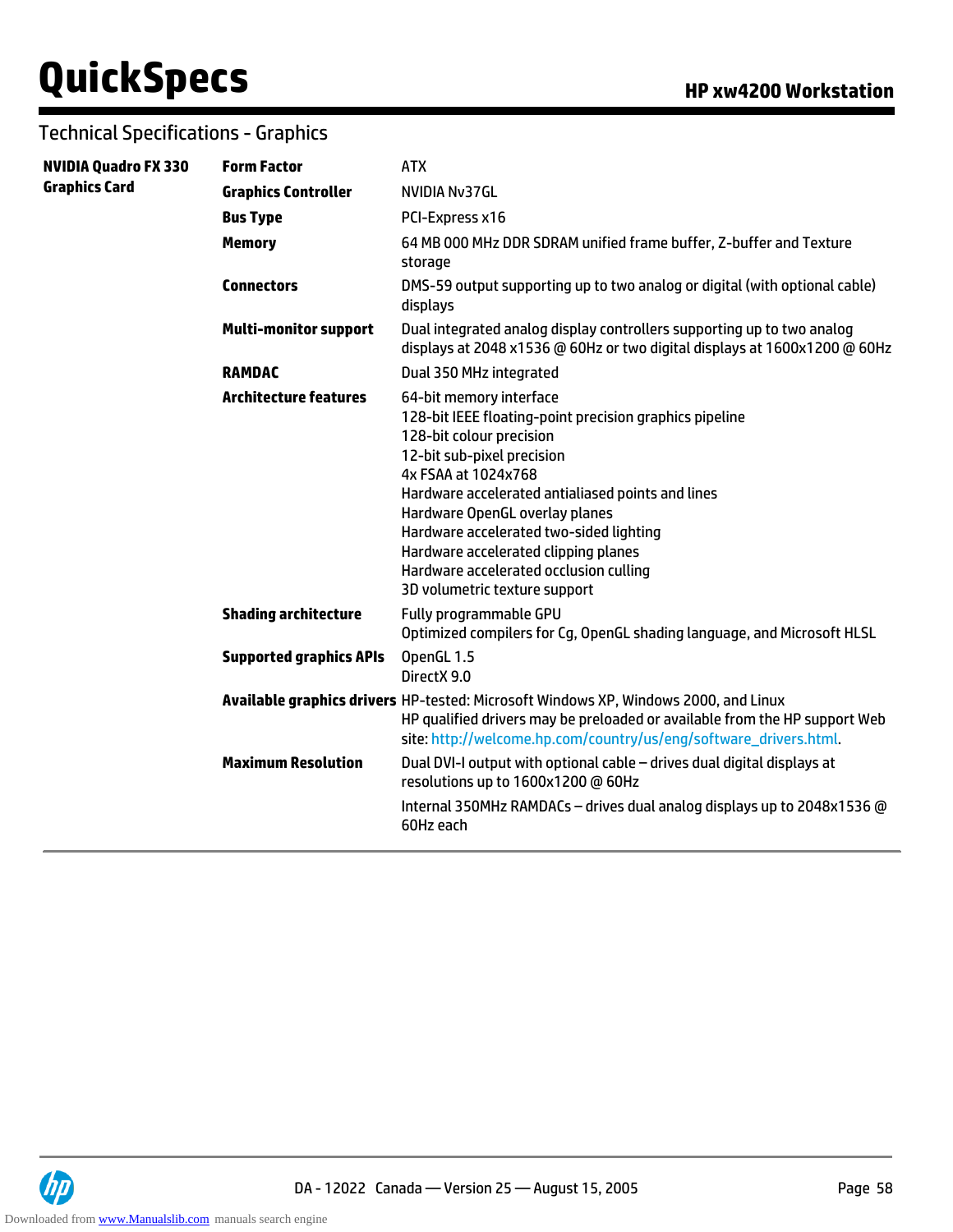## Technical Specifications - Graphics

| | | |
|---|---|---|
| **NVIDIA Quadro FX 330 Graphics Card** | **Form Factor** | ATX |
| | **Graphics Controller** | NVIDIA Nv37GL |
| | **Bus Type** | PCI-Express x16 |
| | **Memory** | 64 MB 000 MHz DDR SDRAM unified frame buffer, Z-buffer and Texture storage |
| | **Connectors** | DMS-59 output supporting up to two analog or digital (with optional cable) displays |
| | **Multi-monitor support** | Dual integrated analog display controllers supporting up to two analog displays at 2048 x1536 @ 60Hz or two digital displays at 1600x1200 @ 60Hz |
| | **RAMDAC** | Dual 350 MHz integrated |
| | **Architecture features** | 64-bit memory interface<br>128-bit IEEE floating-point precision graphics pipeline<br>128-bit colour precision<br>12-bit sub-pixel precision<br>4x FSAA at 1024x768<br>Hardware accelerated antialiased points and lines<br>Hardware OpenGL overlay planes<br>Hardware accelerated two-sided lighting<br>Hardware accelerated clipping planes<br>Hardware accelerated occlusion culling<br>3D volumetric texture support |
| | **Shading architecture** | Fully programmable GPU<br>Optimized compilers for Cg, OpenGL shading language, and Microsoft HLSL |
| | **Supported graphics APIs** | OpenGL 1.5<br>DirectX 9.0 |
| | **Available graphics drivers** | HP-tested: Microsoft Windows XP, Windows 2000, and Linux<br>HP qualified drivers may be preloaded or available from the HP support Web site: http://welcome.hp.com/country/us/eng/software_drivers.html. |
| | **Maximum Resolution** | Dual DVI-I output with optional cable – drives dual digital displays at resolutions up to 1600x1200 @ 60Hz<br>Internal 350MHz RAMDACs – drives dual analog displays up to 2048x1536 @ 60Hz each |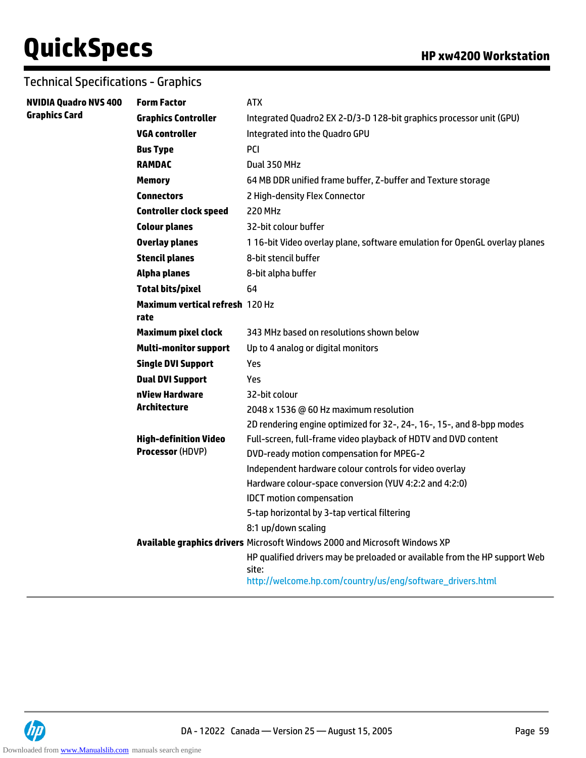## Technical Specifications - Graphics

| | | |
|---|---|---|
| **NVIDIA Quadro NVS 400 Graphics Card** | **Form Factor** | ATX |
| | **Graphics Controller** | Integrated Quadro2 EX 2-D/3-D 128-bit graphics processor unit (GPU) |
| | **VGA controller** | Integrated into the Quadro GPU |
| | **Bus Type** | PCI |
| | **RAMDAC** | Dual 350 MHz |
| | **Memory** | 64 MB DDR unified frame buffer, Z-buffer and Texture storage |
| | **Connectors** | 2 High-density Flex Connector |
| | **Controller clock speed** | 220 MHz |
| | **Colour planes** | 32-bit colour buffer |
| | **Overlay planes** | 1 16-bit Video overlay plane, software emulation for OpenGL overlay planes |
| | **Stencil planes** | 8-bit stencil buffer |
| | **Alpha planes** | 8-bit alpha buffer |
| | **Total bits/pixel** | 64 |
| | **Maximum vertical refresh rate** | 120 Hz |
| | **Maximum pixel clock** | 343 MHz based on resolutions shown below |
| | **Multi-monitor support** | Up to 4 analog or digital monitors |
| | **Single DVI Support** | Yes |
| | **Dual DVI Support** | Yes |
| | **nView Hardware Architecture** | 32-bit colour<br>2048 x 1536 @ 60 Hz maximum resolution<br>2D rendering engine optimized for 32-, 24-, 16-, 15-, and 8-bpp modes |
| | **High-definition Video Processor** (HDVP) | Full-screen, full-frame video playback of HDTV and DVD content<br>DVD-ready motion compensation for MPEG-2<br>Independent hardware colour controls for video overlay<br>Hardware colour-space conversion (YUV 4:2:2 and 4:2:0)<br>IDCT motion compensation<br>5-tap horizontal by 3-tap vertical filtering<br>8:1 up/down scaling |
| | **Available graphics drivers** | Microsoft Windows 2000 and Microsoft Windows XP<br>HP qualified drivers may be preloaded or available from the HP support Web site:<br>http://welcome.hp.com/country/us/eng/software_drivers.html |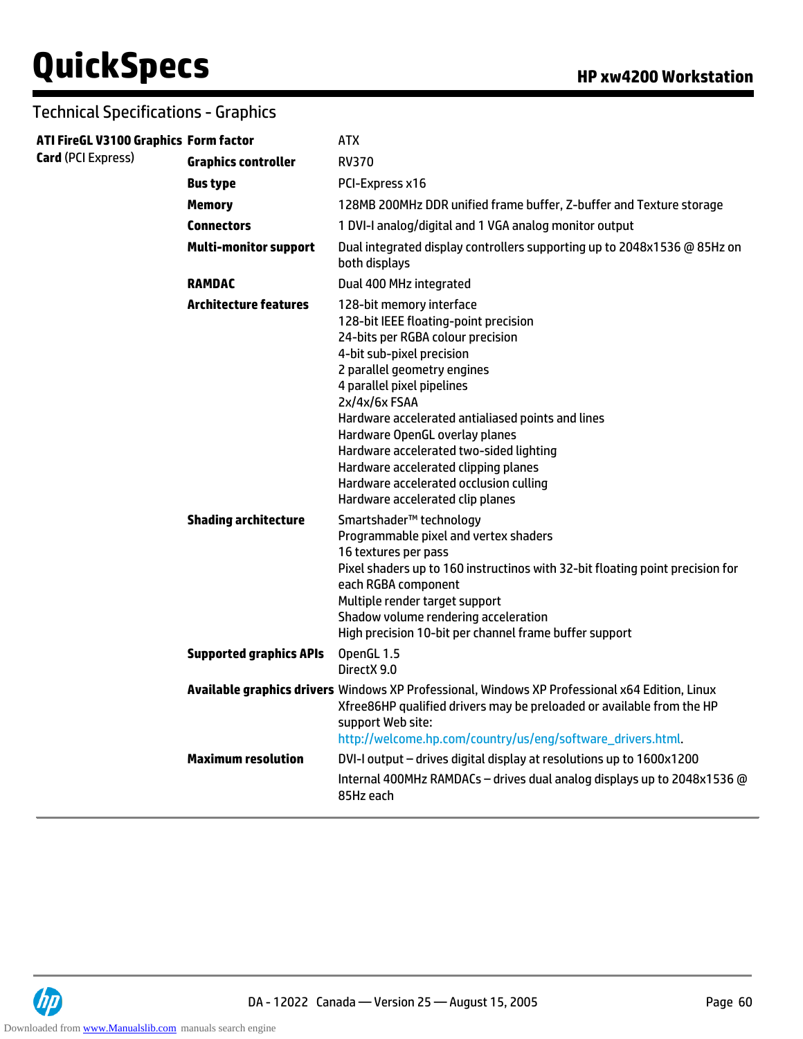## Technical Specifications - Graphics

| ATI FireGL V3100 Graphics Card (PCI Express) | | |
|---|---|---|
| | **Form factor** | ATX |
| | **Graphics controller** | RV370 |
| | **Bus type** | PCI-Express x16 |
| | **Memory** | 128MB 200MHz DDR unified frame buffer, Z-buffer and Texture storage |
| | **Connectors** | 1 DVI-I analog/digital and 1 VGA analog monitor output |
| | **Multi-monitor support** | Dual integrated display controllers supporting up to 2048x1536 @ 85Hz on both displays |
| | **RAMDAC** | Dual 400 MHz integrated |
| | **Architecture features** | 128-bit memory interface<br>128-bit IEEE floating-point precision<br>24-bits per RGBA colour precision<br>4-bit sub-pixel precision<br>2 parallel geometry engines<br>4 parallel pixel pipelines<br>2x/4x/6x FSAA<br>Hardware accelerated antialiased points and lines<br>Hardware OpenGL overlay planes<br>Hardware accelerated two-sided lighting<br>Hardware accelerated clipping planes<br>Hardware accelerated occlusion culling<br>Hardware accelerated clip planes |
| | **Shading architecture** | Smartshader™ technology<br>Programmable pixel and vertex shaders<br>16 textures per pass<br>Pixel shaders up to 160 instructinos with 32-bit floating point precision for each RGBA component<br>Multiple render target support<br>Shadow volume rendering acceleration<br>High precision 10-bit per channel frame buffer support |
| | **Supported graphics APIs** | OpenGL 1.5<br>DirectX 9.0 |
| | **Available graphics drivers** | Windows XP Professional, Windows XP Professional x64 Edition, Linux Xfree86HP qualified drivers may be preloaded or available from the HP support Web site: http://welcome.hp.com/country/us/eng/software_drivers.html. |
| | **Maximum resolution** | DVI-I output – drives digital display at resolutions up to 1600x1200<br>Internal 400MHz RAMDACs – drives dual analog displays up to 2048x1536 @ 85Hz each |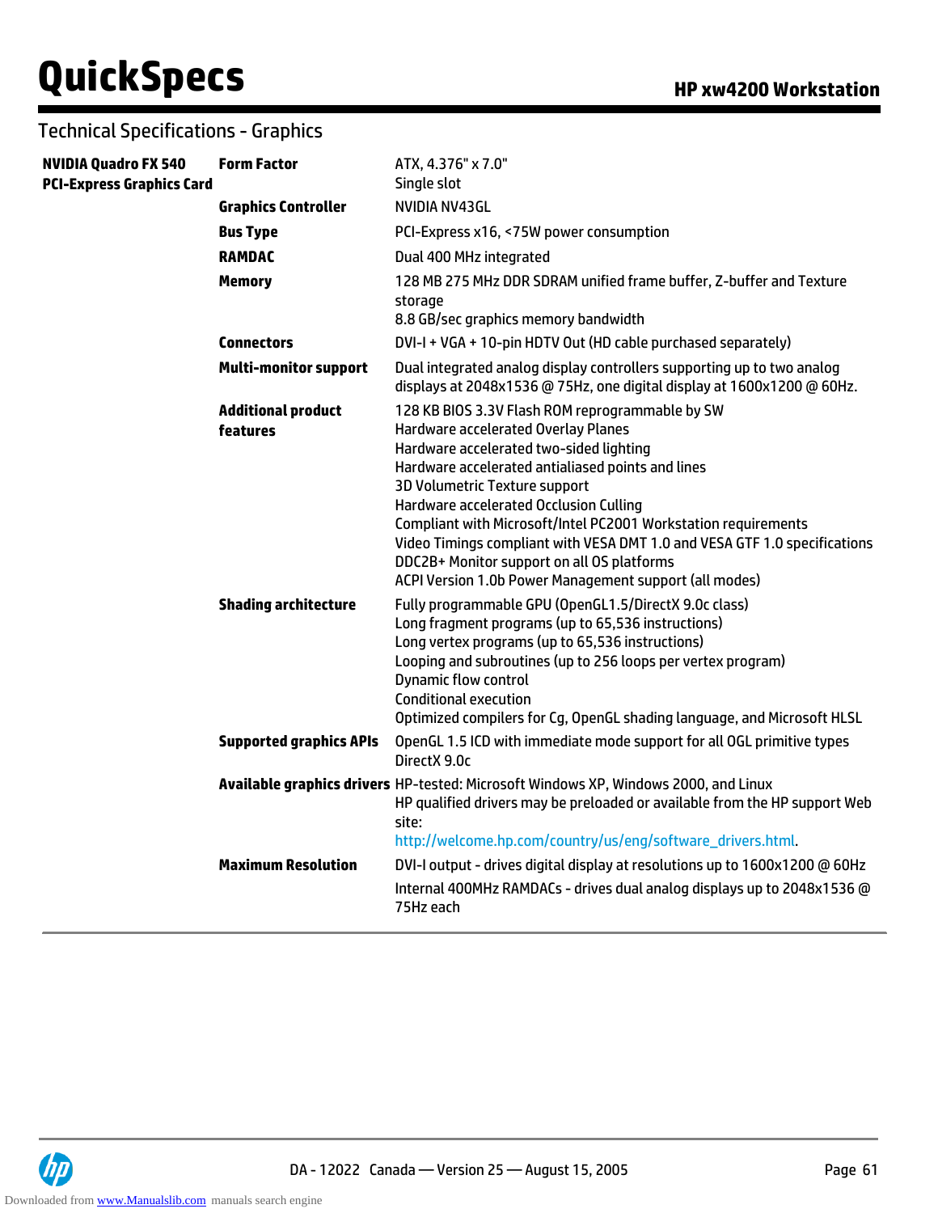## Technical Specifications - Graphics

| | | |
|---|---|---|
| **NVIDIA Quadro FX 540 PCI-Express Graphics Card** | **Form Factor** | ATX, 4.376" x 7.0"<br>Single slot |
| | **Graphics Controller** | NVIDIA NV43GL |
| | **Bus Type** | PCI-Express x16, <75W power consumption |
| | **RAMDAC** | Dual 400 MHz integrated |
| | **Memory** | 128 MB 275 MHz DDR SDRAM unified frame buffer, Z-buffer and Texture storage<br>8.8 GB/sec graphics memory bandwidth |
| | **Connectors** | DVI-I + VGA + 10-pin HDTV Out (HD cable purchased separately) |
| | **Multi-monitor support** | Dual integrated analog display controllers supporting up to two analog displays at 2048x1536 @ 75Hz, one digital display at 1600x1200 @ 60Hz. |
| | **Additional product features** | 128 KB BIOS 3.3V Flash ROM reprogrammable by SW<br>Hardware accelerated Overlay Planes<br>Hardware accelerated two-sided lighting<br>Hardware accelerated antialiased points and lines<br>3D Volumetric Texture support<br>Hardware accelerated Occlusion Culling<br>Compliant with Microsoft/Intel PC2001 Workstation requirements<br>Video Timings compliant with VESA DMT 1.0 and VESA GTF 1.0 specifications<br>DDC2B+ Monitor support on all OS platforms<br>ACPI Version 1.0b Power Management support (all modes) |
| | **Shading architecture** | Fully programmable GPU (OpenGL1.5/DirectX 9.0c class)<br>Long fragment programs (up to 65,536 instructions)<br>Long vertex programs (up to 65,536 instructions)<br>Looping and subroutines (up to 256 loops per vertex program)<br>Dynamic flow control<br>Conditional execution<br>Optimized compilers for Cg, OpenGL shading language, and Microsoft HLSL |
| | **Supported graphics APIs** | OpenGL 1.5 ICD with immediate mode support for all OGL primitive types<br>DirectX 9.0c |
| | **Available graphics drivers** | HP-tested: Microsoft Windows XP, Windows 2000, and Linux<br>HP qualified drivers may be preloaded or available from the HP support Web site:<br>http://welcome.hp.com/country/us/eng/software_drivers.html. |
| | **Maximum Resolution** | DVI-I output - drives digital display at resolutions up to 1600x1200 @ 60Hz<br>Internal 400MHz RAMDACs - drives dual analog displays up to 2048x1536 @ 75Hz each |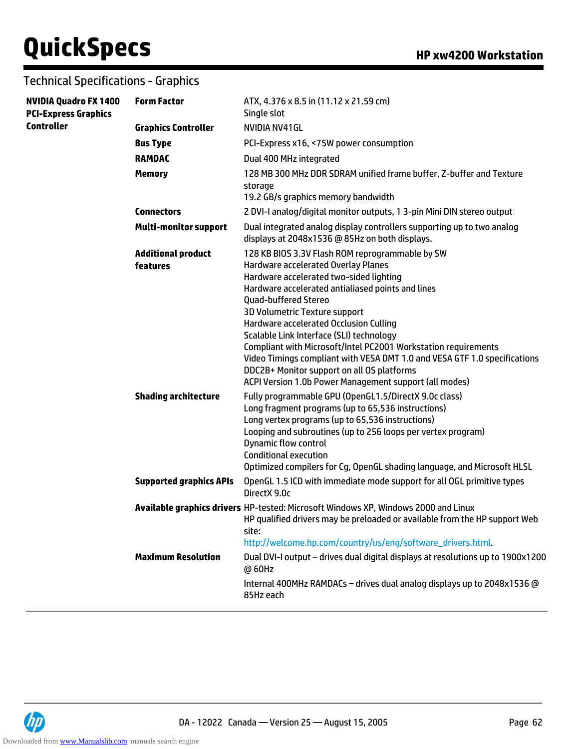## Technical Specifications - Graphics

| NVIDIA Quadro FX 1400 PCI-Express Graphics Controller | | |
|---|---|---|
| | **Form Factor** | ATX, 4.376 x 8.5 in (11.12 x 21.59 cm)<br>Single slot |
| | **Graphics Controller** | NVIDIA NV41GL |
| | **Bus Type** | PCI-Express x16, <75W power consumption |
| | **RAMDAC** | Dual 400 MHz integrated |
| | **Memory** | 128 MB 300 MHz DDR SDRAM unified frame buffer, Z-buffer and Texture storage<br>19.2 GB/s graphics memory bandwidth |
| | **Connectors** | 2 DVI-I analog/digital monitor outputs, 1 3-pin Mini DIN stereo output |
| | **Multi-monitor support** | Dual integrated analog display controllers supporting up to two analog displays at 2048x1536 @ 85Hz on both displays. |
| | **Additional product features** | 128 KB BIOS 3.3V Flash ROM reprogrammable by SW<br>Hardware accelerated Overlay Planes<br>Hardware accelerated two-sided lighting<br>Hardware accelerated antialiased points and lines<br>Quad-buffered Stereo<br>3D Volumetric Texture support<br>Hardware accelerated Occlusion Culling<br>Scalable Link Interface (SLI) technology<br>Compliant with Microsoft/Intel PC2001 Workstation requirements<br>Video Timings compliant with VESA DMT 1.0 and VESA GTF 1.0 specifications<br>DDC2B+ Monitor support on all OS platforms<br>ACPI Version 1.0b Power Management support (all modes) |
| | **Shading architecture** | Fully programmable GPU (OpenGL1.5/DirectX 9.0c class)<br>Long fragment programs (up to 65,536 instructions)<br>Long vertex programs (up to 65,536 instructions)<br>Looping and subroutines (up to 256 loops per vertex program)<br>Dynamic flow control<br>Conditional execution<br>Optimized compilers for Cg, OpenGL shading language, and Microsoft HLSL |
| | **Supported graphics APIs** | OpenGL 1.5 ICD with immediate mode support for all OGL primitive types<br>DirectX 9.0c |
| | **Available graphics drivers** | HP-tested: Microsoft Windows XP, Windows 2000 and Linux<br>HP qualified drivers may be preloaded or available from the HP support Web site:<br>http://welcome.hp.com/country/us/eng/software_drivers.html. |
| | **Maximum Resolution** | Dual DVI-I output – drives dual digital displays at resolutions up to 1900x1200 @ 60Hz<br>Internal 400MHz RAMDACs – drives dual analog displays up to 2048x1536 @ 85Hz each |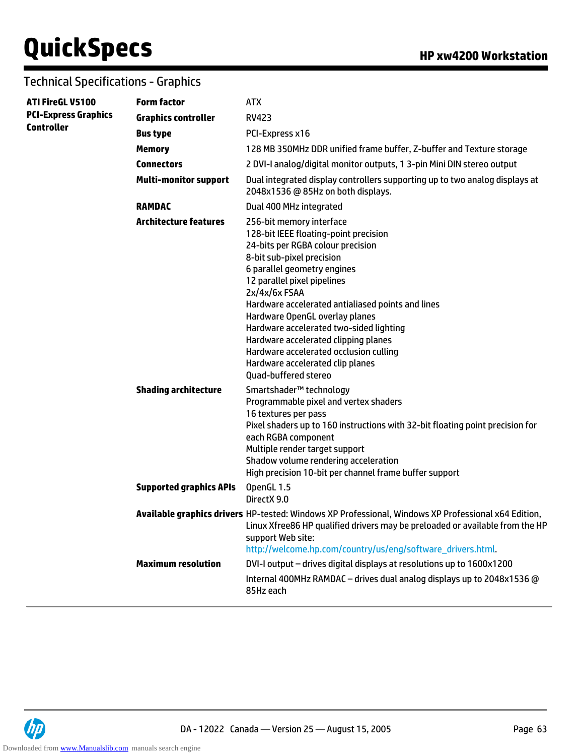## Technical Specifications - Graphics

| | | |
|---|---|---|
| **ATI FireGL V5100 PCI-Express Graphics Controller** | **Form factor** | ATX |
| | **Graphics controller** | RV423 |
| | **Bus type** | PCI-Express x16 |
| | **Memory** | 128 MB 350MHz DDR unified frame buffer, Z-buffer and Texture storage |
| | **Connectors** | 2 DVI-I analog/digital monitor outputs, 1 3-pin Mini DIN stereo output |
| | **Multi-monitor support** | Dual integrated display controllers supporting up to two analog displays at 2048x1536 @ 85Hz on both displays. |
| | **RAMDAC** | Dual 400 MHz integrated |
| | **Architecture features** | 256-bit memory interface<br>128-bit IEEE floating-point precision<br>24-bits per RGBA colour precision<br>8-bit sub-pixel precision<br>6 parallel geometry engines<br>12 parallel pixel pipelines<br>2x/4x/6x FSAA<br>Hardware accelerated antialiased points and lines<br>Hardware OpenGL overlay planes<br>Hardware accelerated two-sided lighting<br>Hardware accelerated clipping planes<br>Hardware accelerated occlusion culling<br>Hardware accelerated clip planes<br>Quad-buffered stereo |
| | **Shading architecture** | Smartshader™ technology<br>Programmable pixel and vertex shaders<br>16 textures per pass<br>Pixel shaders up to 160 instructions with 32-bit floating point precision for each RGBA component<br>Multiple render target support<br>Shadow volume rendering acceleration<br>High precision 10-bit per channel frame buffer support |
| | **Supported graphics APIs** | OpenGL 1.5<br>DirectX 9.0 |
| | **Available graphics drivers** | HP-tested: Windows XP Professional, Windows XP Professional x64 Edition, Linux Xfree86 HP qualified drivers may be preloaded or available from the HP support Web site:<br>http://welcome.hp.com/country/us/eng/software_drivers.html. |
| | **Maximum resolution** | DVI-I output – drives digital displays at resolutions up to 1600x1200<br>Internal 400MHz RAMDAC – drives dual analog displays up to 2048x1536 @ 85Hz each |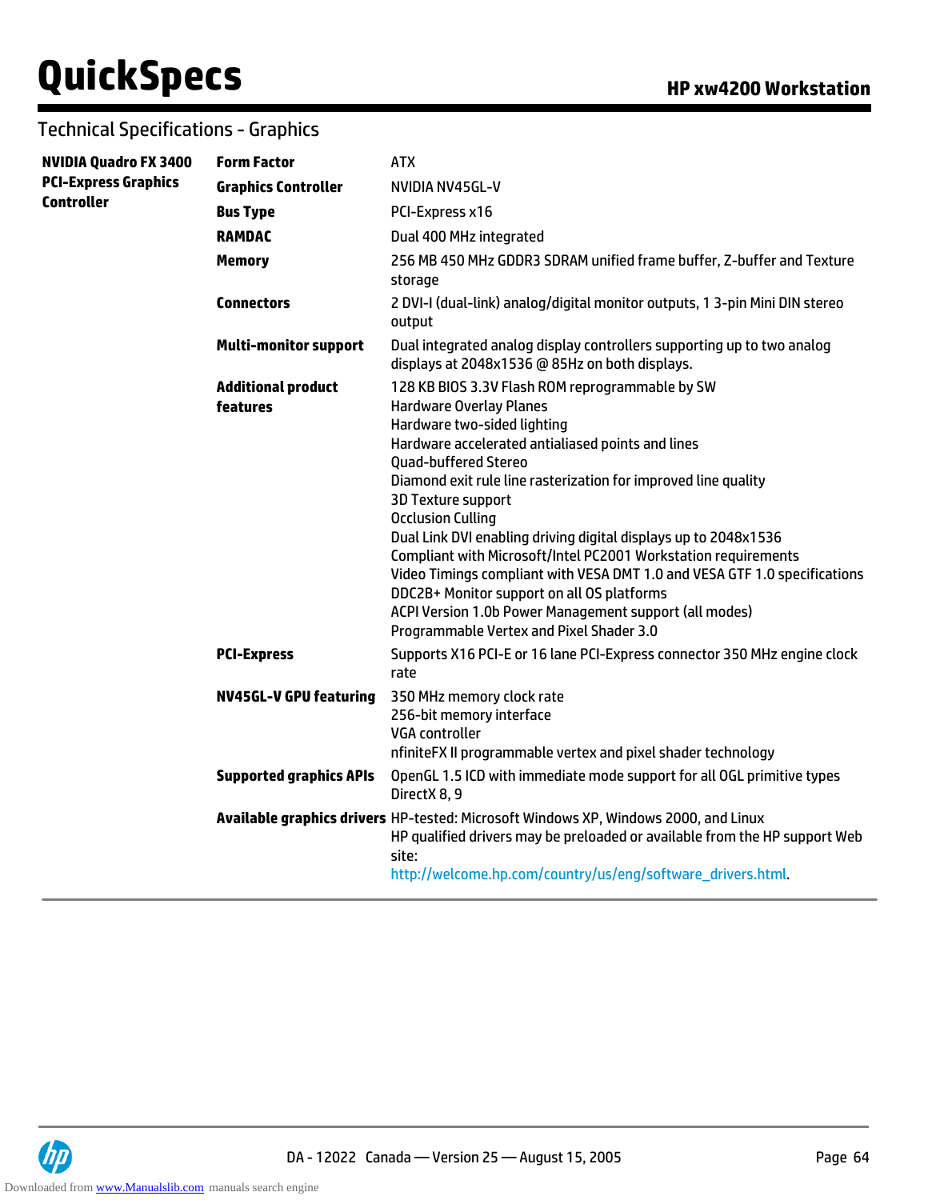## Technical Specifications - Graphics

| | | |
|---|---|---|
| **NVIDIA Quadro FX 3400 PCI-Express Graphics Controller** | **Form Factor** | ATX |
| | **Graphics Controller** | NVIDIA NV45GL-V |
| | **Bus Type** | PCI-Express x16 |
| | **RAMDAC** | Dual 400 MHz integrated |
| | **Memory** | 256 MB 450 MHz GDDR3 SDRAM unified frame buffer, Z-buffer and Texture storage |
| | **Connectors** | 2 DVI-I (dual-link) analog/digital monitor outputs, 1 3-pin Mini DIN stereo output |
| | **Multi-monitor support** | Dual integrated analog display controllers supporting up to two analog displays at 2048x1536 @ 85Hz on both displays. |
| | **Additional product features** | 128 KB BIOS 3.3V Flash ROM reprogrammable by SW<br>Hardware Overlay Planes<br>Hardware two-sided lighting<br>Hardware accelerated antialiased points and lines<br>Quad-buffered Stereo<br>Diamond exit rule line rasterization for improved line quality<br>3D Texture support<br>Occlusion Culling<br>Dual Link DVI enabling driving digital displays up to 2048x1536<br>Compliant with Microsoft/Intel PC2001 Workstation requirements<br>Video Timings compliant with VESA DMT 1.0 and VESA GTF 1.0 specifications<br>DDC2B+ Monitor support on all OS platforms<br>ACPI Version 1.0b Power Management support (all modes)<br>Programmable Vertex and Pixel Shader 3.0 |
| | **PCI-Express** | Supports X16 PCI-E or 16 lane PCI-Express connector 350 MHz engine clock rate |
| | **NV45GL-V GPU featuring** | 350 MHz memory clock rate<br>256-bit memory interface<br>VGA controller<br>nfiniteFX II programmable vertex and pixel shader technology |
| | **Supported graphics APIs** | OpenGL 1.5 ICD with immediate mode support for all OGL primitive types<br>DirectX 8, 9 |
| | **Available graphics drivers** | HP-tested: Microsoft Windows XP, Windows 2000, and Linux<br>HP qualified drivers may be preloaded or available from the HP support Web site:<br>http://welcome.hp.com/country/us/eng/software_drivers.html. |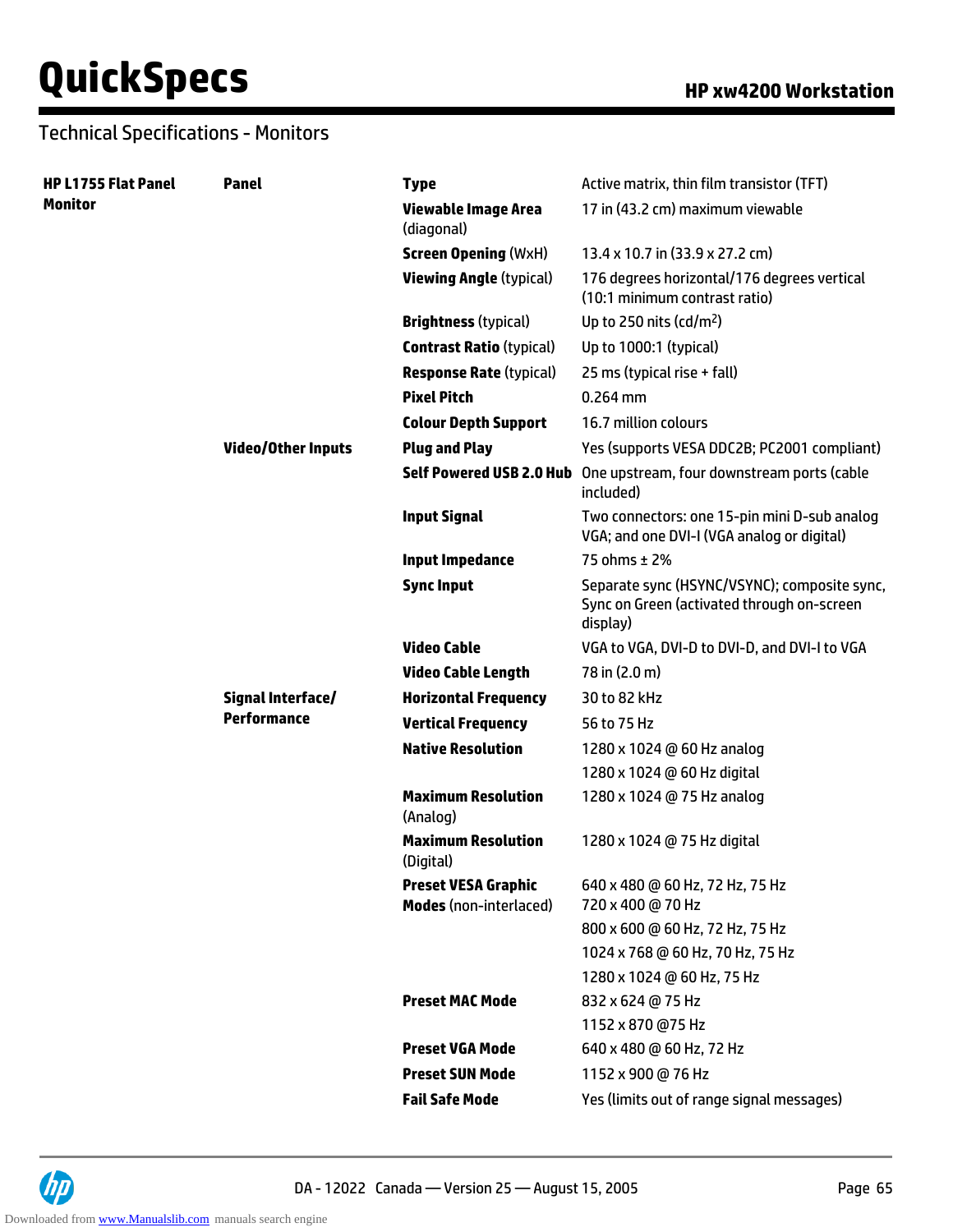## Technical Specifications - Monitors

| | | | |
|---|---|---|---|
| **HP L1755 Flat Panel Monitor** | **Panel** | **Type** | Active matrix, thin film transistor (TFT) |
| | | **Viewable Image Area** (diagonal) | 17 in (43.2 cm) maximum viewable |
| | | **Screen Opening** (WxH) | 13.4 x 10.7 in (33.9 x 27.2 cm) |
| | | **Viewing Angle** (typical) | 176 degrees horizontal/176 degrees vertical (10:1 minimum contrast ratio) |
| | | **Brightness** (typical) | Up to 250 nits (cd/m$^2$) |
| | | **Contrast Ratio** (typical) | Up to 1000:1 (typical) |
| | | **Response Rate** (typical) | 25 ms (typical rise + fall) |
| | | **Pixel Pitch** | 0.264 mm |
| | | **Colour Depth Support** | 16.7 million colours |
| | **Video/Other Inputs** | **Plug and Play** | Yes (supports VESA DDC2B; PC2001 compliant) |
| | | **Self Powered USB 2.0 Hub** | One upstream, four downstream ports (cable included) |
| | | **Input Signal** | Two connectors: one 15-pin mini D-sub analog VGA; and one DVI-I (VGA analog or digital) |
| | | **Input Impedance** | 75 ohms ± 2% |
| | | **Sync Input** | Separate sync (HSYNC/VSYNC); composite sync, Sync on Green (activated through on-screen display) |
| | | **Video Cable** | VGA to VGA, DVI-D to DVI-D, and DVI-I to VGA |
| | | **Video Cable Length** | 78 in (2.0 m) |
| | **Signal Interface/ Performance** | **Horizontal Frequency** | 30 to 82 kHz |
| | | **Vertical Frequency** | 56 to 75 Hz |
| | | **Native Resolution** | 1280 x 1024 @ 60 Hz analog |
| | | | 1280 x 1024 @ 60 Hz digital |
| | | **Maximum Resolution** (Analog) | 1280 x 1024 @ 75 Hz analog |
| | | **Maximum Resolution** (Digital) | 1280 x 1024 @ 75 Hz digital |
| | | **Preset VESA Graphic Modes** (non-interlaced) | 640 x 480 @ 60 Hz, 72 Hz, 75 Hz<br>720 x 400 @ 70 Hz |
| | | | 800 x 600 @ 60 Hz, 72 Hz, 75 Hz |
| | | | 1024 x 768 @ 60 Hz, 70 Hz, 75 Hz |
| | | | 1280 x 1024 @ 60 Hz, 75 Hz |
| | | **Preset MAC Mode** | 832 x 624 @ 75 Hz |
| | | | 1152 x 870 @75 Hz |
| | | **Preset VGA Mode** | 640 x 480 @ 60 Hz, 72 Hz |
| | | **Preset SUN Mode** | 1152 x 900 @ 76 Hz |
| | | **Fail Safe Mode** | Yes (limits out of range signal messages) |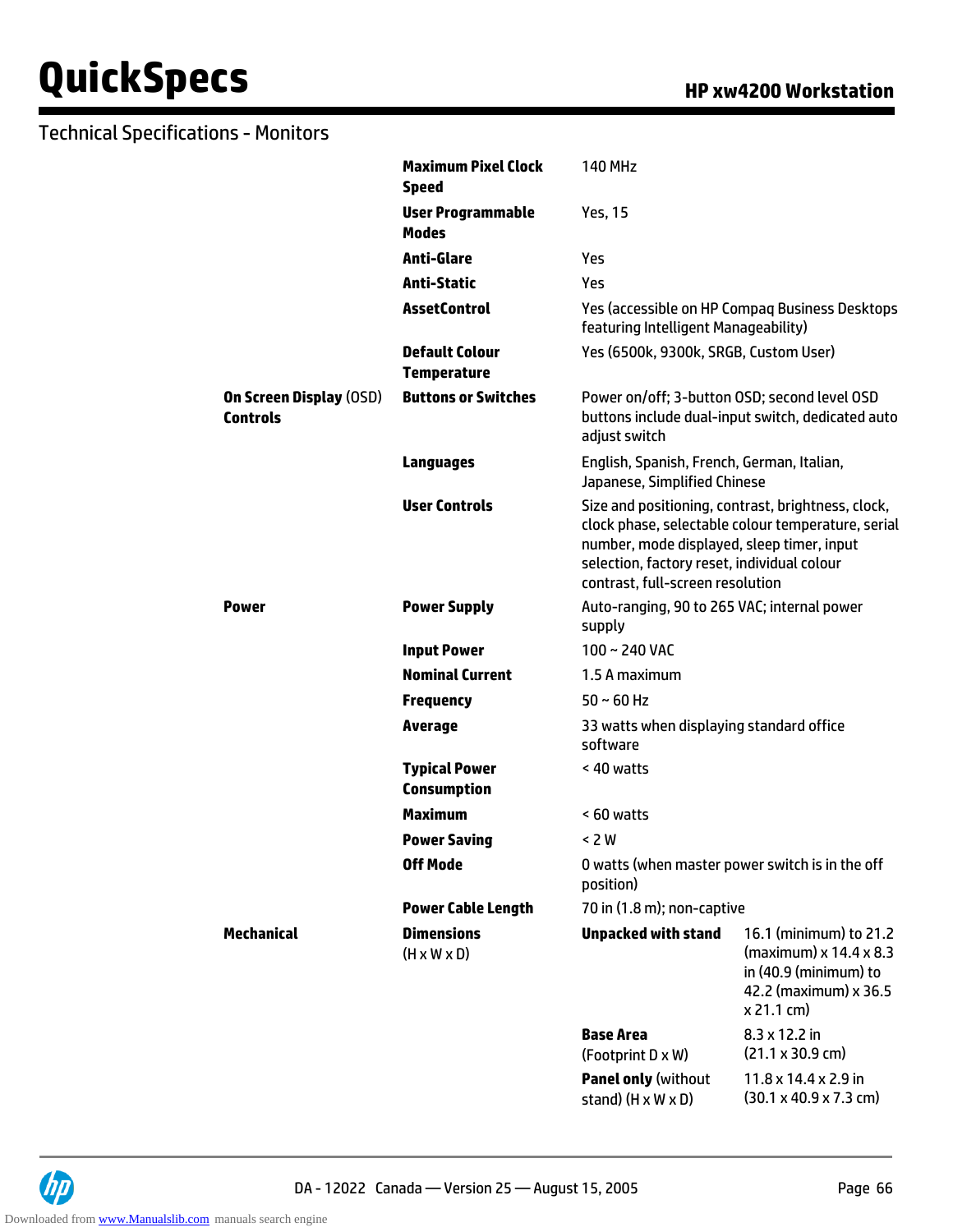## Technical Specifications - Monitors

| | | |
|---|---|---|
| | **Maximum Pixel Clock Speed** | 140 MHz |
| | **User Programmable Modes** | Yes, 15 |
| | **Anti-Glare** | Yes |
| | **Anti-Static** | Yes |
| | **AssetControl** | Yes (accessible on HP Compaq Business Desktops featuring Intelligent Manageability) |
| | **Default Colour Temperature** | Yes (6500k, 9300k, SRGB, Custom User) |
| **On Screen Display** (OSD) **Controls** | **Buttons or Switches** | Power on/off; 3-button OSD; second level OSD buttons include dual-input switch, dedicated auto adjust switch |
| | **Languages** | English, Spanish, French, German, Italian, Japanese, Simplified Chinese |
| | **User Controls** | Size and positioning, contrast, brightness, clock, clock phase, selectable colour temperature, serial number, mode displayed, sleep timer, input selection, factory reset, individual colour contrast, full-screen resolution |
| **Power** | **Power Supply** | Auto-ranging, 90 to 265 VAC; internal power supply |
| | **Input Power** | 100 ~ 240 VAC |
| | **Nominal Current** | 1.5 A maximum |
| | **Frequency** | 50 ~ 60 Hz |
| | **Average** | 33 watts when displaying standard office software |
| | **Typical Power Consumption** | < 40 watts |
| | **Maximum** | < 60 watts |
| | **Power Saving** | < 2 W |
| | **Off Mode** | 0 watts (when master power switch is in the off position) |
| | **Power Cable Length** | 70 in (1.8 m); non-captive |
| **Mechanical** | **Dimensions** (H x W x D) | **Unpacked with stand**: 16.1 (minimum) to 21.2 (maximum) x 14.4 x 8.3 in (40.9 (minimum) to 42.2 (maximum) x 36.5 x 21.1 cm) |
| | | **Base Area** (Footprint D x W): 8.3 x 12.2 in (21.1 x 30.9 cm) |
| | | **Panel only** (without stand) (H x W x D): 11.8 x 14.4 x 2.9 in (30.1 x 40.9 x 7.3 cm) |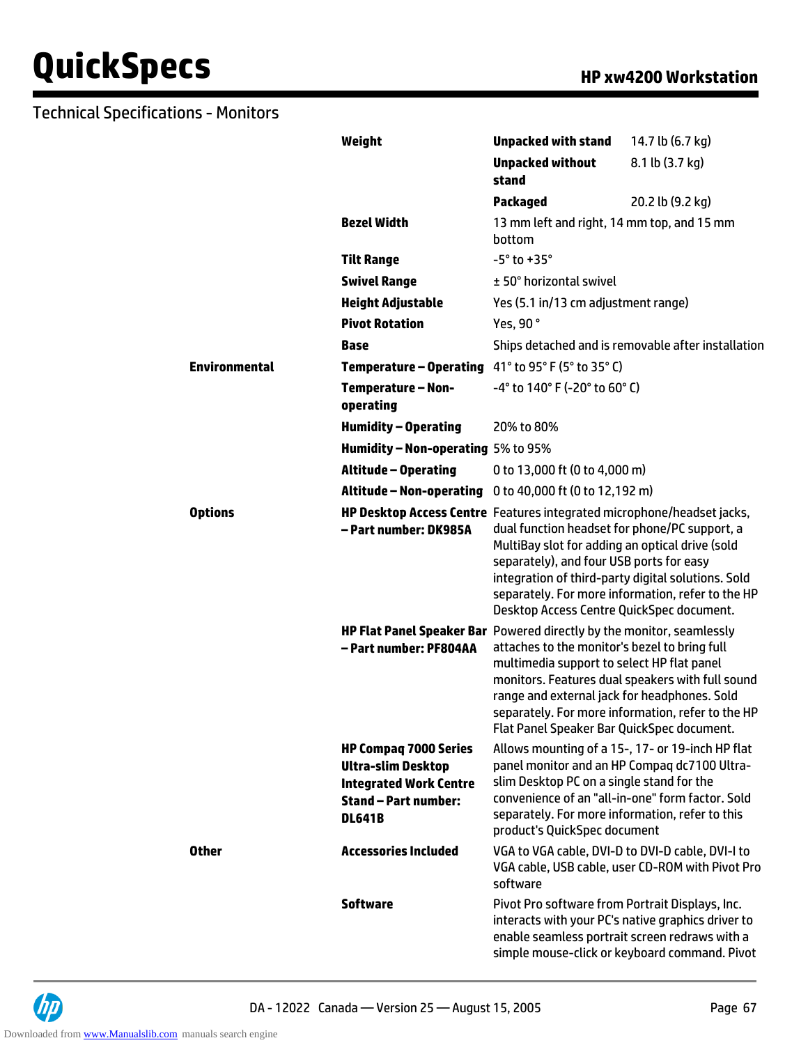## Technical Specifications - Monitors

| | | | |
|---|---|---|---|
| | **Weight** | **Unpacked with stand** | 14.7 lb (6.7 kg) |
| | | **Unpacked without stand** | 8.1 lb (3.7 kg) |
| | | **Packaged** | 20.2 lb (9.2 kg) |
| | **Bezel Width** | 13 mm left and right, 14 mm top, and 15 mm bottom | |
| | **Tilt Range** | -5° to +35° | |
| | **Swivel Range** | ± 50° horizontal swivel | |
| | **Height Adjustable** | Yes (5.1 in/13 cm adjustment range) | |
| | **Pivot Rotation** | Yes, 90 ° | |
| | **Base** | Ships detached and is removable after installation | |
| **Environmental** | **Temperature – Operating** | 41° to 95° F (5° to 35° C) | |
| | **Temperature – Non-operating** | -4° to 140° F (-20° to 60° C) | |
| | **Humidity – Operating** | 20% to 80% | |
| | **Humidity – Non-operating** | 5% to 95% | |
| | **Altitude – Operating** | 0 to 13,000 ft (0 to 4,000 m) | |
| | **Altitude – Non-operating** | 0 to 40,000 ft (0 to 12,192 m) | |
| **Options** | **HP Desktop Access Centre – Part number: DK985A** | Features integrated microphone/headset jacks, dual function headset for phone/PC support, a MultiBay slot for adding an optical drive (sold separately), and four USB ports for easy integration of third-party digital solutions. Sold separately. For more information, refer to the HP Desktop Access Centre QuickSpec document. | |
| | **HP Flat Panel Speaker Bar – Part number: PF804AA** | Powered directly by the monitor, seamlessly attaches to the monitor's bezel to bring full multimedia support to select HP flat panel monitors. Features dual speakers with full sound range and external jack for headphones. Sold separately. For more information, refer to the HP Flat Panel Speaker Bar QuickSpec document. | |
| | **HP Compaq 7000 Series Ultra-slim Desktop Integrated Work Centre Stand – Part number: DL641B** | Allows mounting of a 15-, 17- or 19-inch HP flat panel monitor and an HP Compaq dc7100 Ultra-slim Desktop PC on a single stand for the convenience of an "all-in-one" form factor. Sold separately. For more information, refer to this product's QuickSpec document | |
| **Other** | **Accessories Included** | VGA to VGA cable, DVI-D to DVI-D cable, DVI-I to VGA cable, USB cable, user CD-ROM with Pivot Pro software | |
| | **Software** | Pivot Pro software from Portrait Displays, Inc. interacts with your PC's native graphics driver to enable seamless portrait screen redraws with a simple mouse-click or keyboard command. Pivot | |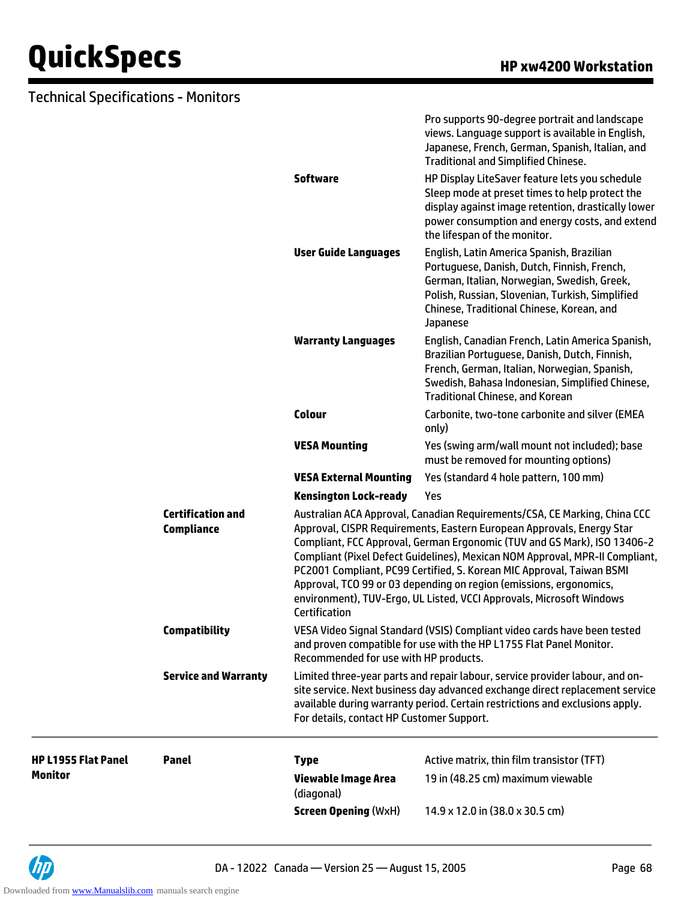## Technical Specifications - Monitors

| | | | |
|---|---|---|---|
| | | | Pro supports 90-degree portrait and landscape views. Language support is available in English, Japanese, French, German, Spanish, Italian, and Traditional and Simplified Chinese. |
| | | **Software** | HP Display LiteSaver feature lets you schedule Sleep mode at preset times to help protect the display against image retention, drastically lower power consumption and energy costs, and extend the lifespan of the monitor. |
| | | **User Guide Languages** | English, Latin America Spanish, Brazilian Portuguese, Danish, Dutch, Finnish, French, German, Italian, Norwegian, Swedish, Greek, Polish, Russian, Slovenian, Turkish, Simplified Chinese, Traditional Chinese, Korean, and Japanese |
| | | **Warranty Languages** | English, Canadian French, Latin America Spanish, Brazilian Portuguese, Danish, Dutch, Finnish, French, German, Italian, Norwegian, Spanish, Swedish, Bahasa Indonesian, Simplified Chinese, Traditional Chinese, and Korean |
| | | **Colour** | Carbonite, two-tone carbonite and silver (EMEA only) |
| | | **VESA Mounting** | Yes (swing arm/wall mount not included); base must be removed for mounting options) |
| | | **VESA External Mounting** | Yes (standard 4 hole pattern, 100 mm) |
| | | **Kensington Lock-ready** | Yes |
| | **Certification and Compliance** | Australian ACA Approval, Canadian Requirements/CSA, CE Marking, China CCC Approval, CISPR Requirements, Eastern European Approvals, Energy Star Compliant, FCC Approval, German Ergonomic (TUV and GS Mark), ISO 13406-2 Compliant (Pixel Defect Guidelines), Mexican NOM Approval, MPR-II Compliant, PC2001 Compliant, PC99 Certified, S. Korean MIC Approval, Taiwan BSMI Approval, TCO 99 or 03 depending on region (emissions, ergonomics, environment), TUV-Ergo, UL Listed, VCCI Approvals, Microsoft Windows Certification | |
| | **Compatibility** | VESA Video Signal Standard (VSIS) Compliant video cards have been tested and proven compatible for use with the HP L1755 Flat Panel Monitor. Recommended for use with HP products. | |
| | **Service and Warranty** | Limited three-year parts and repair labour, service provider labour, and on-site service. Next business day advanced exchange direct replacement service available during warranty period. Certain restrictions and exclusions apply. For details, contact HP Customer Support. | |
| **HP L1955 Flat Panel Monitor** | **Panel** | **Type** | Active matrix, thin film transistor (TFT) |
| | | **Viewable Image Area** (diagonal) | 19 in (48.25 cm) maximum viewable |
| | | **Screen Opening** (WxH) | 14.9 x 12.0 in (38.0 x 30.5 cm) |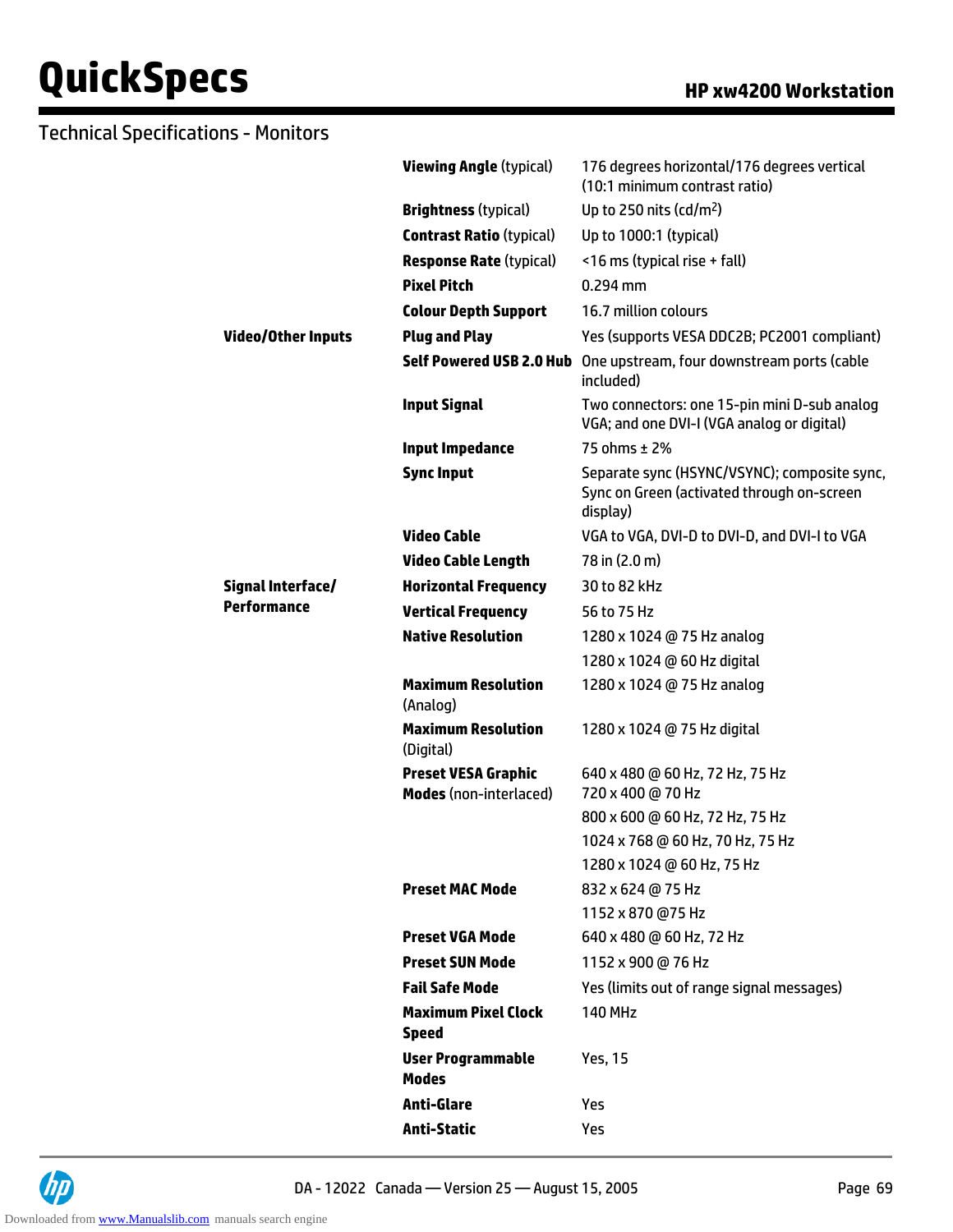## Technical Specifications - Monitors

| | | |
|---|---|---|
| | **Viewing Angle** (typical) | 176 degrees horizontal/176 degrees vertical (10:1 minimum contrast ratio) |
| | **Brightness** (typical) | Up to 250 nits (cd/m$^2$) |
| | **Contrast Ratio** (typical) | Up to 1000:1 (typical) |
| | **Response Rate** (typical) | <16 ms (typical rise + fall) |
| | **Pixel Pitch** | 0.294 mm |
| | **Colour Depth Support** | 16.7 million colours |
| **Video/Other Inputs** | **Plug and Play** | Yes (supports VESA DDC2B; PC2001 compliant) |
| | **Self Powered USB 2.0 Hub** | One upstream, four downstream ports (cable included) |
| | **Input Signal** | Two connectors: one 15-pin mini D-sub analog VGA; and one DVI-I (VGA analog or digital) |
| | **Input Impedance** | 75 ohms ± 2% |
| | **Sync Input** | Separate sync (HSYNC/VSYNC); composite sync, Sync on Green (activated through on-screen display) |
| | **Video Cable** | VGA to VGA, DVI-D to DVI-D, and DVI-I to VGA |
| | **Video Cable Length** | 78 in (2.0 m) |
| **Signal Interface/ Performance** | **Horizontal Frequency** | 30 to 82 kHz |
| | **Vertical Frequency** | 56 to 75 Hz |
| | **Native Resolution** | 1280 x 1024 @ 75 Hz analog |
| | | 1280 x 1024 @ 60 Hz digital |
| | **Maximum Resolution** (Analog) | 1280 x 1024 @ 75 Hz analog |
| | **Maximum Resolution** (Digital) | 1280 x 1024 @ 75 Hz digital |
| | **Preset VESA Graphic Modes** (non-interlaced) | 640 x 480 @ 60 Hz, 72 Hz, 75 Hz<br>720 x 400 @ 70 Hz |
| | | 800 x 600 @ 60 Hz, 72 Hz, 75 Hz |
| | | 1024 x 768 @ 60 Hz, 70 Hz, 75 Hz |
| | | 1280 x 1024 @ 60 Hz, 75 Hz |
| | **Preset MAC Mode** | 832 x 624 @ 75 Hz |
| | | 1152 x 870 @75 Hz |
| | **Preset VGA Mode** | 640 x 480 @ 60 Hz, 72 Hz |
| | **Preset SUN Mode** | 1152 x 900 @ 76 Hz |
| | **Fail Safe Mode** | Yes (limits out of range signal messages) |
| | **Maximum Pixel Clock Speed** | 140 MHz |
| | **User Programmable Modes** | Yes, 15 |
| | **Anti-Glare** | Yes |
| | **Anti-Static** | Yes |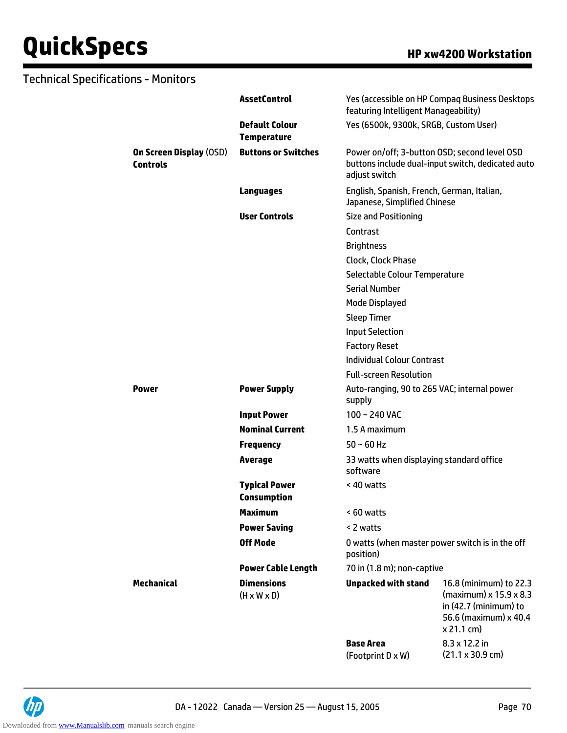## Technical Specifications - Monitors

| | | | |
|---|---|---|---|
| | **AssetControl** | Yes (accessible on HP Compaq Business Desktops featuring Intelligent Manageability) | |
| | **Default Colour Temperature** | Yes (6500k, 9300k, SRGB, Custom User) | |
| **On Screen Display** (OSD) **Controls** | **Buttons or Switches** | Power on/off; 3-button OSD; second level OSD buttons include dual-input switch, dedicated auto adjust switch | |
| | **Languages** | English, Spanish, French, German, Italian, Japanese, Simplified Chinese | |
| | **User Controls** | Size and Positioning | |
| | | Contrast | |
| | | Brightness | |
| | | Clock, Clock Phase | |
| | | Selectable Colour Temperature | |
| | | Serial Number | |
| | | Mode Displayed | |
| | | Sleep Timer | |
| | | Input Selection | |
| | | Factory Reset | |
| | | Individual Colour Contrast | |
| | | Full-screen Resolution | |
| **Power** | **Power Supply** | Auto-ranging, 90 to 265 VAC; internal power supply | |
| | **Input Power** | 100 ~ 240 VAC | |
| | **Nominal Current** | 1.5 A maximum | |
| | **Frequency** | 50 ~ 60 Hz | |
| | **Average** | 33 watts when displaying standard office software | |
| | **Typical Power Consumption** | < 40 watts | |
| | **Maximum** | < 60 watts | |
| | **Power Saving** | < 2 watts | |
| | **Off Mode** | 0 watts (when master power switch is in the off position) | |
| | **Power Cable Length** | 70 in (1.8 m); non-captive | |
| **Mechanical** | **Dimensions** (H x W x D) | **Unpacked with stand** | 16.8 (minimum) to 22.3 (maximum) x 15.9 x 8.3 in (42.7 (minimum) to 56.6 (maximum) x 40.4 x 21.1 cm) |
| | | **Base Area** (Footprint D x W) | 8.3 x 12.2 in (21.1 x 30.9 cm) |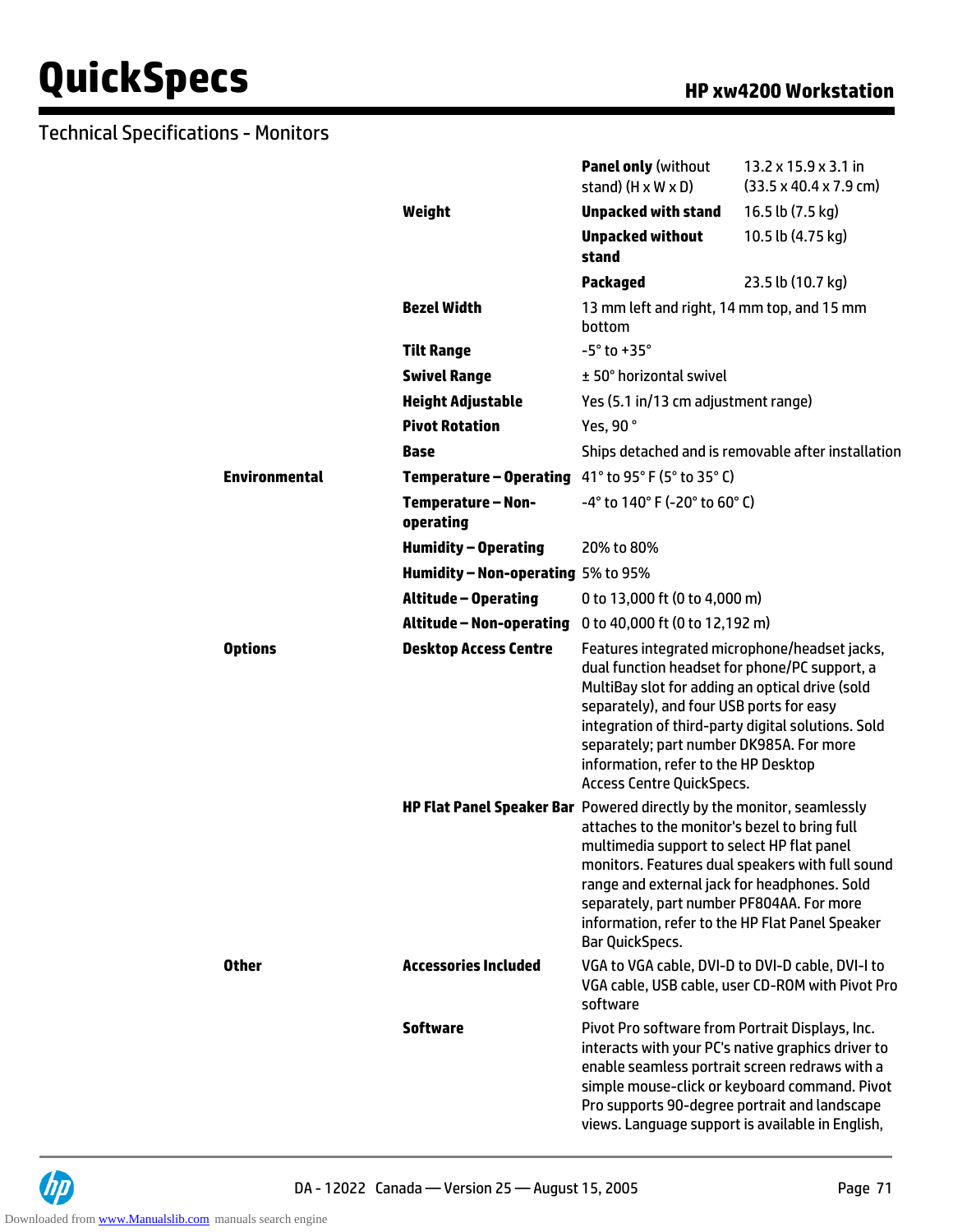## Technical Specifications - Monitors

| | | | |
|---|---|---|---|
| | | **Panel only** (without stand) (H x W x D) | 13.2 x 15.9 x 3.1 in (33.5 x 40.4 x 7.9 cm) |
| | **Weight** | **Unpacked with stand** | 16.5 lb (7.5 kg) |
| | | **Unpacked without stand** | 10.5 lb (4.75 kg) |
| | | **Packaged** | 23.5 lb (10.7 kg) |
| | **Bezel Width** | 13 mm left and right, 14 mm top, and 15 mm bottom | |
| | **Tilt Range** | -5° to +35° | |
| | **Swivel Range** | ± 50° horizontal swivel | |
| | **Height Adjustable** | Yes (5.1 in/13 cm adjustment range) | |
| | **Pivot Rotation** | Yes, 90 ° | |
| | **Base** | Ships detached and is removable after installation | |
| **Environmental** | **Temperature – Operating** | 41° to 95° F (5° to 35° C) | |
| | **Temperature – Non-operating** | -4° to 140° F (-20° to 60° C) | |
| | **Humidity – Operating** | 20% to 80% | |
| | **Humidity – Non-operating** | 5% to 95% | |
| | **Altitude – Operating** | 0 to 13,000 ft (0 to 4,000 m) | |
| | **Altitude – Non-operating** | 0 to 40,000 ft (0 to 12,192 m) | |
| **Options** | **Desktop Access Centre** | Features integrated microphone/headset jacks, dual function headset for phone/PC support, a MultiBay slot for adding an optical drive (sold separately), and four USB ports for easy integration of third-party digital solutions. Sold separately; part number DK985A. For more information, refer to the HP Desktop Access Centre QuickSpecs. | |
| | **HP Flat Panel Speaker Bar** | Powered directly by the monitor, seamlessly attaches to the monitor's bezel to bring full multimedia support to select HP flat panel monitors. Features dual speakers with full sound range and external jack for headphones. Sold separately, part number PF804AA. For more information, refer to the HP Flat Panel Speaker Bar QuickSpecs. | |
| **Other** | **Accessories Included** | VGA to VGA cable, DVI-D to DVI-D cable, DVI-I to VGA cable, USB cable, user CD-ROM with Pivot Pro software | |
| | **Software** | Pivot Pro software from Portrait Displays, Inc. interacts with your PC's native graphics driver to enable seamless portrait screen redraws with a simple mouse-click or keyboard command. Pivot Pro supports 90-degree portrait and landscape views. Language support is available in English, | |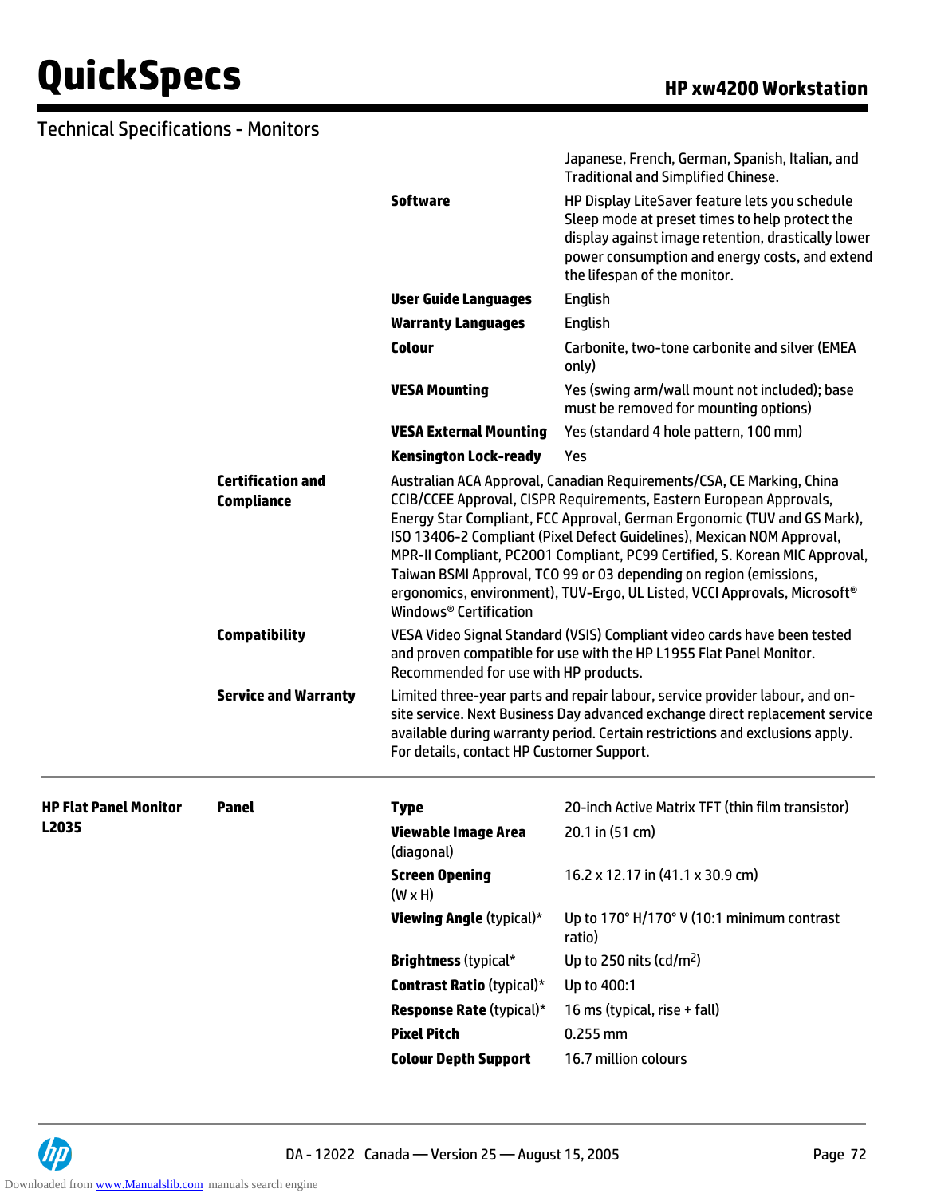## Technical Specifications - Monitors

| | | | |
|---|---|---|---|
| | | | Japanese, French, German, Spanish, Italian, and Traditional and Simplified Chinese. |
| | | **Software** | HP Display LiteSaver feature lets you schedule Sleep mode at preset times to help protect the display against image retention, drastically lower power consumption and energy costs, and extend the lifespan of the monitor. |
| | | **User Guide Languages** | English |
| | | **Warranty Languages** | English |
| | | **Colour** | Carbonite, two-tone carbonite and silver (EMEA only) |
| | | **VESA Mounting** | Yes (swing arm/wall mount not included); base must be removed for mounting options) |
| | | **VESA External Mounting** | Yes (standard 4 hole pattern, 100 mm) |
| | | **Kensington Lock-ready** | Yes |
| | **Certification and Compliance** | Australian ACA Approval, Canadian Requirements/CSA, CE Marking, China CCIB/CCEE Approval, CISPR Requirements, Eastern European Approvals, Energy Star Compliant, FCC Approval, German Ergonomic (TUV and GS Mark), ISO 13406-2 Compliant (Pixel Defect Guidelines), Mexican NOM Approval, MPR-II Compliant, PC2001 Compliant, PC99 Certified, S. Korean MIC Approval, Taiwan BSMI Approval, TCO 99 or 03 depending on region (emissions, ergonomics, environment), TUV-Ergo, UL Listed, VCCI Approvals, Microsoft® Windows® Certification | |
| | **Compatibility** | VESA Video Signal Standard (VSIS) Compliant video cards have been tested and proven compatible for use with the HP L1955 Flat Panel Monitor. Recommended for use with HP products. | |
| | **Service and Warranty** | Limited three-year parts and repair labour, service provider labour, and on-site service. Next Business Day advanced exchange direct replacement service available during warranty period. Certain restrictions and exclusions apply. For details, contact HP Customer Support. | |

| | | | |
|---|---|---|---|
| **HP Flat Panel Monitor L2035** | **Panel** | **Type** | 20-inch Active Matrix TFT (thin film transistor) |
| | | **Viewable Image Area** (diagonal) | 20.1 in (51 cm) |
| | | **Screen Opening** (W x H) | 16.2 x 12.17 in (41.1 x 30.9 cm) |
| | | **Viewing Angle** (typical)* | Up to 170° H/170° V (10:1 minimum contrast ratio) |
| | | **Brightness** (typical* | Up to 250 nits (cd/m$^2$) |
| | | **Contrast Ratio** (typical)* | Up to 400:1 |
| | | **Response Rate** (typical)* | 16 ms (typical, rise + fall) |
| | | **Pixel Pitch** | 0.255 mm |
| | | **Colour Depth Support** | 16.7 million colours |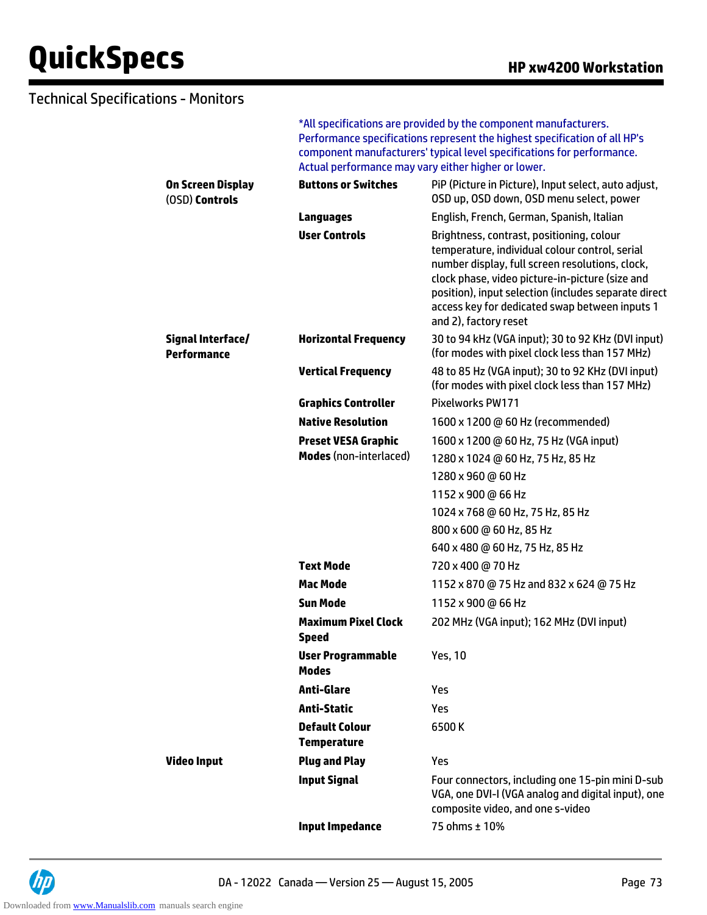## Technical Specifications - Monitors

*All specifications are provided by the component manufacturers. Performance specifications represent the highest specification of all HP's component manufacturers' typical level specifications for performance. Actual performance may vary either higher or lower.

| | | |
|---|---|---|
| **On Screen Display** (OSD) **Controls** | **Buttons or Switches** | PiP (Picture in Picture), Input select, auto adjust, OSD up, OSD down, OSD menu select, power |
| | **Languages** | English, French, German, Spanish, Italian |
| | **User Controls** | Brightness, contrast, positioning, colour temperature, individual colour control, serial number display, full screen resolutions, clock, clock phase, video picture-in-picture (size and position), input selection (includes separate direct access key for dedicated swap between inputs 1 and 2), factory reset |
| **Signal Interface/ Performance** | **Horizontal Frequency** | 30 to 94 kHz (VGA input); 30 to 92 KHz (DVI input) (for modes with pixel clock less than 157 MHz) |
| | **Vertical Frequency** | 48 to 85 Hz (VGA input); 30 to 92 KHz (DVI input) (for modes with pixel clock less than 157 MHz) |
| | **Graphics Controller** | Pixelworks PW171 |
| | **Native Resolution** | 1600 x 1200 @ 60 Hz (recommended) |
| | **Preset VESA Graphic Modes** (non-interlaced) | 1600 x 1200 @ 60 Hz, 75 Hz (VGA input) |
| | | 1280 x 1024 @ 60 Hz, 75 Hz, 85 Hz |
| | | 1280 x 960 @ 60 Hz |
| | | 1152 x 900 @ 66 Hz |
| | | 1024 x 768 @ 60 Hz, 75 Hz, 85 Hz |
| | | 800 x 600 @ 60 Hz, 85 Hz |
| | | 640 x 480 @ 60 Hz, 75 Hz, 85 Hz |
| | **Text Mode** | 720 x 400 @ 70 Hz |
| | **Mac Mode** | 1152 x 870 @ 75 Hz and 832 x 624 @ 75 Hz |
| | **Sun Mode** | 1152 x 900 @ 66 Hz |
| | **Maximum Pixel Clock Speed** | 202 MHz (VGA input); 162 MHz (DVI input) |
| | **User Programmable Modes** | Yes, 10 |
| | **Anti-Glare** | Yes |
| | **Anti-Static** | Yes |
| | **Default Colour Temperature** | 6500 K |
| **Video Input** | **Plug and Play** | Yes |
| | **Input Signal** | Four connectors, including one 15-pin mini D-sub VGA, one DVI-I (VGA analog and digital input), one composite video, and one s-video |
| | **Input Impedance** | 75 ohms ± 10% |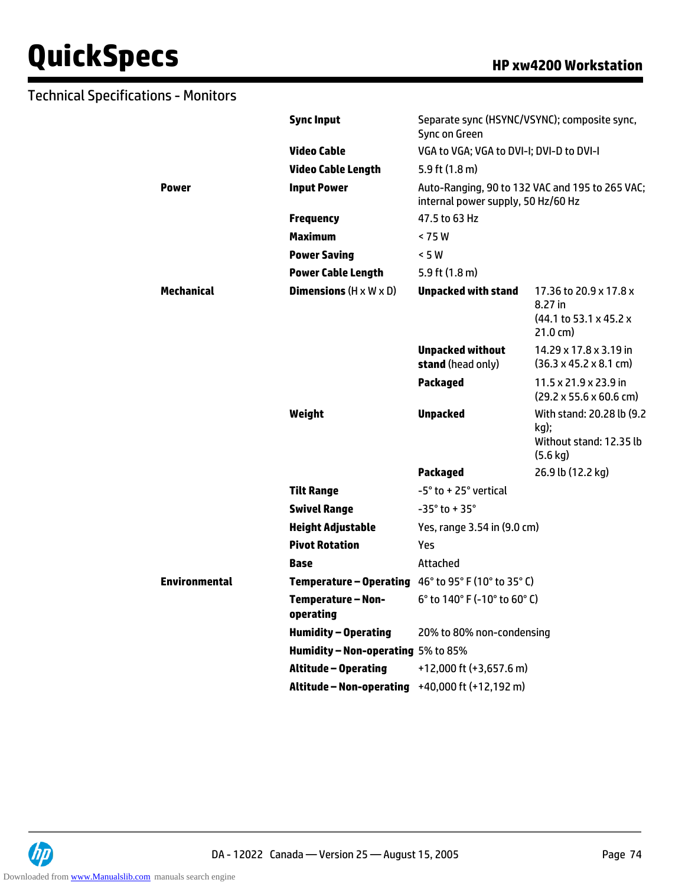## Technical Specifications - Monitors

| | | | |
|---|---|---|---|
| | **Sync Input** | Separate sync (HSYNC/VSYNC); composite sync, Sync on Green | |
| | **Video Cable** | VGA to VGA; VGA to DVI-I; DVI-D to DVI-I | |
| | **Video Cable Length** | 5.9 ft (1.8 m) | |
| **Power** | **Input Power** | Auto-Ranging, 90 to 132 VAC and 195 to 265 VAC; internal power supply, 50 Hz/60 Hz | |
| | **Frequency** | 47.5 to 63 Hz | |
| | **Maximum** | < 75 W | |
| | **Power Saving** | < 5 W | |
| | **Power Cable Length** | 5.9 ft (1.8 m) | |
| **Mechanical** | **Dimensions** (H x W x D) | **Unpacked with stand** | 17.36 to 20.9 x 17.8 x 8.27 in (44.1 to 53.1 x 45.2 x 21.0 cm) |
| | | **Unpacked without stand** (head only) | 14.29 x 17.8 x 3.19 in (36.3 x 45.2 x 8.1 cm) |
| | | **Packaged** | 11.5 x 21.9 x 23.9 in (29.2 x 55.6 x 60.6 cm) |
| | **Weight** | **Unpacked** | With stand: 20.28 lb (9.2 kg); Without stand: 12.35 lb (5.6 kg) |
| | | **Packaged** | 26.9 lb (12.2 kg) |
| | **Tilt Range** | -5° to + 25° vertical | |
| | **Swivel Range** | -35° to + 35° | |
| | **Height Adjustable** | Yes, range 3.54 in (9.0 cm) | |
| | **Pivot Rotation** | Yes | |
| | **Base** | Attached | |
| **Environmental** | **Temperature – Operating** | 46° to 95° F (10° to 35° C) | |
| | **Temperature – Non-operating** | 6° to 140° F (-10° to 60° C) | |
| | **Humidity – Operating** | 20% to 80% non-condensing | |
| | **Humidity – Non-operating** | 5% to 85% | |
| | **Altitude – Operating** | +12,000 ft (+3,657.6 m) | |
| | **Altitude – Non-operating** | +40,000 ft (+12,192 m) | |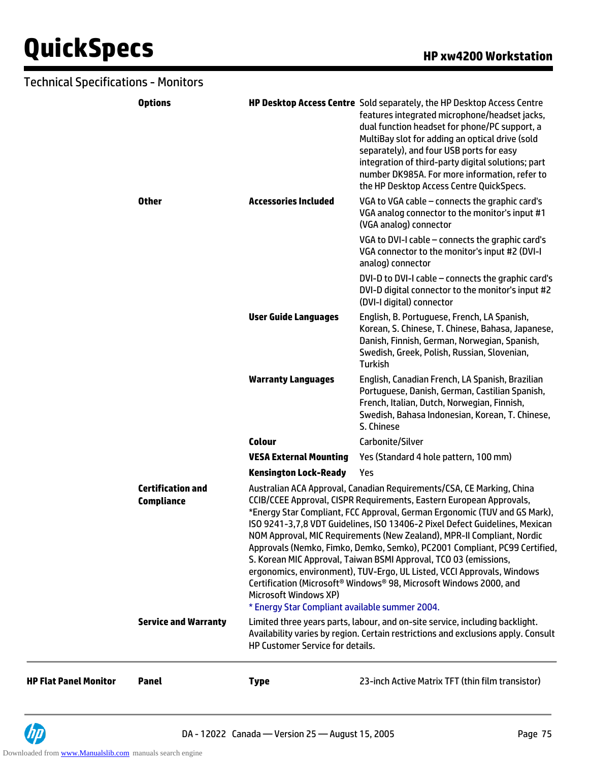## Technical Specifications - Monitors

| | | | |
|---|---|---|---|
| | **Options** | **HP Desktop Access Centre** | Sold separately, the HP Desktop Access Centre features integrated microphone/headset jacks, dual function headset for phone/PC support, a MultiBay slot for adding an optical drive (sold separately), and four USB ports for easy integration of third-party digital solutions; part number DK985A. For more information, refer to the HP Desktop Access Centre QuickSpecs. |
| | **Other** | **Accessories Included** | VGA to VGA cable – connects the graphic card's VGA analog connector to the monitor's input #1 (VGA analog) connector<br><br>VGA to DVI-I cable – connects the graphic card's VGA connector to the monitor's input #2 (DVI-I analog) connector<br><br>DVI-D to DVI-I cable – connects the graphic card's DVI-D digital connector to the monitor's input #2 (DVI-I digital) connector |
| | | **User Guide Languages** | English, B. Portuguese, French, LA Spanish, Korean, S. Chinese, T. Chinese, Bahasa, Japanese, Danish, Finnish, German, Norwegian, Spanish, Swedish, Greek, Polish, Russian, Slovenian, Turkish |
| | | **Warranty Languages** | English, Canadian French, LA Spanish, Brazilian Portuguese, Danish, German, Castilian Spanish, French, Italian, Dutch, Norwegian, Finnish, Swedish, Bahasa Indonesian, Korean, T. Chinese, S. Chinese |
| | | **Colour** | Carbonite/Silver |
| | | **VESA External Mounting** | Yes (Standard 4 hole pattern, 100 mm) |
| | | **Kensington Lock-Ready** | Yes |
| | **Certification and Compliance** | Australian ACA Approval, Canadian Requirements/CSA, CE Marking, China CCIB/CCEE Approval, CISPR Requirements, Eastern European Approvals, *Energy Star Compliant, FCC Approval, German Ergonomic (TUV and GS Mark), ISO 9241-3,7,8 VDT Guidelines, ISO 13406-2 Pixel Defect Guidelines, Mexican NOM Approval, MIC Requirements (New Zealand), MPR-II Compliant, Nordic Approvals (Nemko, Fimko, Demko, Semko), PC2001 Compliant, PC99 Certified, S. Korean MIC Approval, Taiwan BSMI Approval, TCO 03 (emissions, ergonomics, environment), TUV-Ergo, UL Listed, VCCI Approvals, Windows Certification (Microsoft® Windows® 98, Microsoft Windows 2000, and Microsoft Windows XP)<br>* Energy Star Compliant available summer 2004. | |
| | **Service and Warranty** | Limited three years parts, labour, and on-site service, including backlight. Availability varies by region. Certain restrictions and exclusions apply. Consult HP Customer Service for details. | |

| | | | |
|---|---|---|---|
| **HP Flat Panel Monitor** | **Panel** | **Type** | 23-inch Active Matrix TFT (thin film transistor) |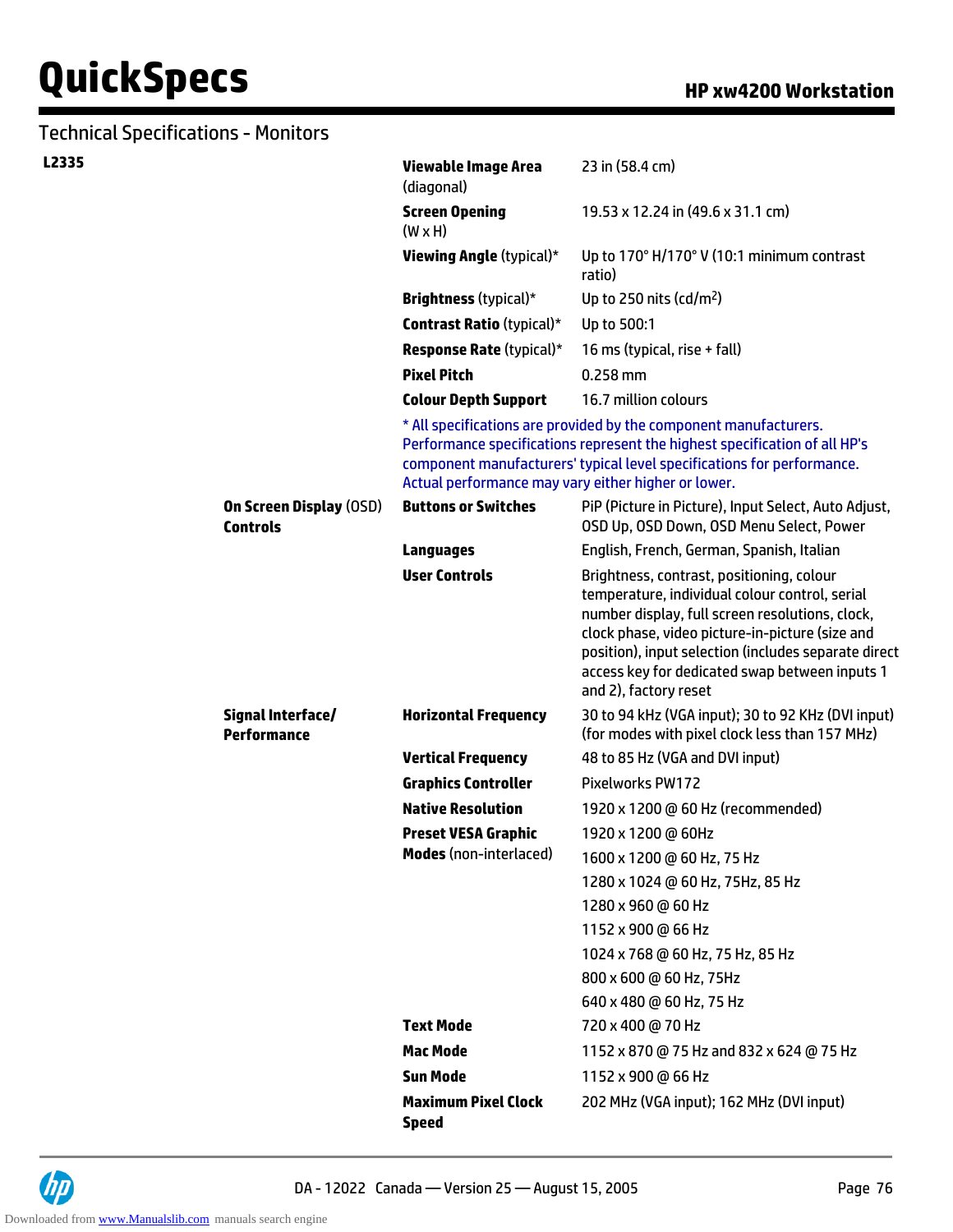## Technical Specifications - Monitors

| | | | |
|---|---|---|---|
| **L2335** | | **Viewable Image Area** (diagonal) | 23 in (58.4 cm) |
| | | **Screen Opening** (W x H) | 19.53 x 12.24 in (49.6 x 31.1 cm) |
| | | **Viewing Angle** (typical)* | Up to 170° H/170° V (10:1 minimum contrast ratio) |
| | | **Brightness** (typical)* | Up to 250 nits (cd/m$^2$) |
| | | **Contrast Ratio** (typical)* | Up to 500:1 |
| | | **Response Rate** (typical)* | 16 ms (typical, rise + fall) |
| | | **Pixel Pitch** | 0.258 mm |
| | | **Colour Depth Support** | 16.7 million colours |
| | | * All specifications are provided by the component manufacturers. Performance specifications represent the highest specification of all HP's component manufacturers' typical level specifications for performance. Actual performance may vary either higher or lower. | |
| | **On Screen Display** (OSD) **Controls** | **Buttons or Switches** | PiP (Picture in Picture), Input Select, Auto Adjust, OSD Up, OSD Down, OSD Menu Select, Power |
| | | **Languages** | English, French, German, Spanish, Italian |
| | | **User Controls** | Brightness, contrast, positioning, colour temperature, individual colour control, serial number display, full screen resolutions, clock, clock phase, video picture-in-picture (size and position), input selection (includes separate direct access key for dedicated swap between inputs 1 and 2), factory reset |
| | **Signal Interface/ Performance** | **Horizontal Frequency** | 30 to 94 kHz (VGA input); 30 to 92 KHz (DVI input) (for modes with pixel clock less than 157 MHz) |
| | | **Vertical Frequency** | 48 to 85 Hz (VGA and DVI input) |
| | | **Graphics Controller** | Pixelworks PW172 |
| | | **Native Resolution** | 1920 x 1200 @ 60 Hz (recommended) |
| | | **Preset VESA Graphic Modes** (non-interlaced) | 1920 x 1200 @ 60Hz |
| | | | 1600 x 1200 @ 60 Hz, 75 Hz |
| | | | 1280 x 1024 @ 60 Hz, 75Hz, 85 Hz |
| | | | 1280 x 960 @ 60 Hz |
| | | | 1152 x 900 @ 66 Hz |
| | | | 1024 x 768 @ 60 Hz, 75 Hz, 85 Hz |
| | | | 800 x 600 @ 60 Hz, 75Hz |
| | | | 640 x 480 @ 60 Hz, 75 Hz |
| | | **Text Mode** | 720 x 400 @ 70 Hz |
| | | **Mac Mode** | 1152 x 870 @ 75 Hz and 832 x 624 @ 75 Hz |
| | | **Sun Mode** | 1152 x 900 @ 66 Hz |
| | | **Maximum Pixel Clock Speed** | 202 MHz (VGA input); 162 MHz (DVI input) |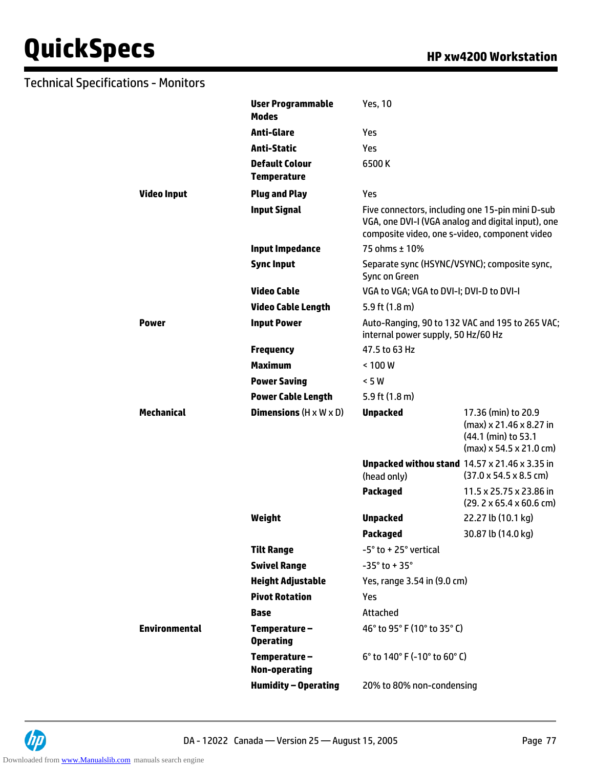## Technical Specifications - Monitors

| | | | |
|---|---|---|---|
| | **User Programmable Modes** | Yes, 10 | |
| | **Anti-Glare** | Yes | |
| | **Anti-Static** | Yes | |
| | **Default Colour Temperature** | 6500 K | |
| **Video Input** | **Plug and Play** | Yes | |
| | **Input Signal** | Five connectors, including one 15-pin mini D-sub VGA, one DVI-I (VGA analog and digital input), one composite video, one s-video, component video | |
| | **Input Impedance** | 75 ohms ± 10% | |
| | **Sync Input** | Separate sync (HSYNC/VSYNC); composite sync, Sync on Green | |
| | **Video Cable** | VGA to VGA; VGA to DVI-I; DVI-D to DVI-I | |
| | **Video Cable Length** | 5.9 ft (1.8 m) | |
| **Power** | **Input Power** | Auto-Ranging, 90 to 132 VAC and 195 to 265 VAC; internal power supply, 50 Hz/60 Hz | |
| | **Frequency** | 47.5 to 63 Hz | |
| | **Maximum** | < 100 W | |
| | **Power Saving** | < 5 W | |
| | **Power Cable Length** | 5.9 ft (1.8 m) | |
| **Mechanical** | **Dimensions** (H x W x D) | **Unpacked** | 17.36 (min) to 20.9 (max) x 21.46 x 8.27 in (44.1 (min) to 53.1 (max) x 54.5 x 21.0 cm) |
| | | **Unpacked withou stand** (head only) | 14.57 x 21.46 x 3.35 in (37.0 x 54.5 x 8.5 cm) |
| | | **Packaged** | 11.5 x 25.75 x 23.86 in (29. 2 x 65.4 x 60.6 cm) |
| | **Weight** | **Unpacked** | 22.27 lb (10.1 kg) |
| | | **Packaged** | 30.87 lb (14.0 kg) |
| | **Tilt Range** | -5° to + 25° vertical | |
| | **Swivel Range** | -35° to + 35° | |
| | **Height Adjustable** | Yes, range 3.54 in (9.0 cm) | |
| | **Pivot Rotation** | Yes | |
| | **Base** | Attached | |
| **Environmental** | **Temperature – Operating** | 46° to 95° F (10° to 35° C) | |
| | **Temperature – Non-operating** | 6° to 140° F (-10° to 60° C) | |
| | **Humidity – Operating** | 20% to 80% non-condensing | |

DA - 12022 Canada — Version 25 — August 15, 2005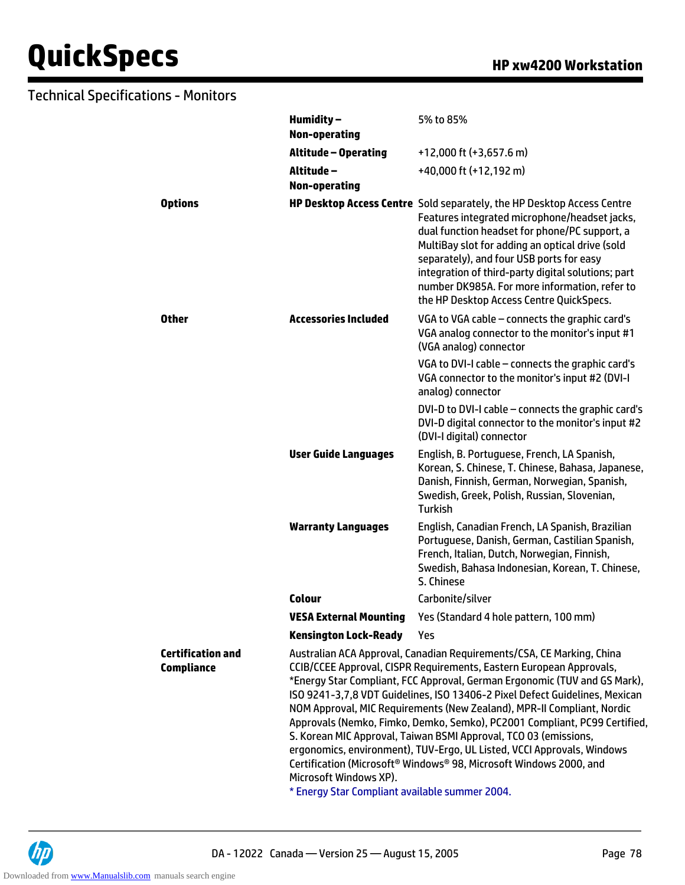## Technical Specifications - Monitors

| | | |
|---|---|---|
| | **Humidity – Non-operating** | 5% to 85% |
| | **Altitude – Operating** | +12,000 ft (+3,657.6 m) |
| | **Altitude – Non-operating** | +40,000 ft (+12,192 m) |
| **Options** | **HP Desktop Access Centre** | Sold separately, the HP Desktop Access Centre Features integrated microphone/headset jacks, dual function headset for phone/PC support, a MultiBay slot for adding an optical drive (sold separately), and four USB ports for easy integration of third-party digital solutions; part number DK985A. For more information, refer to the HP Desktop Access Centre QuickSpecs. |
| **Other** | **Accessories Included** | VGA to VGA cable – connects the graphic card's VGA analog connector to the monitor's input #1 (VGA analog) connector<br><br>VGA to DVI-I cable – connects the graphic card's VGA connector to the monitor's input #2 (DVI-I analog) connector<br><br>DVI-D to DVI-I cable – connects the graphic card's DVI-D digital connector to the monitor's input #2 (DVI-I digital) connector |
| | **User Guide Languages** | English, B. Portuguese, French, LA Spanish, Korean, S. Chinese, T. Chinese, Bahasa, Japanese, Danish, Finnish, German, Norwegian, Spanish, Swedish, Greek, Polish, Russian, Slovenian, Turkish |
| | **Warranty Languages** | English, Canadian French, LA Spanish, Brazilian Portuguese, Danish, German, Castilian Spanish, French, Italian, Dutch, Norwegian, Finnish, Swedish, Bahasa Indonesian, Korean, T. Chinese, S. Chinese |
| | **Colour** | Carbonite/silver |
| | **VESA External Mounting** | Yes (Standard 4 hole pattern, 100 mm) |
| | **Kensington Lock-Ready** | Yes |
| **Certification and Compliance** | Australian ACA Approval, Canadian Requirements/CSA, CE Marking, China CCIB/CCEE Approval, CISPR Requirements, Eastern European Approvals, *Energy Star Compliant, FCC Approval, German Ergonomic (TUV and GS Mark), ISO 9241-3,7,8 VDT Guidelines, ISO 13406-2 Pixel Defect Guidelines, Mexican NOM Approval, MIC Requirements (New Zealand), MPR-II Compliant, Nordic Approvals (Nemko, Fimko, Demko, Semko), PC2001 Compliant, PC99 Certified, S. Korean MIC Approval, Taiwan BSMI Approval, TCO 03 (emissions, ergonomics, environment), TUV-Ergo, UL Listed, VCCI Approvals, Windows Certification (Microsoft® Windows® 98, Microsoft Windows 2000, and Microsoft Windows XP).<br><br>* Energy Star Compliant available summer 2004. | |

DA - 12022 Canada — Version 25 — August 15, 2005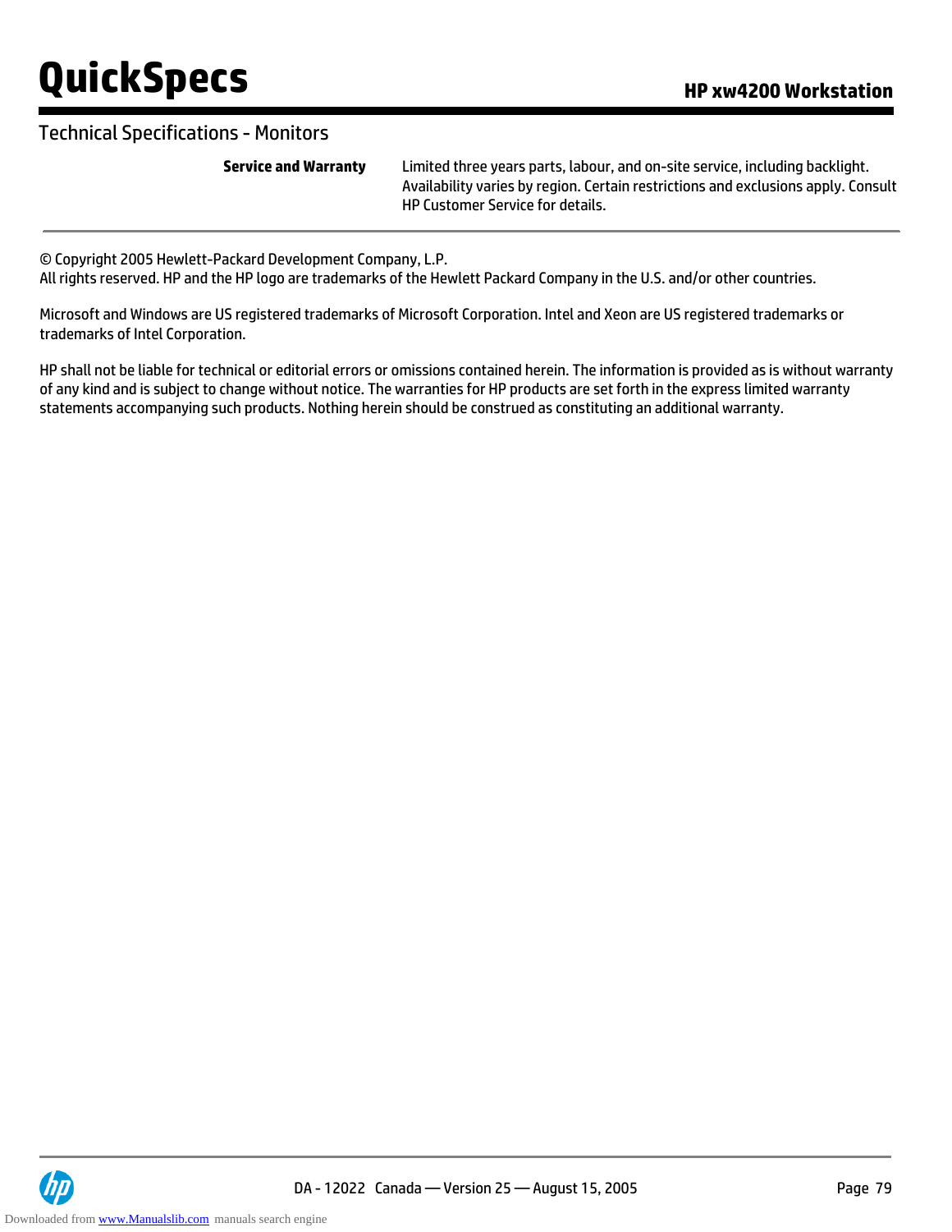## Technical Specifications - Monitors

| | |
|---|---|
| **Service and Warranty** | Limited three years parts, labour, and on-site service, including backlight. Availability varies by region. Certain restrictions and exclusions apply. Consult HP Customer Service for details. |

© Copyright 2005 Hewlett-Packard Development Company, L.P.
All rights reserved. HP and the HP logo are trademarks of the Hewlett Packard Company in the U.S. and/or other countries.

Microsoft and Windows are US registered trademarks of Microsoft Corporation. Intel and Xeon are US registered trademarks or trademarks of Intel Corporation.

HP shall not be liable for technical or editorial errors or omissions contained herein. The information is provided as is without warranty of any kind and is subject to change without notice. The warranties for HP products are set forth in the express limited warranty statements accompanying such products. Nothing herein should be construed as constituting an additional warranty.